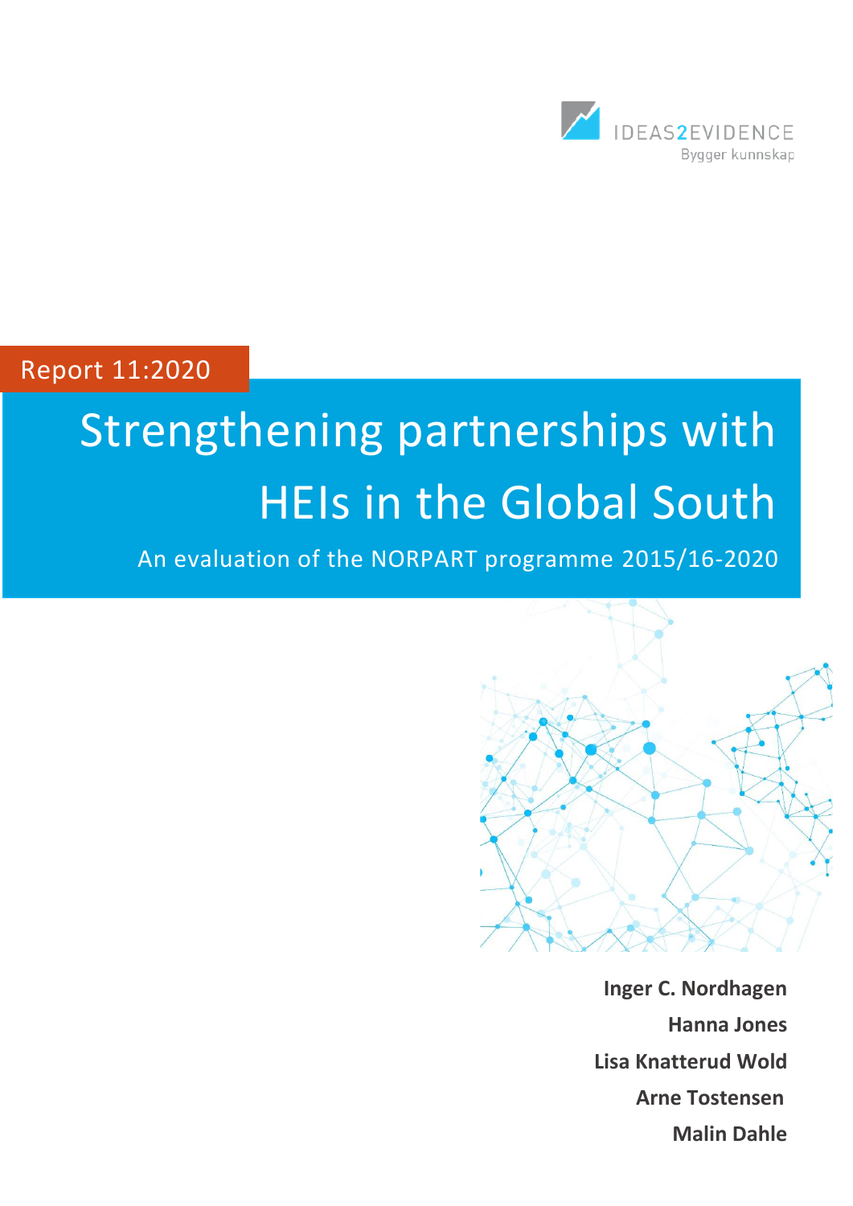IDEAS2EVIDENCE

Bygger kunnskap

Report 11:2020

# Strengthening partnerships with HEIs in the Global South

An evaluation of the NORPART programme 2015/16-2020

**Inger C. Nordhagen**

**Hanna Jones**

**Lisa Knatterud Wold**

**Arne Tostensen**

**Malin Dahle**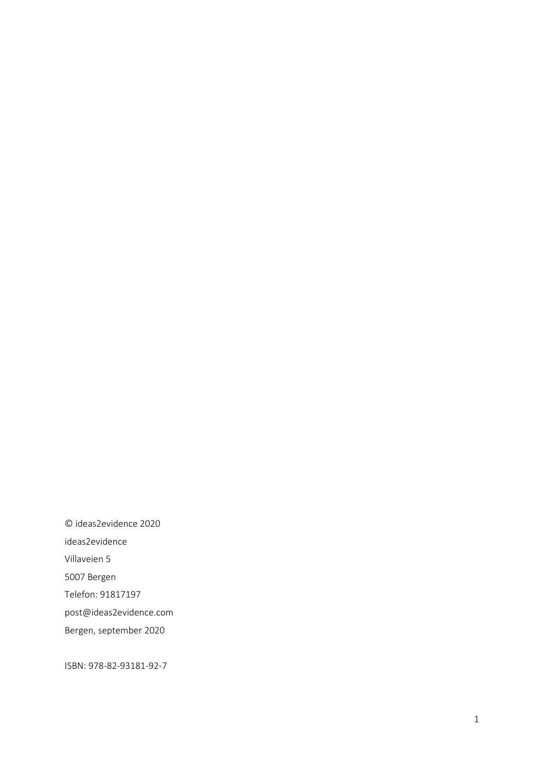© ideas2evidence 2020

ideas2evidence

Villaveien 5

5007 Bergen

Telefon: 91817197

post@ideas2evidence.com

Bergen, september 2020

ISBN: 978-82-93181-92-7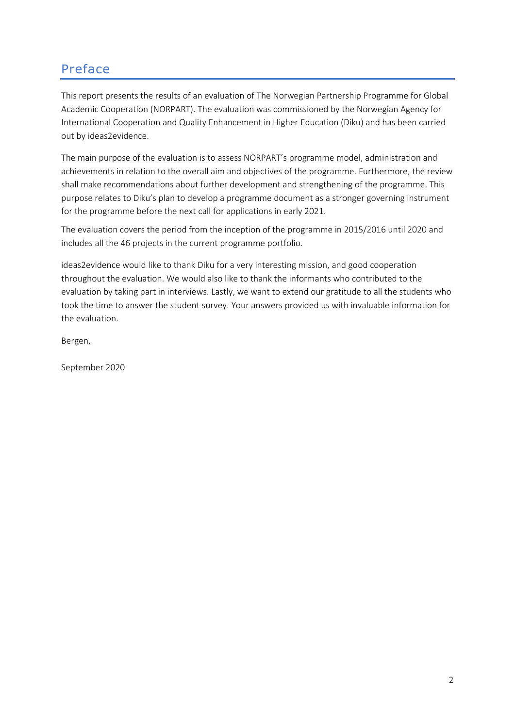## Preface

This report presents the results of an evaluation of The Norwegian Partnership Programme for Global Academic Cooperation (NORPART). The evaluation was commissioned by the Norwegian Agency for International Cooperation and Quality Enhancement in Higher Education (Diku) and has been carried out by ideas2evidence.

The main purpose of the evaluation is to assess NORPART's programme model, administration and achievements in relation to the overall aim and objectives of the programme. Furthermore, the review shall make recommendations about further development and strengthening of the programme. This purpose relates to Diku's plan to develop a programme document as a stronger governing instrument for the programme before the next call for applications in early 2021.

The evaluation covers the period from the inception of the programme in 2015/2016 until 2020 and includes all the 46 projects in the current programme portfolio.

ideas2evidence would like to thank Diku for a very interesting mission, and good cooperation throughout the evaluation. We would also like to thank the informants who contributed to the evaluation by taking part in interviews. Lastly, we want to extend our gratitude to all the students who took the time to answer the student survey. Your answers provided us with invaluable information for the evaluation.

Bergen,

September 2020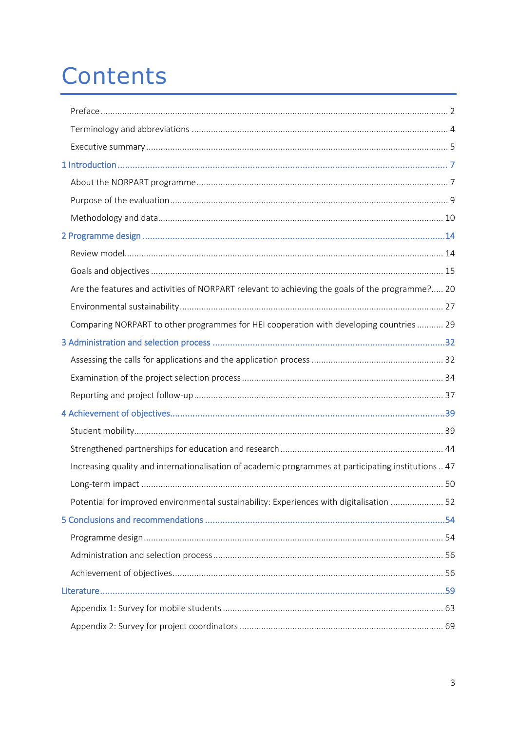# Contents

- Preface ... 2
- Terminology and abbreviations ... 4
- Executive summary ... 5

**1 Introduction ... 7**

- About the NORPART programme ... 7
- Purpose of the evaluation ... 9
- Methodology and data ... 10

**2 Programme design ... 14**

- Review model ... 14
- Goals and objectives ... 15
- Are the features and activities of NORPART relevant to achieving the goals of the programme? ... 20
- Environmental sustainability ... 27
- Comparing NORPART to other programmes for HEI cooperation with developing countries ... 29

**3 Administration and selection process ... 32**

- Assessing the calls for applications and the application process ... 32
- Examination of the project selection process ... 34
- Reporting and project follow-up ... 37

**4 Achievement of objectives ... 39**

- Student mobility ... 39
- Strengthened partnerships for education and research ... 44
- Increasing quality and internationalisation of academic programmes at participating institutions ... 47
- Long-term impact ... 50
- Potential for improved environmental sustainability: Experiences with digitalisation ... 52

**5 Conclusions and recommendations ... 54**

- Programme design ... 54
- Administration and selection process ... 56
- Achievement of objectives ... 56

**Literature ... 59**

- Appendix 1: Survey for mobile students ... 63
- Appendix 2: Survey for project coordinators ... 69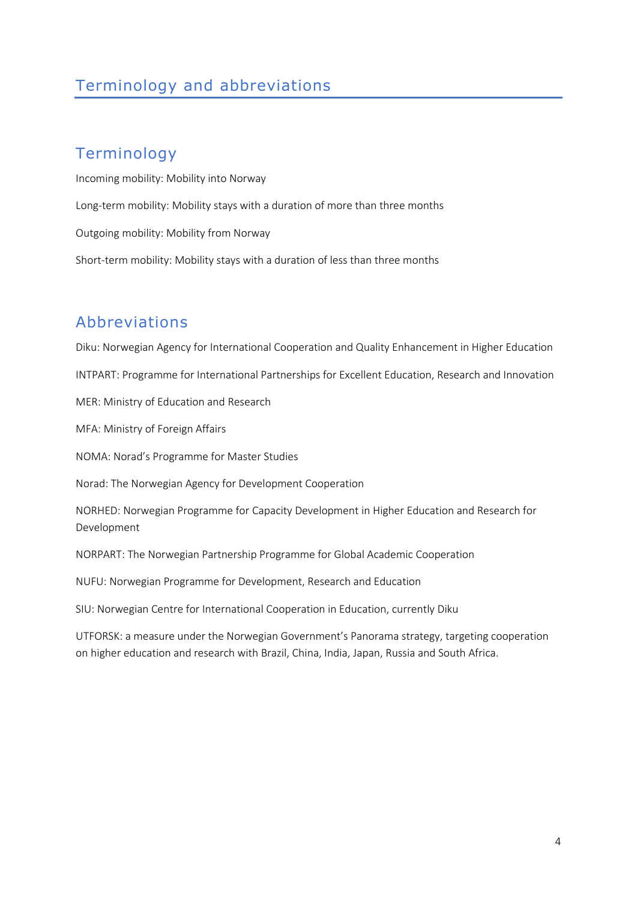# Terminology and abbreviations

## Terminology

Incoming mobility: Mobility into Norway

Long-term mobility: Mobility stays with a duration of more than three months

Outgoing mobility: Mobility from Norway

Short-term mobility: Mobility stays with a duration of less than three months

## Abbreviations

Diku: Norwegian Agency for International Cooperation and Quality Enhancement in Higher Education

INTPART: Programme for International Partnerships for Excellent Education, Research and Innovation

MER: Ministry of Education and Research

MFA: Ministry of Foreign Affairs

NOMA: Norad's Programme for Master Studies

Norad: The Norwegian Agency for Development Cooperation

NORHED: Norwegian Programme for Capacity Development in Higher Education and Research for Development

NORPART: The Norwegian Partnership Programme for Global Academic Cooperation

NUFU: Norwegian Programme for Development, Research and Education

SIU: Norwegian Centre for International Cooperation in Education, currently Diku

UTFORSK: a measure under the Norwegian Government's Panorama strategy, targeting cooperation on higher education and research with Brazil, China, India, Japan, Russia and South Africa.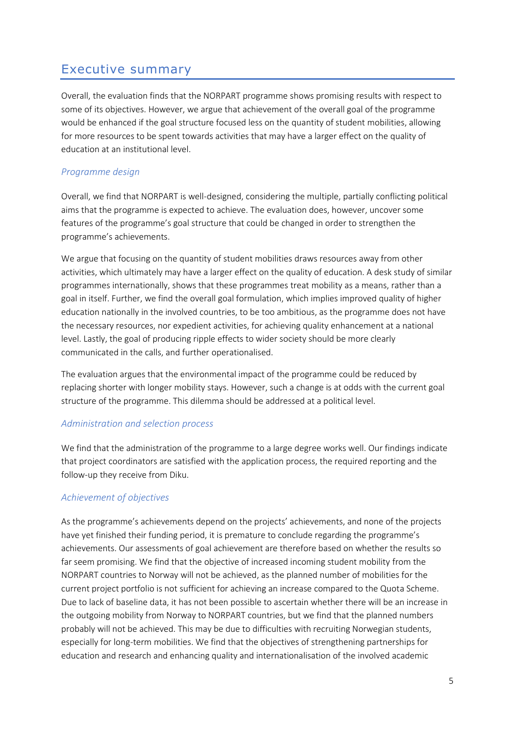# Executive summary

Overall, the evaluation finds that the NORPART programme shows promising results with respect to some of its objectives. However, we argue that achievement of the overall goal of the programme would be enhanced if the goal structure focused less on the quantity of student mobilities, allowing for more resources to be spent towards activities that may have a larger effect on the quality of education at an institutional level.

### *Programme design*

Overall, we find that NORPART is well-designed, considering the multiple, partially conflicting political aims that the programme is expected to achieve. The evaluation does, however, uncover some features of the programme's goal structure that could be changed in order to strengthen the programme's achievements.

We argue that focusing on the quantity of student mobilities draws resources away from other activities, which ultimately may have a larger effect on the quality of education. A desk study of similar programmes internationally, shows that these programmes treat mobility as a means, rather than a goal in itself. Further, we find the overall goal formulation, which implies improved quality of higher education nationally in the involved countries, to be too ambitious, as the programme does not have the necessary resources, nor expedient activities, for achieving quality enhancement at a national level. Lastly, the goal of producing ripple effects to wider society should be more clearly communicated in the calls, and further operationalised.

The evaluation argues that the environmental impact of the programme could be reduced by replacing shorter with longer mobility stays. However, such a change is at odds with the current goal structure of the programme. This dilemma should be addressed at a political level.

### *Administration and selection process*

We find that the administration of the programme to a large degree works well. Our findings indicate that project coordinators are satisfied with the application process, the required reporting and the follow-up they receive from Diku.

### *Achievement of objectives*

As the programme's achievements depend on the projects' achievements, and none of the projects have yet finished their funding period, it is premature to conclude regarding the programme's achievements. Our assessments of goal achievement are therefore based on whether the results so far seem promising. We find that the objective of increased incoming student mobility from the NORPART countries to Norway will not be achieved, as the planned number of mobilities for the current project portfolio is not sufficient for achieving an increase compared to the Quota Scheme. Due to lack of baseline data, it has not been possible to ascertain whether there will be an increase in the outgoing mobility from Norway to NORPART countries, but we find that the planned numbers probably will not be achieved. This may be due to difficulties with recruiting Norwegian students, especially for long-term mobilities. We find that the objectives of strengthening partnerships for education and research and enhancing quality and internationalisation of the involved academic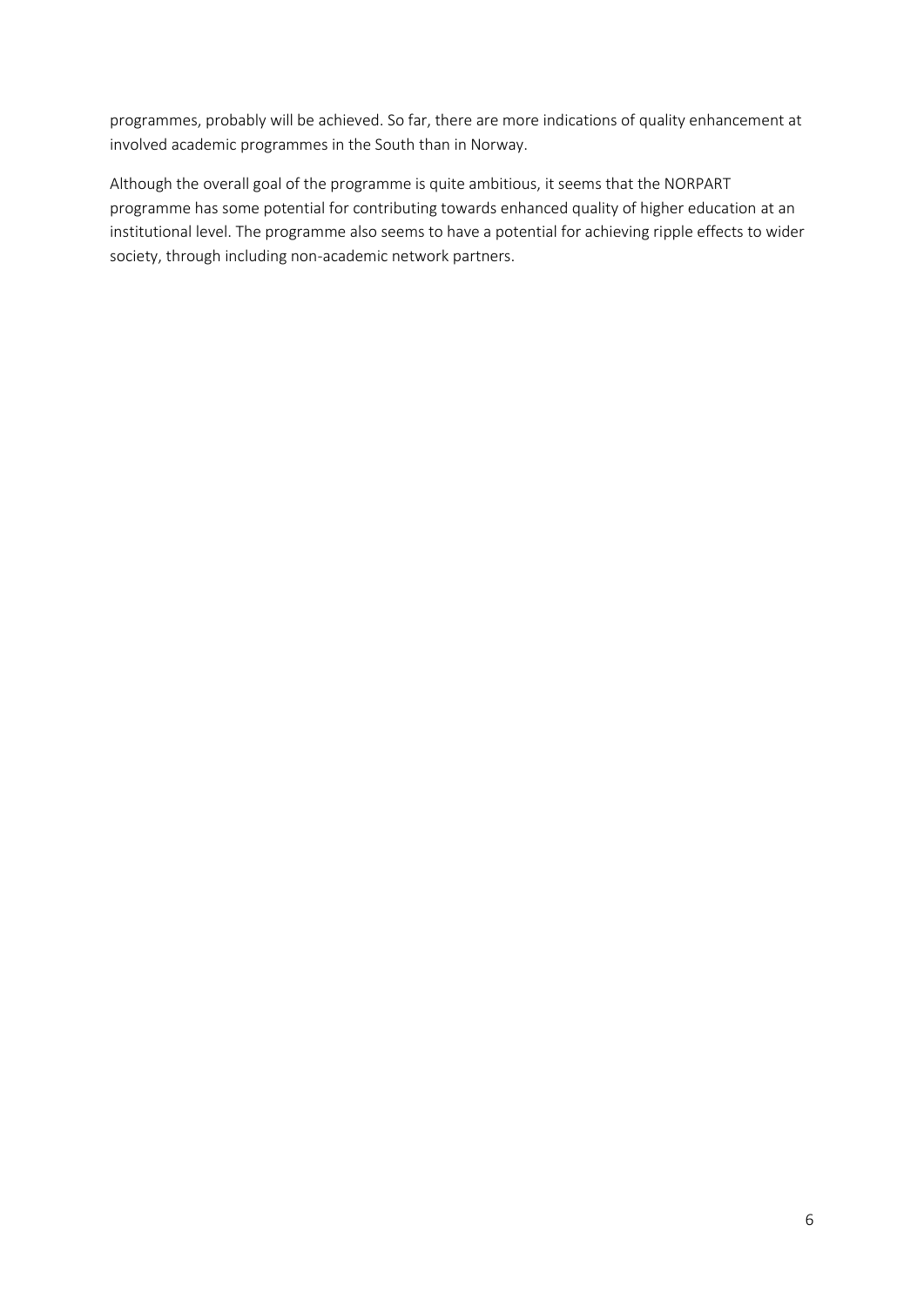programmes, probably will be achieved. So far, there are more indications of quality enhancement at involved academic programmes in the South than in Norway.

Although the overall goal of the programme is quite ambitious, it seems that the NORPART programme has some potential for contributing towards enhanced quality of higher education at an institutional level. The programme also seems to have a potential for achieving ripple effects to wider society, through including non-academic network partners.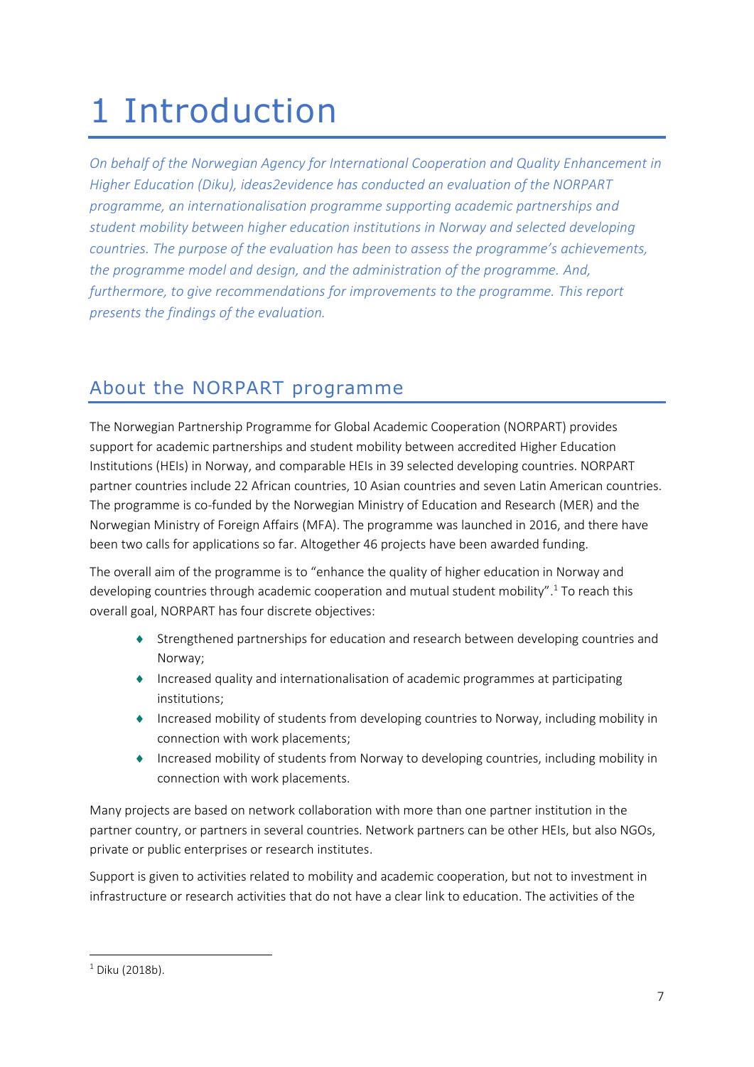# 1 Introduction

*On behalf of the Norwegian Agency for International Cooperation and Quality Enhancement in Higher Education (Diku), ideas2evidence has conducted an evaluation of the NORPART programme, an internationalisation programme supporting academic partnerships and student mobility between higher education institutions in Norway and selected developing countries. The purpose of the evaluation has been to assess the programme's achievements, the programme model and design, and the administration of the programme. And, furthermore, to give recommendations for improvements to the programme. This report presents the findings of the evaluation.*

## About the NORPART programme

The Norwegian Partnership Programme for Global Academic Cooperation (NORPART) provides support for academic partnerships and student mobility between accredited Higher Education Institutions (HEIs) in Norway, and comparable HEIs in 39 selected developing countries. NORPART partner countries include 22 African countries, 10 Asian countries and seven Latin American countries. The programme is co-funded by the Norwegian Ministry of Education and Research (MER) and the Norwegian Ministry of Foreign Affairs (MFA). The programme was launched in 2016, and there have been two calls for applications so far. Altogether 46 projects have been awarded funding.

The overall aim of the programme is to "enhance the quality of higher education in Norway and developing countries through academic cooperation and mutual student mobility".[1] To reach this overall goal, NORPART has four discrete objectives:

- Strengthened partnerships for education and research between developing countries and Norway;
- Increased quality and internationalisation of academic programmes at participating institutions;
- Increased mobility of students from developing countries to Norway, including mobility in connection with work placements;
- Increased mobility of students from Norway to developing countries, including mobility in connection with work placements.

Many projects are based on network collaboration with more than one partner institution in the partner country, or partners in several countries. Network partners can be other HEIs, but also NGOs, private or public enterprises or research institutes.

Support is given to activities related to mobility and academic cooperation, but not to investment in infrastructure or research activities that do not have a clear link to education. The activities of the

[1] Diku (2018b).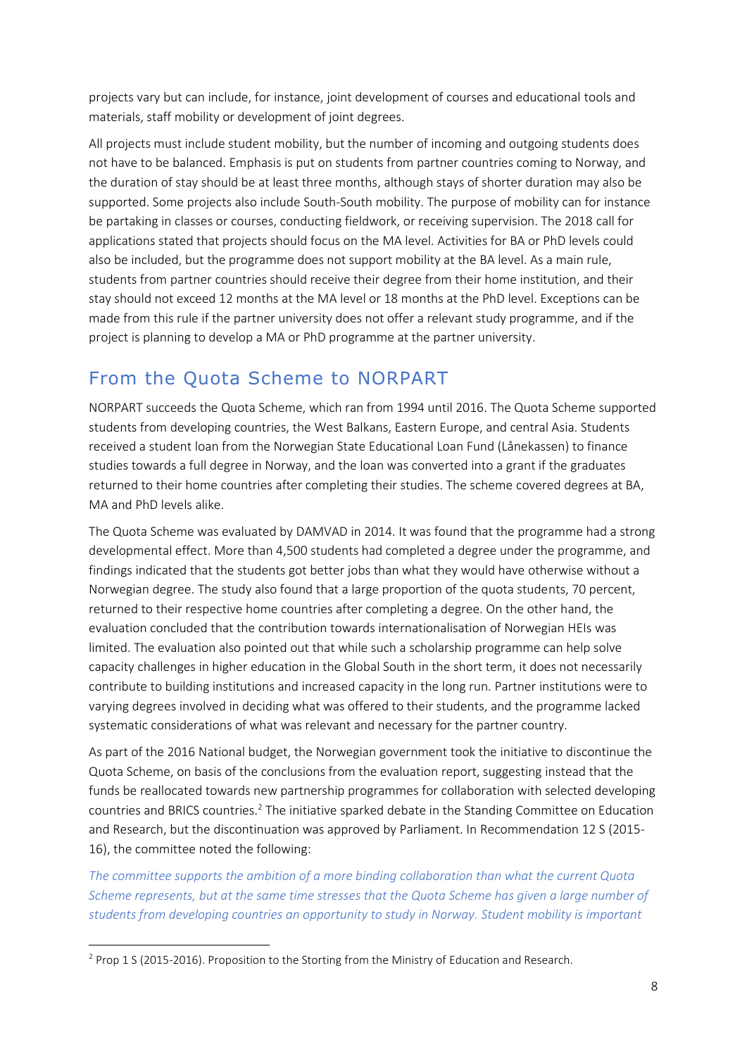projects vary but can include, for instance, joint development of courses and educational tools and materials, staff mobility or development of joint degrees.

All projects must include student mobility, but the number of incoming and outgoing students does not have to be balanced. Emphasis is put on students from partner countries coming to Norway, and the duration of stay should be at least three months, although stays of shorter duration may also be supported. Some projects also include South-South mobility. The purpose of mobility can for instance be partaking in classes or courses, conducting fieldwork, or receiving supervision. The 2018 call for applications stated that projects should focus on the MA level. Activities for BA or PhD levels could also be included, but the programme does not support mobility at the BA level. As a main rule, students from partner countries should receive their degree from their home institution, and their stay should not exceed 12 months at the MA level or 18 months at the PhD level. Exceptions can be made from this rule if the partner university does not offer a relevant study programme, and if the project is planning to develop a MA or PhD programme at the partner university.

## From the Quota Scheme to NORPART

NORPART succeeds the Quota Scheme, which ran from 1994 until 2016. The Quota Scheme supported students from developing countries, the West Balkans, Eastern Europe, and central Asia. Students received a student loan from the Norwegian State Educational Loan Fund (Lånekassen) to finance studies towards a full degree in Norway, and the loan was converted into a grant if the graduates returned to their home countries after completing their studies. The scheme covered degrees at BA, MA and PhD levels alike.

The Quota Scheme was evaluated by DAMVAD in 2014. It was found that the programme had a strong developmental effect. More than 4,500 students had completed a degree under the programme, and findings indicated that the students got better jobs than what they would have otherwise without a Norwegian degree. The study also found that a large proportion of the quota students, 70 percent, returned to their respective home countries after completing a degree. On the other hand, the evaluation concluded that the contribution towards internationalisation of Norwegian HEIs was limited. The evaluation also pointed out that while such a scholarship programme can help solve capacity challenges in higher education in the Global South in the short term, it does not necessarily contribute to building institutions and increased capacity in the long run. Partner institutions were to varying degrees involved in deciding what was offered to their students, and the programme lacked systematic considerations of what was relevant and necessary for the partner country.

As part of the 2016 National budget, the Norwegian government took the initiative to discontinue the Quota Scheme, on basis of the conclusions from the evaluation report, suggesting instead that the funds be reallocated towards new partnership programmes for collaboration with selected developing countries and BRICS countries.[2] The initiative sparked debate in the Standing Committee on Education and Research, but the discontinuation was approved by Parliament. In Recommendation 12 S (2015-16), the committee noted the following:

*The committee supports the ambition of a more binding collaboration than what the current Quota Scheme represents, but at the same time stresses that the Quota Scheme has given a large number of students from developing countries an opportunity to study in Norway. Student mobility is important*

[2] Prop 1 S (2015-2016). Proposition to the Storting from the Ministry of Education and Research.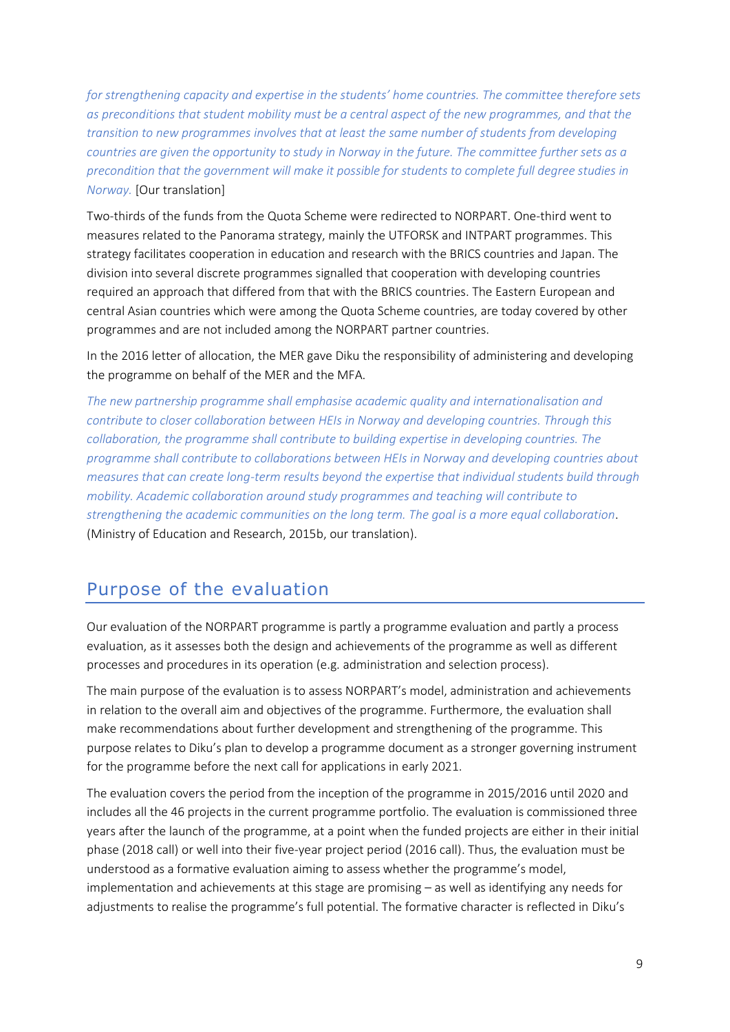*for strengthening capacity and expertise in the students' home countries. The committee therefore sets as preconditions that student mobility must be a central aspect of the new programmes, and that the transition to new programmes involves that at least the same number of students from developing countries are given the opportunity to study in Norway in the future. The committee further sets as a precondition that the government will make it possible for students to complete full degree studies in Norway.* [Our translation]

Two-thirds of the funds from the Quota Scheme were redirected to NORPART. One-third went to measures related to the Panorama strategy, mainly the UTFORSK and INTPART programmes. This strategy facilitates cooperation in education and research with the BRICS countries and Japan. The division into several discrete programmes signalled that cooperation with developing countries required an approach that differed from that with the BRICS countries. The Eastern European and central Asian countries which were among the Quota Scheme countries, are today covered by other programmes and are not included among the NORPART partner countries.

In the 2016 letter of allocation, the MER gave Diku the responsibility of administering and developing the programme on behalf of the MER and the MFA.

*The new partnership programme shall emphasise academic quality and internationalisation and contribute to closer collaboration between HEIs in Norway and developing countries. Through this collaboration, the programme shall contribute to building expertise in developing countries. The programme shall contribute to collaborations between HEIs in Norway and developing countries about measures that can create long-term results beyond the expertise that individual students build through mobility. Academic collaboration around study programmes and teaching will contribute to strengthening the academic communities on the long term. The goal is a more equal collaboration*. (Ministry of Education and Research, 2015b, our translation).

## Purpose of the evaluation

Our evaluation of the NORPART programme is partly a programme evaluation and partly a process evaluation, as it assesses both the design and achievements of the programme as well as different processes and procedures in its operation (e.g. administration and selection process).

The main purpose of the evaluation is to assess NORPART's model, administration and achievements in relation to the overall aim and objectives of the programme. Furthermore, the evaluation shall make recommendations about further development and strengthening of the programme. This purpose relates to Diku's plan to develop a programme document as a stronger governing instrument for the programme before the next call for applications in early 2021.

The evaluation covers the period from the inception of the programme in 2015/2016 until 2020 and includes all the 46 projects in the current programme portfolio. The evaluation is commissioned three years after the launch of the programme, at a point when the funded projects are either in their initial phase (2018 call) or well into their five-year project period (2016 call). Thus, the evaluation must be understood as a formative evaluation aiming to assess whether the programme's model, implementation and achievements at this stage are promising – as well as identifying any needs for adjustments to realise the programme's full potential. The formative character is reflected in Diku's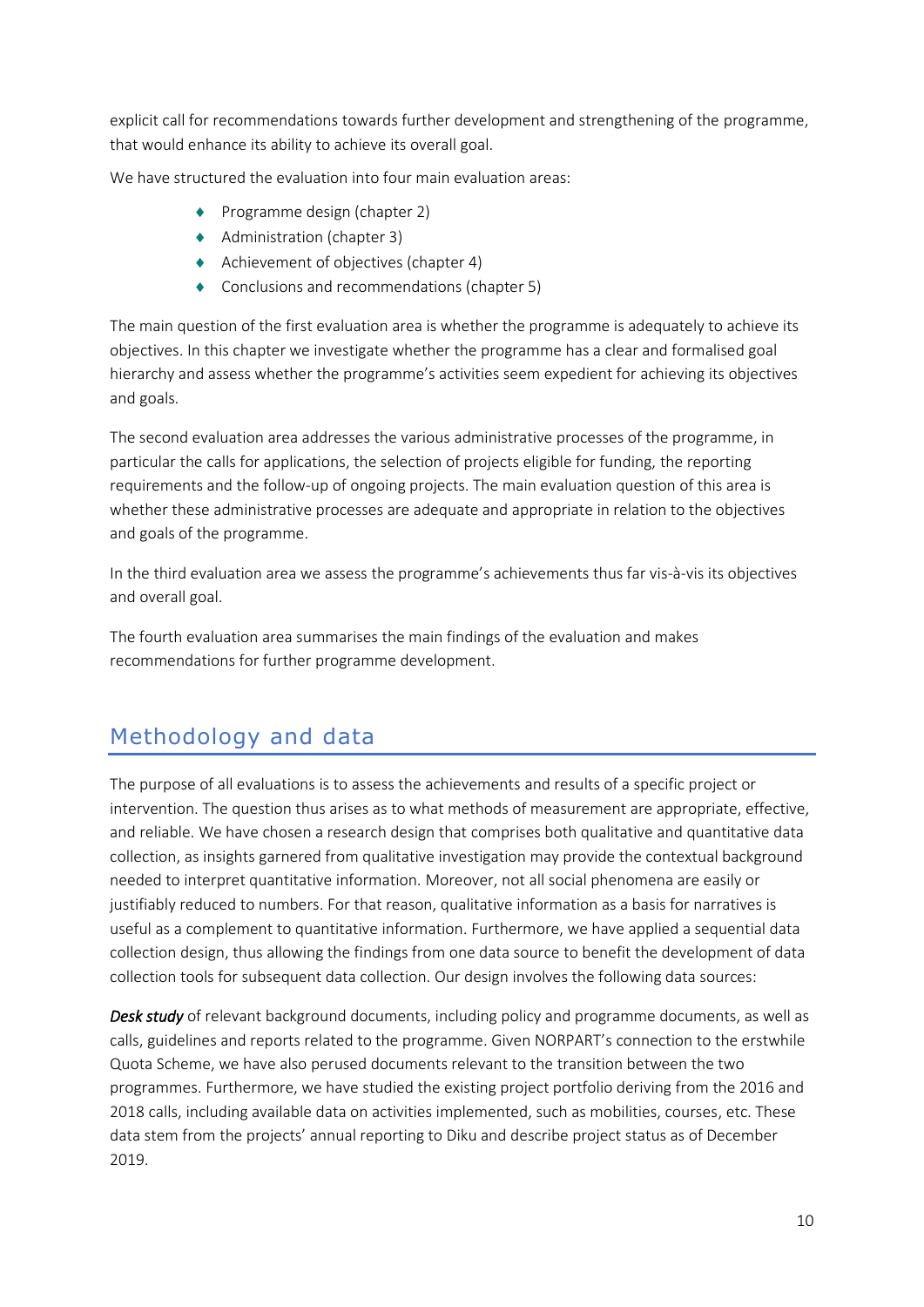explicit call for recommendations towards further development and strengthening of the programme, that would enhance its ability to achieve its overall goal.

We have structured the evaluation into four main evaluation areas:

- Programme design (chapter 2)
- Administration (chapter 3)
- Achievement of objectives (chapter 4)
- Conclusions and recommendations (chapter 5)

The main question of the first evaluation area is whether the programme is adequately to achieve its objectives. In this chapter we investigate whether the programme has a clear and formalised goal hierarchy and assess whether the programme's activities seem expedient for achieving its objectives and goals.

The second evaluation area addresses the various administrative processes of the programme, in particular the calls for applications, the selection of projects eligible for funding, the reporting requirements and the follow-up of ongoing projects. The main evaluation question of this area is whether these administrative processes are adequate and appropriate in relation to the objectives and goals of the programme.

In the third evaluation area we assess the programme's achievements thus far vis-à-vis its objectives and overall goal.

The fourth evaluation area summarises the main findings of the evaluation and makes recommendations for further programme development.

## Methodology and data

The purpose of all evaluations is to assess the achievements and results of a specific project or intervention. The question thus arises as to what methods of measurement are appropriate, effective, and reliable. We have chosen a research design that comprises both qualitative and quantitative data collection, as insights garnered from qualitative investigation may provide the contextual background needed to interpret quantitative information. Moreover, not all social phenomena are easily or justifiably reduced to numbers. For that reason, qualitative information as a basis for narratives is useful as a complement to quantitative information. Furthermore, we have applied a sequential data collection design, thus allowing the findings from one data source to benefit the development of data collection tools for subsequent data collection. Our design involves the following data sources:

***Desk study*** of relevant background documents, including policy and programme documents, as well as calls, guidelines and reports related to the programme. Given NORPART's connection to the erstwhile Quota Scheme, we have also perused documents relevant to the transition between the two programmes. Furthermore, we have studied the existing project portfolio deriving from the 2016 and 2018 calls, including available data on activities implemented, such as mobilities, courses, etc. These data stem from the projects' annual reporting to Diku and describe project status as of December 2019.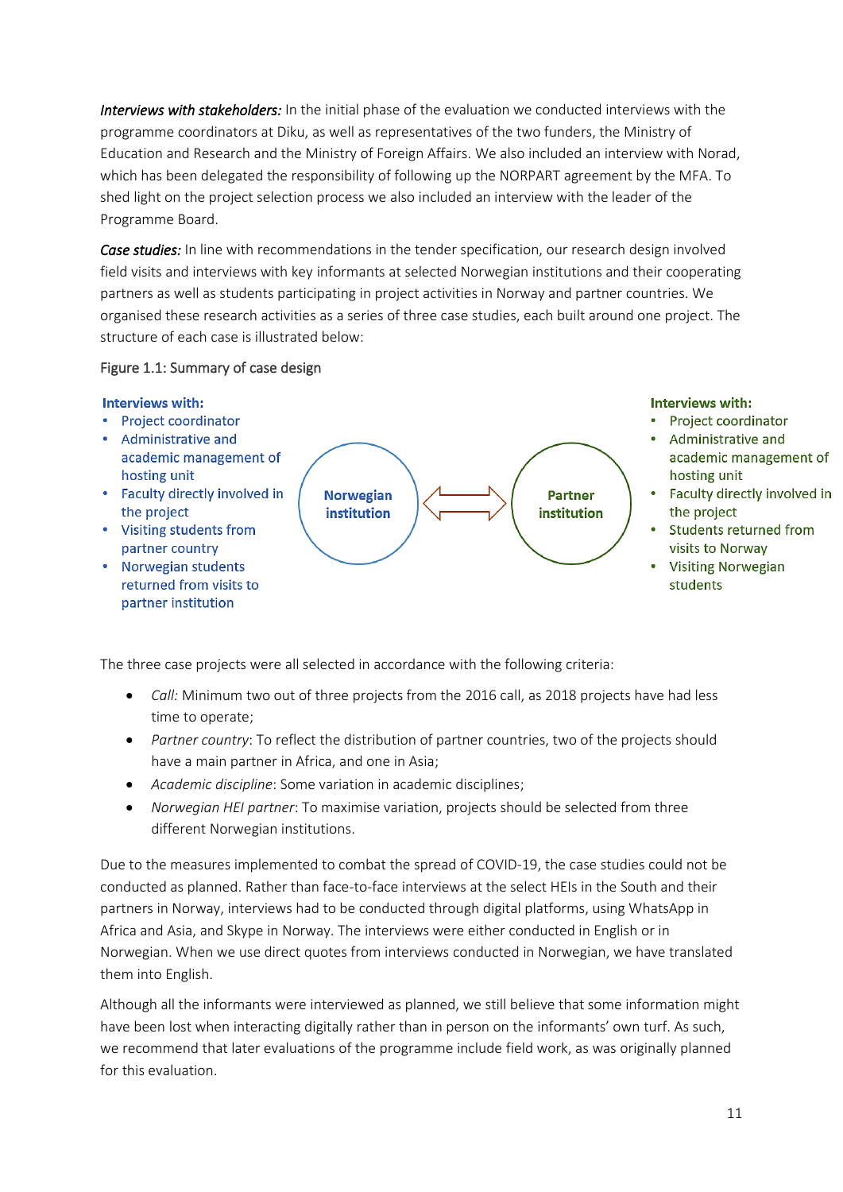***Interviews with stakeholders:*** In the initial phase of the evaluation we conducted interviews with the programme coordinators at Diku, as well as representatives of the two funders, the Ministry of Education and Research and the Ministry of Foreign Affairs. We also included an interview with Norad, which has been delegated the responsibility of following up the NORPART agreement by the MFA. To shed light on the project selection process we also included an interview with the leader of the Programme Board.

***Case studies:*** In line with recommendations in the tender specification, our research design involved field visits and interviews with key informants at selected Norwegian institutions and their cooperating partners as well as students participating in project activities in Norway and partner countries. We organised these research activities as a series of three case studies, each built around one project. The structure of each case is illustrated below:

Figure 1.1: Summary of case design

**Interviews with:**
- Project coordinator
- Administrative and academic management of hosting unit
- Faculty directly involved in the project
- Visiting students from partner country
- Norwegian students returned from visits to partner institution

**Norwegian institution** ⟺ **Partner institution**

**Interviews with:**
- Project coordinator
- Administrative and academic management of hosting unit
- Faculty directly involved in the project
- Students returned from visits to Norway
- Visiting Norwegian students

The three case projects were all selected in accordance with the following criteria:

- *Call:* Minimum two out of three projects from the 2016 call, as 2018 projects have had less time to operate;
- *Partner country*: To reflect the distribution of partner countries, two of the projects should have a main partner in Africa, and one in Asia;
- *Academic discipline*: Some variation in academic disciplines;
- *Norwegian HEI partner*: To maximise variation, projects should be selected from three different Norwegian institutions.

Due to the measures implemented to combat the spread of COVID-19, the case studies could not be conducted as planned. Rather than face-to-face interviews at the select HEIs in the South and their partners in Norway, interviews had to be conducted through digital platforms, using WhatsApp in Africa and Asia, and Skype in Norway. The interviews were either conducted in English or in Norwegian. When we use direct quotes from interviews conducted in Norwegian, we have translated them into English.

Although all the informants were interviewed as planned, we still believe that some information might have been lost when interacting digitally rather than in person on the informants' own turf. As such, we recommend that later evaluations of the programme include field work, as was originally planned for this evaluation.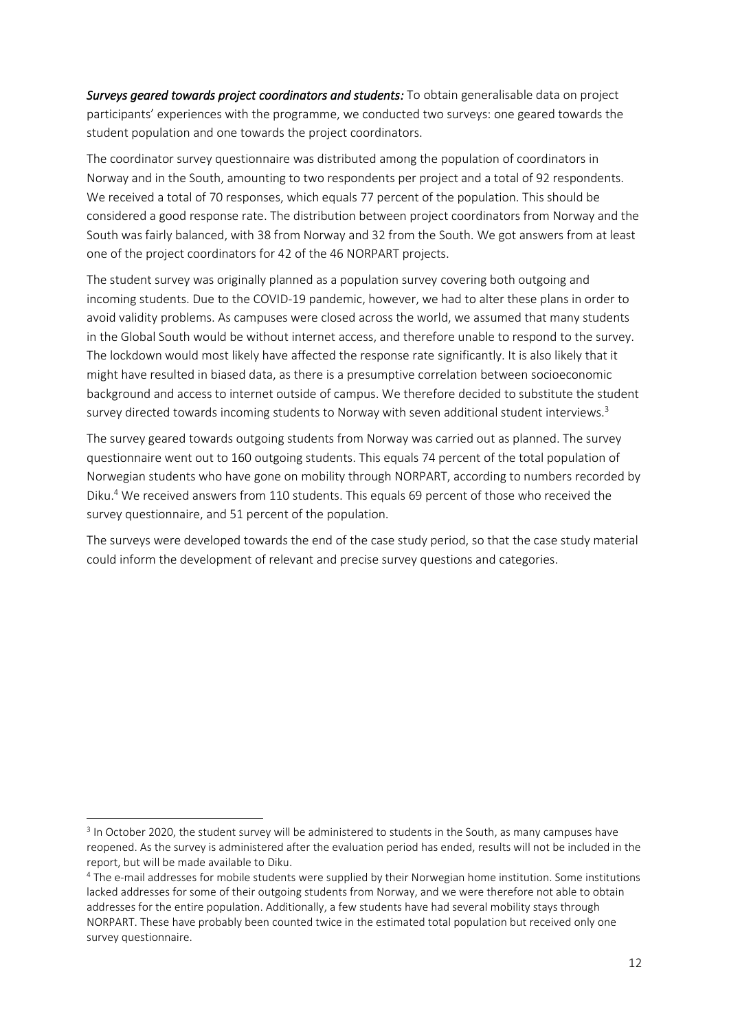***Surveys geared towards project coordinators and students:*** To obtain generalisable data on project participants' experiences with the programme, we conducted two surveys: one geared towards the student population and one towards the project coordinators.

The coordinator survey questionnaire was distributed among the population of coordinators in Norway and in the South, amounting to two respondents per project and a total of 92 respondents. We received a total of 70 responses, which equals 77 percent of the population. This should be considered a good response rate. The distribution between project coordinators from Norway and the South was fairly balanced, with 38 from Norway and 32 from the South. We got answers from at least one of the project coordinators for 42 of the 46 NORPART projects.

The student survey was originally planned as a population survey covering both outgoing and incoming students. Due to the COVID-19 pandemic, however, we had to alter these plans in order to avoid validity problems. As campuses were closed across the world, we assumed that many students in the Global South would be without internet access, and therefore unable to respond to the survey. The lockdown would most likely have affected the response rate significantly. It is also likely that it might have resulted in biased data, as there is a presumptive correlation between socioeconomic background and access to internet outside of campus. We therefore decided to substitute the student survey directed towards incoming students to Norway with seven additional student interviews.[3]

The survey geared towards outgoing students from Norway was carried out as planned. The survey questionnaire went out to 160 outgoing students. This equals 74 percent of the total population of Norwegian students who have gone on mobility through NORPART, according to numbers recorded by Diku.[4] We received answers from 110 students. This equals 69 percent of those who received the survey questionnaire, and 51 percent of the population.

The surveys were developed towards the end of the case study period, so that the case study material could inform the development of relevant and precise survey questions and categories.

---

[3] In October 2020, the student survey will be administered to students in the South, as many campuses have reopened. As the survey is administered after the evaluation period has ended, results will not be included in the report, but will be made available to Diku.

[4] The e-mail addresses for mobile students were supplied by their Norwegian home institution. Some institutions lacked addresses for some of their outgoing students from Norway, and we were therefore not able to obtain addresses for the entire population. Additionally, a few students have had several mobility stays through NORPART. These have probably been counted twice in the estimated total population but received only one survey questionnaire.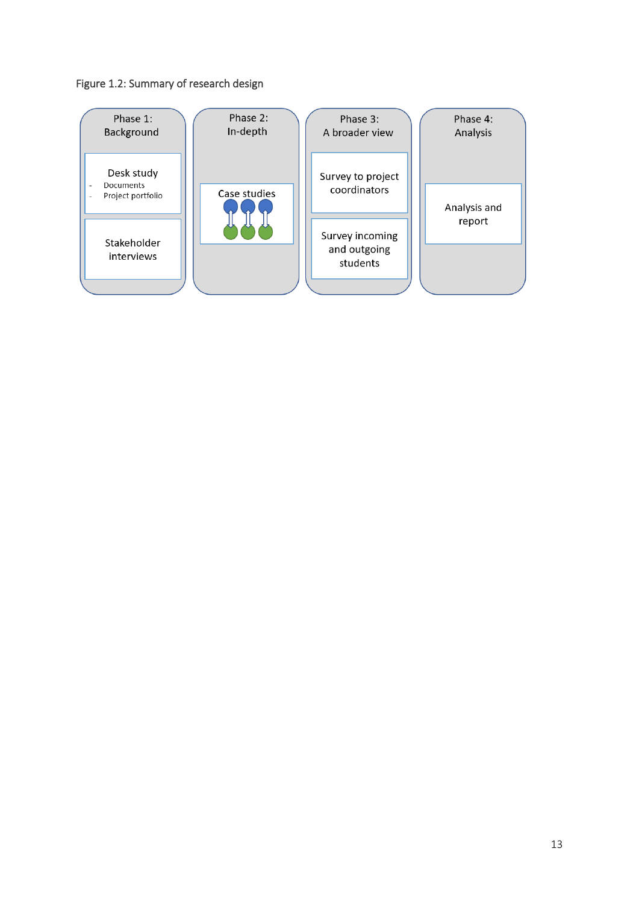Figure 1.2: Summary of research design

**Phase 1: Background**

- Desk study
  - Documents
  - Project portfolio
- Stakeholder interviews

**Phase 2: In-depth**

- Case studies

**Phase 3: A broader view**

- Survey to project coordinators
- Survey incoming and outgoing students

**Phase 4: Analysis**

- Analysis and report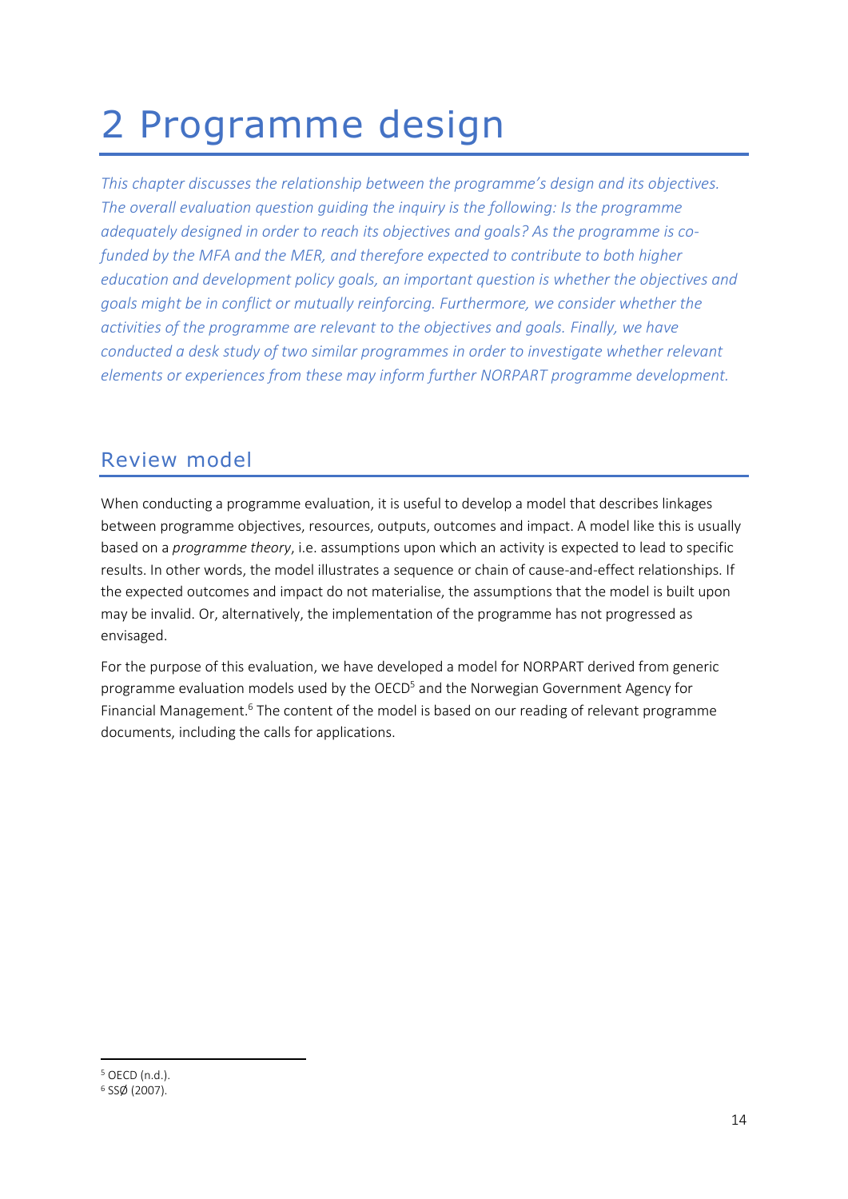# 2 Programme design

*This chapter discusses the relationship between the programme's design and its objectives. The overall evaluation question guiding the inquiry is the following: Is the programme adequately designed in order to reach its objectives and goals? As the programme is co-funded by the MFA and the MER, and therefore expected to contribute to both higher education and development policy goals, an important question is whether the objectives and goals might be in conflict or mutually reinforcing. Furthermore, we consider whether the activities of the programme are relevant to the objectives and goals. Finally, we have conducted a desk study of two similar programmes in order to investigate whether relevant elements or experiences from these may inform further NORPART programme development.*

## Review model

When conducting a programme evaluation, it is useful to develop a model that describes linkages between programme objectives, resources, outputs, outcomes and impact. A model like this is usually based on a *programme theory*, i.e. assumptions upon which an activity is expected to lead to specific results. In other words, the model illustrates a sequence or chain of cause-and-effect relationships. If the expected outcomes and impact do not materialise, the assumptions that the model is built upon may be invalid. Or, alternatively, the implementation of the programme has not progressed as envisaged.

For the purpose of this evaluation, we have developed a model for NORPART derived from generic programme evaluation models used by the OECD[5] and the Norwegian Government Agency for Financial Management.[6] The content of the model is based on our reading of relevant programme documents, including the calls for applications.

[5] OECD (n.d.).
[6] SSØ (2007).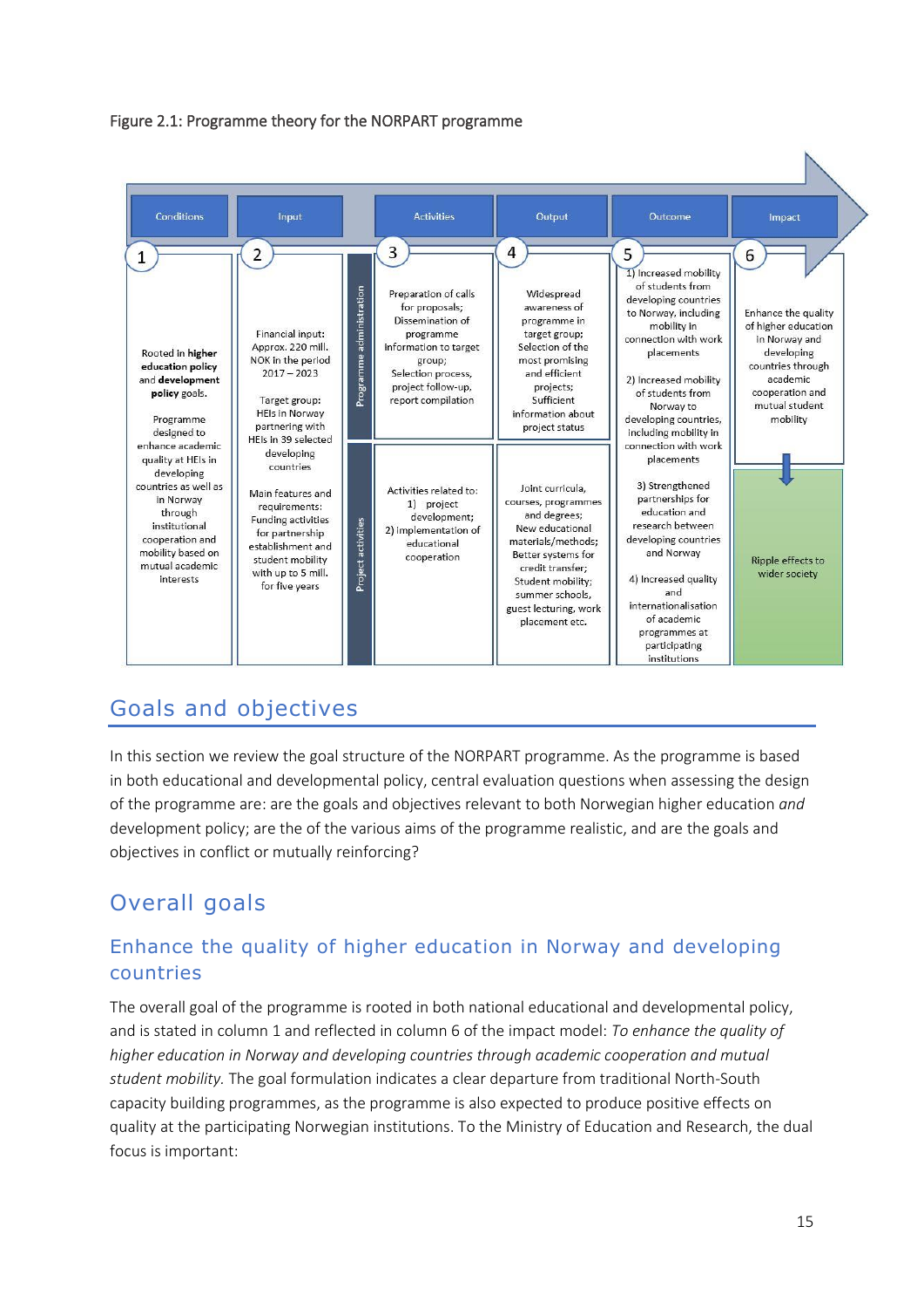Figure 2.1: Programme theory for the NORPART programme

| Conditions | Input | | Activities | Output | Outcome | Impact |
|---|---|---|---|---|---|---|
| 1 | 2 | | 3 | 4 | 5 | 6 |
| Rooted in **higher education policy** and **development policy** goals. Programme designed to enhance academic quality at HEIs in developing countries as well as in Norway through institutional cooperation and mobility based on mutual academic interests | Financial input: Approx. 220 mill. NOK in the period 2017 – 2023. Target group: HEIs in Norway partnering with HEIs in 39 selected developing countries. Main features and requirements: Funding activities for partnership establishment and student mobility with up to 5 mill. for five years | Programme administration | Preparation of calls for proposals; Dissemination of programme information to target group; Selection process, project follow-up, report compilation | Widespread awareness of programme in target group; Selection of the most promising and efficient projects; Sufficient information about project status | 1) Increased mobility of students from developing countries to Norway, including mobility in connection with work placements<br>2) Increased mobility of students from Norway to developing countries, including mobility in connection with work placements<br>3) Strengthened partnerships for education and research between developing countries and Norway<br>4) Increased quality and internationalisation of academic programmes at participating institutions | Enhance the quality of higher education in Norway and developing countries through academic cooperation and mutual student mobility |
| | | Project activities | Activities related to: 1) project development; 2) implementation of educational cooperation | Joint curricula, courses, programmes and degrees; New educational materials/methods; Better systems for credit transfer; Student mobility; summer schools, guest lecturing, work placement etc. | | Ripple effects to wider society |

## Goals and objectives

In this section we review the goal structure of the NORPART programme. As the programme is based in both educational and developmental policy, central evaluation questions when assessing the design of the programme are: are the goals and objectives relevant to both Norwegian higher education *and* development policy; are the of the various aims of the programme realistic, and are the goals and objectives in conflict or mutually reinforcing?

## Overall goals

### Enhance the quality of higher education in Norway and developing countries

The overall goal of the programme is rooted in both national educational and developmental policy, and is stated in column 1 and reflected in column 6 of the impact model: *To enhance the quality of higher education in Norway and developing countries through academic cooperation and mutual student mobility.* The goal formulation indicates a clear departure from traditional North-South capacity building programmes, as the programme is also expected to produce positive effects on quality at the participating Norwegian institutions. To the Ministry of Education and Research, the dual focus is important: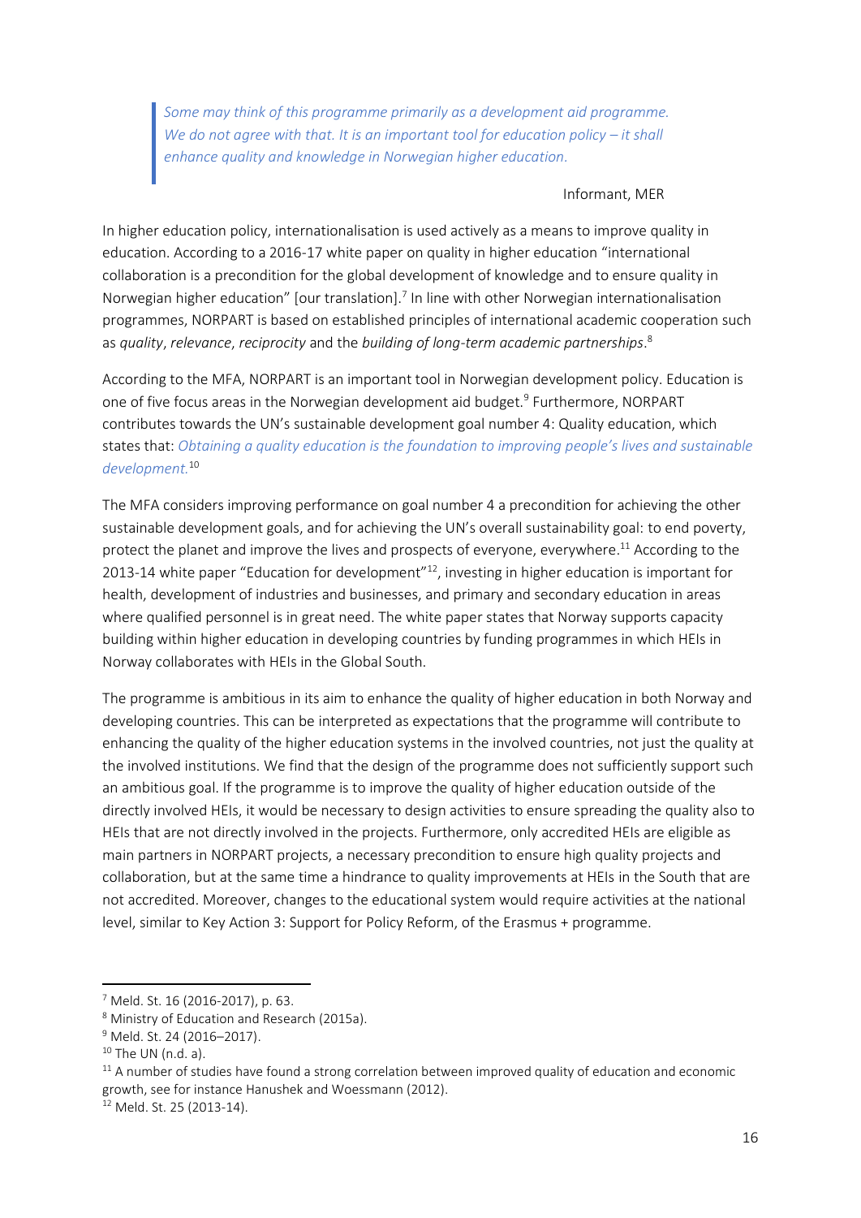> *Some may think of this programme primarily as a development aid programme. We do not agree with that. It is an important tool for education policy – it shall enhance quality and knowledge in Norwegian higher education.*
>
> Informant, MER

In higher education policy, internationalisation is used actively as a means to improve quality in education. According to a 2016-17 white paper on quality in higher education "international collaboration is a precondition for the global development of knowledge and to ensure quality in Norwegian higher education" [our translation].[7] In line with other Norwegian internationalisation programmes, NORPART is based on established principles of international academic cooperation such as *quality*, *relevance*, *reciprocity* and the *building of long-term academic partnerships*.[8]

According to the MFA, NORPART is an important tool in Norwegian development policy. Education is one of five focus areas in the Norwegian development aid budget.[9] Furthermore, NORPART contributes towards the UN's sustainable development goal number 4: Quality education, which states that: *Obtaining a quality education is the foundation to improving people's lives and sustainable development.*[10]

The MFA considers improving performance on goal number 4 a precondition for achieving the other sustainable development goals, and for achieving the UN's overall sustainability goal: to end poverty, protect the planet and improve the lives and prospects of everyone, everywhere.[11] According to the 2013-14 white paper "Education for development"[12], investing in higher education is important for health, development of industries and businesses, and primary and secondary education in areas where qualified personnel is in great need. The white paper states that Norway supports capacity building within higher education in developing countries by funding programmes in which HEIs in Norway collaborates with HEIs in the Global South.

The programme is ambitious in its aim to enhance the quality of higher education in both Norway and developing countries. This can be interpreted as expectations that the programme will contribute to enhancing the quality of the higher education systems in the involved countries, not just the quality at the involved institutions. We find that the design of the programme does not sufficiently support such an ambitious goal. If the programme is to improve the quality of higher education outside of the directly involved HEIs, it would be necessary to design activities to ensure spreading the quality also to HEIs that are not directly involved in the projects. Furthermore, only accredited HEIs are eligible as main partners in NORPART projects, a necessary precondition to ensure high quality projects and collaboration, but at the same time a hindrance to quality improvements at HEIs in the South that are not accredited. Moreover, changes to the educational system would require activities at the national level, similar to Key Action 3: Support for Policy Reform, of the Erasmus + programme.

---

[7] Meld. St. 16 (2016-2017), p. 63.

[8] Ministry of Education and Research (2015a).

[9] Meld. St. 24 (2016–2017).

[10] The UN (n.d. a).

[11] A number of studies have found a strong correlation between improved quality of education and economic growth, see for instance Hanushek and Woessmann (2012).

[12] Meld. St. 25 (2013-14).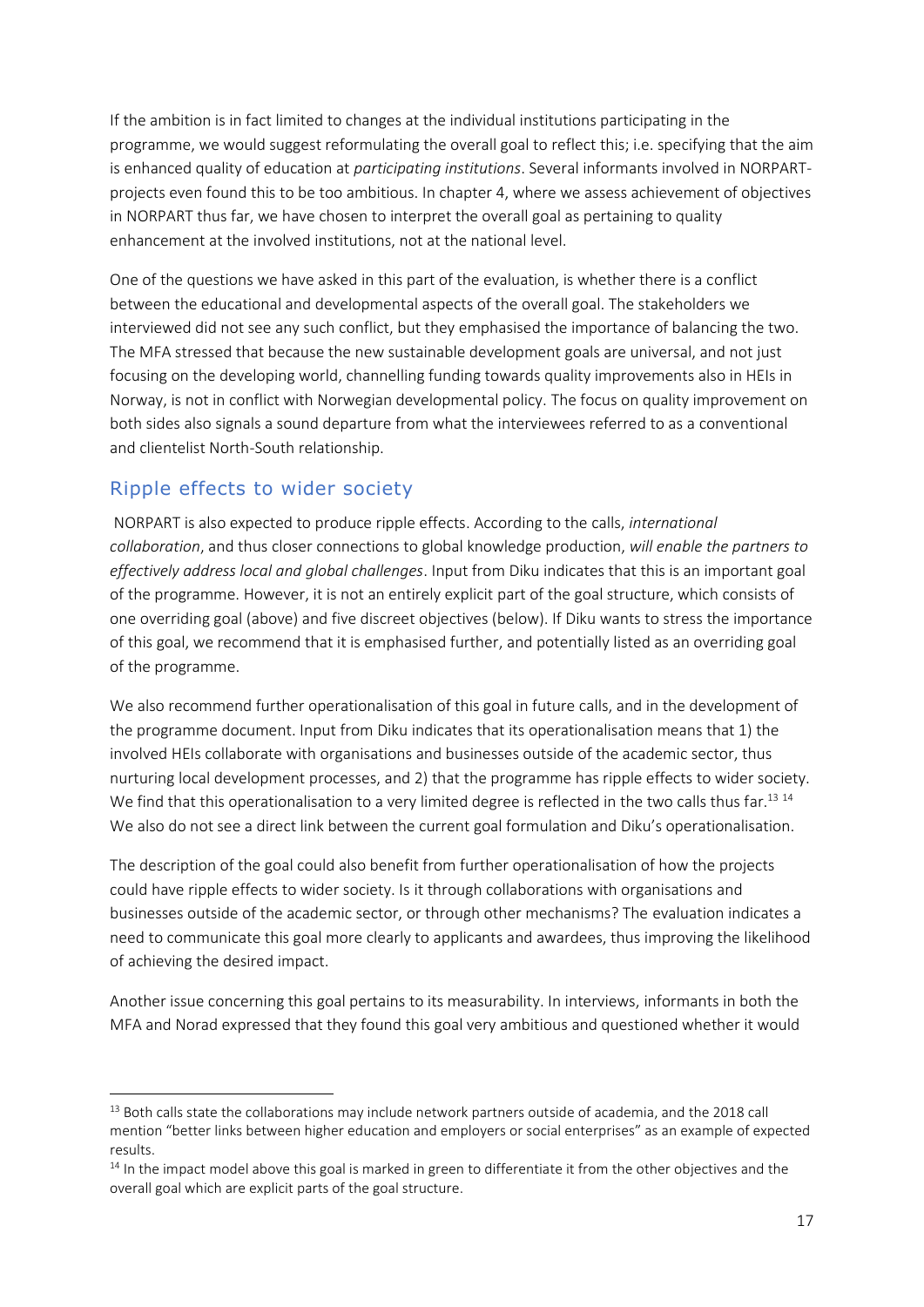If the ambition is in fact limited to changes at the individual institutions participating in the programme, we would suggest reformulating the overall goal to reflect this; i.e. specifying that the aim is enhanced quality of education at *participating institutions*. Several informants involved in NORPART-projects even found this to be too ambitious. In chapter 4, where we assess achievement of objectives in NORPART thus far, we have chosen to interpret the overall goal as pertaining to quality enhancement at the involved institutions, not at the national level.

One of the questions we have asked in this part of the evaluation, is whether there is a conflict between the educational and developmental aspects of the overall goal. The stakeholders we interviewed did not see any such conflict, but they emphasised the importance of balancing the two. The MFA stressed that because the new sustainable development goals are universal, and not just focusing on the developing world, channelling funding towards quality improvements also in HEIs in Norway, is not in conflict with Norwegian developmental policy. The focus on quality improvement on both sides also signals a sound departure from what the interviewees referred to as a conventional and clientelist North-South relationship.

## Ripple effects to wider society

NORPART is also expected to produce ripple effects. According to the calls, *international collaboration*, and thus closer connections to global knowledge production, *will enable the partners to effectively address local and global challenges*. Input from Diku indicates that this is an important goal of the programme. However, it is not an entirely explicit part of the goal structure, which consists of one overriding goal (above) and five discreet objectives (below). If Diku wants to stress the importance of this goal, we recommend that it is emphasised further, and potentially listed as an overriding goal of the programme.

We also recommend further operationalisation of this goal in future calls, and in the development of the programme document. Input from Diku indicates that its operationalisation means that 1) the involved HEIs collaborate with organisations and businesses outside of the academic sector, thus nurturing local development processes, and 2) that the programme has ripple effects to wider society. We find that this operationalisation to a very limited degree is reflected in the two calls thus far.[13] [14] We also do not see a direct link between the current goal formulation and Diku's operationalisation.

The description of the goal could also benefit from further operationalisation of how the projects could have ripple effects to wider society. Is it through collaborations with organisations and businesses outside of the academic sector, or through other mechanisms? The evaluation indicates a need to communicate this goal more clearly to applicants and awardees, thus improving the likelihood of achieving the desired impact.

Another issue concerning this goal pertains to its measurability. In interviews, informants in both the MFA and Norad expressed that they found this goal very ambitious and questioned whether it would

---

[13] Both calls state the collaborations may include network partners outside of academia, and the 2018 call mention "better links between higher education and employers or social enterprises" as an example of expected results.

[14] In the impact model above this goal is marked in green to differentiate it from the other objectives and the overall goal which are explicit parts of the goal structure.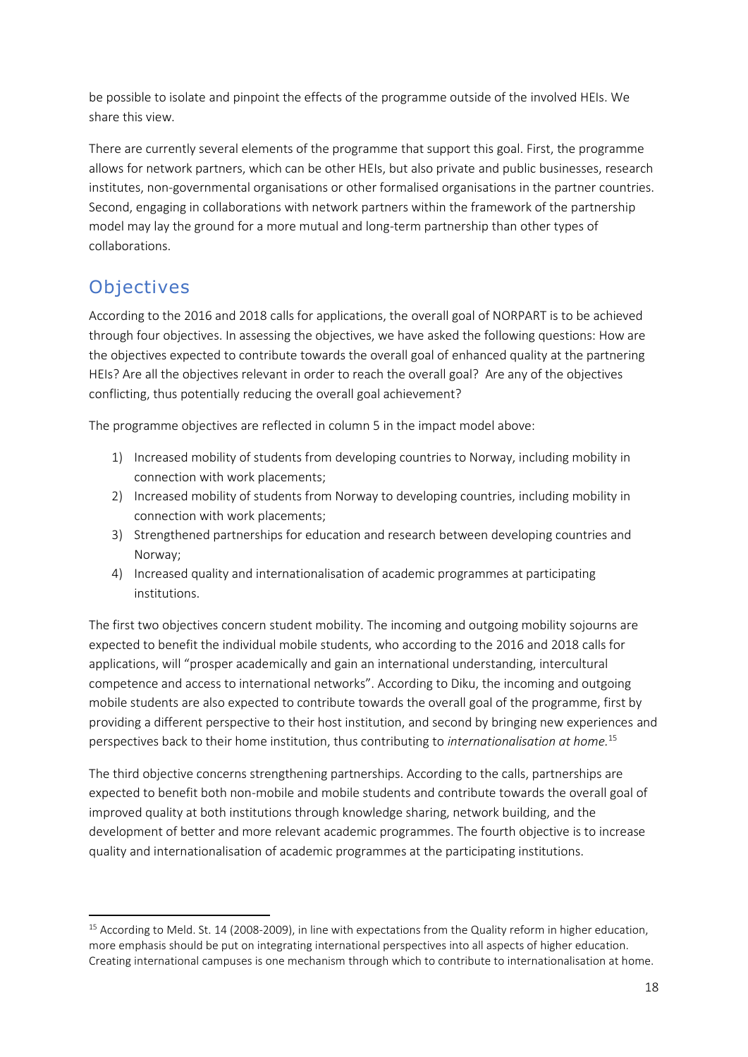be possible to isolate and pinpoint the effects of the programme outside of the involved HEIs. We share this view.

There are currently several elements of the programme that support this goal. First, the programme allows for network partners, which can be other HEIs, but also private and public businesses, research institutes, non-governmental organisations or other formalised organisations in the partner countries. Second, engaging in collaborations with network partners within the framework of the partnership model may lay the ground for a more mutual and long-term partnership than other types of collaborations.

## Objectives

According to the 2016 and 2018 calls for applications, the overall goal of NORPART is to be achieved through four objectives. In assessing the objectives, we have asked the following questions: How are the objectives expected to contribute towards the overall goal of enhanced quality at the partnering HEIs? Are all the objectives relevant in order to reach the overall goal? Are any of the objectives conflicting, thus potentially reducing the overall goal achievement?

The programme objectives are reflected in column 5 in the impact model above:

1) Increased mobility of students from developing countries to Norway, including mobility in connection with work placements;
2) Increased mobility of students from Norway to developing countries, including mobility in connection with work placements;
3) Strengthened partnerships for education and research between developing countries and Norway;
4) Increased quality and internationalisation of academic programmes at participating institutions.

The first two objectives concern student mobility. The incoming and outgoing mobility sojourns are expected to benefit the individual mobile students, who according to the 2016 and 2018 calls for applications, will "prosper academically and gain an international understanding, intercultural competence and access to international networks". According to Diku, the incoming and outgoing mobile students are also expected to contribute towards the overall goal of the programme, first by providing a different perspective to their host institution, and second by bringing new experiences and perspectives back to their home institution, thus contributing to *internationalisation at home.*[15]

The third objective concerns strengthening partnerships. According to the calls, partnerships are expected to benefit both non-mobile and mobile students and contribute towards the overall goal of improved quality at both institutions through knowledge sharing, network building, and the development of better and more relevant academic programmes. The fourth objective is to increase quality and internationalisation of academic programmes at the participating institutions.

[15] According to Meld. St. 14 (2008-2009), in line with expectations from the Quality reform in higher education, more emphasis should be put on integrating international perspectives into all aspects of higher education. Creating international campuses is one mechanism through which to contribute to internationalisation at home.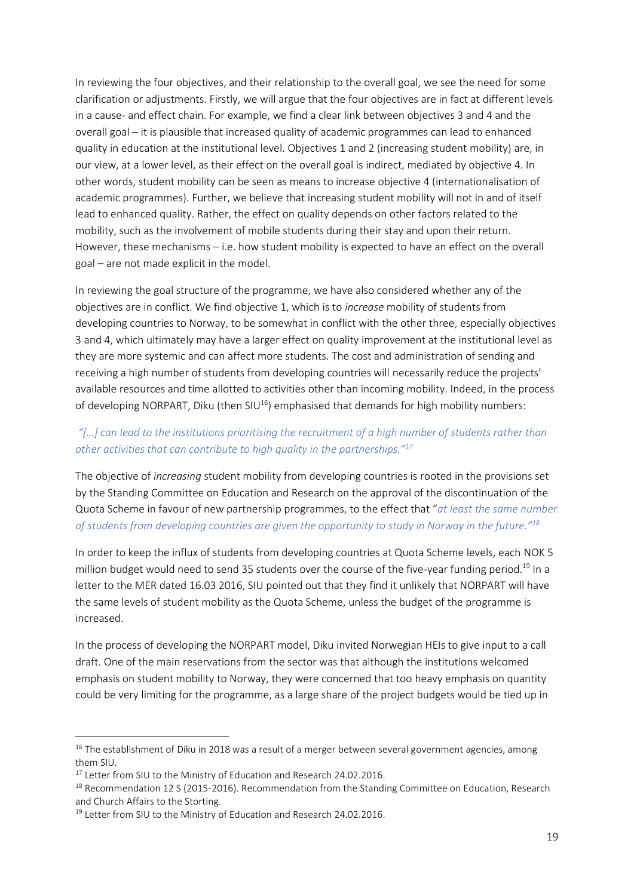In reviewing the four objectives, and their relationship to the overall goal, we see the need for some clarification or adjustments. Firstly, we will argue that the four objectives are in fact at different levels in a cause- and effect chain. For example, we find a clear link between objectives 3 and 4 and the overall goal – it is plausible that increased quality of academic programmes can lead to enhanced quality in education at the institutional level. Objectives 1 and 2 (increasing student mobility) are, in our view, at a lower level, as their effect on the overall goal is indirect, mediated by objective 4. In other words, student mobility can be seen as means to increase objective 4 (internationalisation of academic programmes). Further, we believe that increasing student mobility will not in and of itself lead to enhanced quality. Rather, the effect on quality depends on other factors related to the mobility, such as the involvement of mobile students during their stay and upon their return. However, these mechanisms – i.e. how student mobility is expected to have an effect on the overall goal – are not made explicit in the model.

In reviewing the goal structure of the programme, we have also considered whether any of the objectives are in conflict. We find objective 1, which is to *increase* mobility of students from developing countries to Norway, to be somewhat in conflict with the other three, especially objectives 3 and 4, which ultimately may have a larger effect on quality improvement at the institutional level as they are more systemic and can affect more students. The cost and administration of sending and receiving a high number of students from developing countries will necessarily reduce the projects' available resources and time allotted to activities other than incoming mobility. Indeed, in the process of developing NORPART, Diku (then SIU[16]) emphasised that demands for high mobility numbers:

*"[...] can lead to the institutions prioritising the recruitment of a high number of students rather than other activities that can contribute to high quality in the partnerships."*[17]

The objective of *increasing* student mobility from developing countries is rooted in the provisions set by the Standing Committee on Education and Research on the approval of the discontinuation of the Quota Scheme in favour of new partnership programmes, to the effect that "*at least the same number of students from developing countries are given the opportunity to study in Norway in the future."*[18]

In order to keep the influx of students from developing countries at Quota Scheme levels, each NOK 5 million budget would need to send 35 students over the course of the five-year funding period.[19] In a letter to the MER dated 16.03 2016, SIU pointed out that they find it unlikely that NORPART will have the same levels of student mobility as the Quota Scheme, unless the budget of the programme is increased.

In the process of developing the NORPART model, Diku invited Norwegian HEIs to give input to a call draft. One of the main reservations from the sector was that although the institutions welcomed emphasis on student mobility to Norway, they were concerned that too heavy emphasis on quantity could be very limiting for the programme, as a large share of the project budgets would be tied up in

---

[16] The establishment of Diku in 2018 was a result of a merger between several government agencies, among them SIU.

[17] Letter from SIU to the Ministry of Education and Research 24.02.2016.

[18] Recommendation 12 S (2015-2016). Recommendation from the Standing Committee on Education, Research and Church Affairs to the Storting.

[19] Letter from SIU to the Ministry of Education and Research 24.02.2016.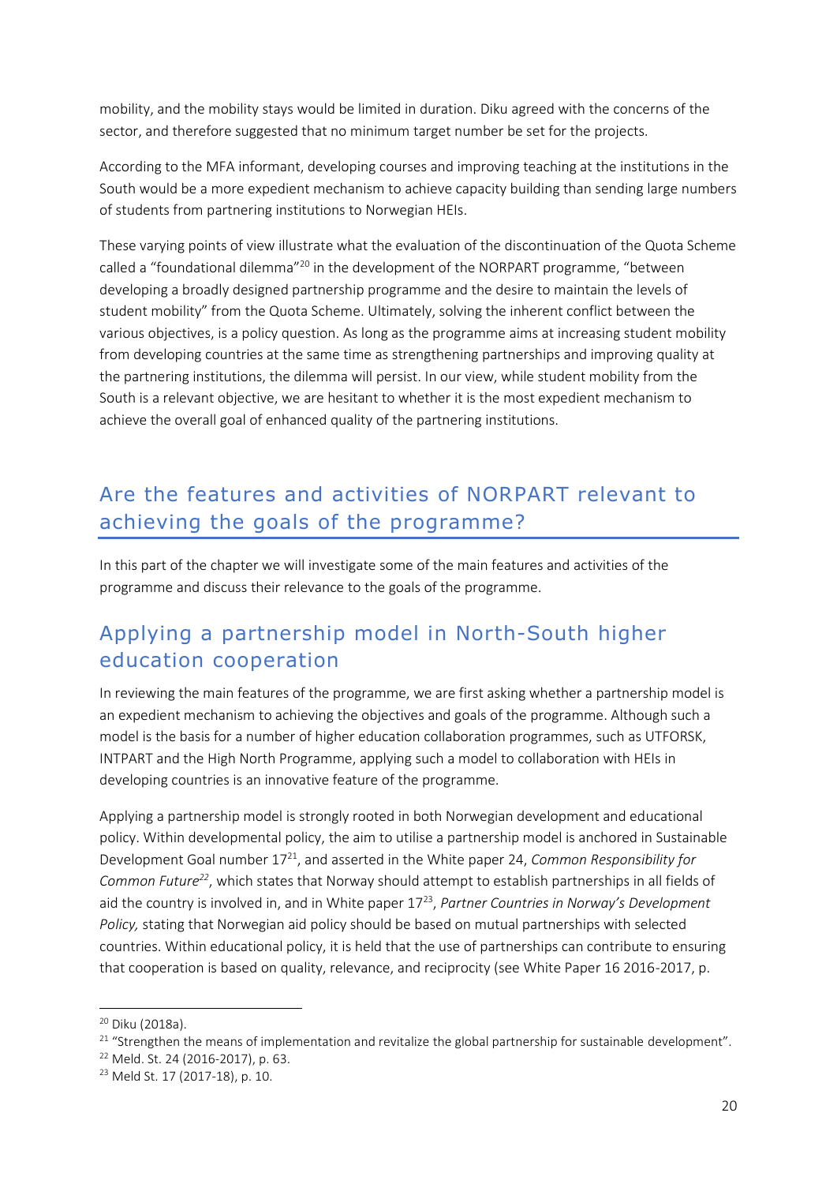mobility, and the mobility stays would be limited in duration. Diku agreed with the concerns of the sector, and therefore suggested that no minimum target number be set for the projects.

According to the MFA informant, developing courses and improving teaching at the institutions in the South would be a more expedient mechanism to achieve capacity building than sending large numbers of students from partnering institutions to Norwegian HEIs.

These varying points of view illustrate what the evaluation of the discontinuation of the Quota Scheme called a "foundational dilemma"[20] in the development of the NORPART programme, "between developing a broadly designed partnership programme and the desire to maintain the levels of student mobility" from the Quota Scheme. Ultimately, solving the inherent conflict between the various objectives, is a policy question. As long as the programme aims at increasing student mobility from developing countries at the same time as strengthening partnerships and improving quality at the partnering institutions, the dilemma will persist. In our view, while student mobility from the South is a relevant objective, we are hesitant to whether it is the most expedient mechanism to achieve the overall goal of enhanced quality of the partnering institutions.

## Are the features and activities of NORPART relevant to achieving the goals of the programme?

In this part of the chapter we will investigate some of the main features and activities of the programme and discuss their relevance to the goals of the programme.

### Applying a partnership model in North-South higher education cooperation

In reviewing the main features of the programme, we are first asking whether a partnership model is an expedient mechanism to achieving the objectives and goals of the programme. Although such a model is the basis for a number of higher education collaboration programmes, such as UTFORSK, INTPART and the High North Programme, applying such a model to collaboration with HEIs in developing countries is an innovative feature of the programme.

Applying a partnership model is strongly rooted in both Norwegian development and educational policy. Within developmental policy, the aim to utilise a partnership model is anchored in Sustainable Development Goal number 17[21], and asserted in the White paper 24, *Common Responsibility for Common Future*[22], which states that Norway should attempt to establish partnerships in all fields of aid the country is involved in, and in White paper 17[23], *Partner Countries in Norway's Development Policy,* stating that Norwegian aid policy should be based on mutual partnerships with selected countries. Within educational policy, it is held that the use of partnerships can contribute to ensuring that cooperation is based on quality, relevance, and reciprocity (see White Paper 16 2016-2017, p.

[20] Diku (2018a).

[21] "Strengthen the means of implementation and revitalize the global partnership for sustainable development".

[22] Meld. St. 24 (2016-2017), p. 63.

[23] Meld St. 17 (2017-18), p. 10.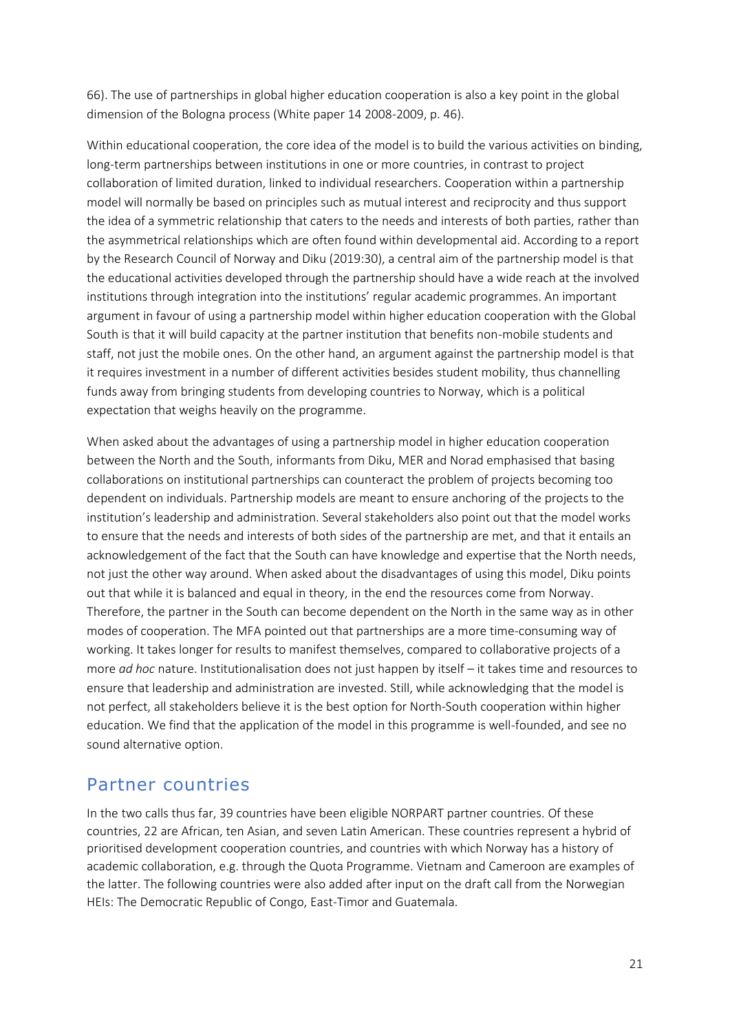66). The use of partnerships in global higher education cooperation is also a key point in the global dimension of the Bologna process (White paper 14 2008-2009, p. 46).

Within educational cooperation, the core idea of the model is to build the various activities on binding, long-term partnerships between institutions in one or more countries, in contrast to project collaboration of limited duration, linked to individual researchers. Cooperation within a partnership model will normally be based on principles such as mutual interest and reciprocity and thus support the idea of a symmetric relationship that caters to the needs and interests of both parties, rather than the asymmetrical relationships which are often found within developmental aid. According to a report by the Research Council of Norway and Diku (2019:30), a central aim of the partnership model is that the educational activities developed through the partnership should have a wide reach at the involved institutions through integration into the institutions' regular academic programmes. An important argument in favour of using a partnership model within higher education cooperation with the Global South is that it will build capacity at the partner institution that benefits non-mobile students and staff, not just the mobile ones. On the other hand, an argument against the partnership model is that it requires investment in a number of different activities besides student mobility, thus channelling funds away from bringing students from developing countries to Norway, which is a political expectation that weighs heavily on the programme.

When asked about the advantages of using a partnership model in higher education cooperation between the North and the South, informants from Diku, MER and Norad emphasised that basing collaborations on institutional partnerships can counteract the problem of projects becoming too dependent on individuals. Partnership models are meant to ensure anchoring of the projects to the institution's leadership and administration. Several stakeholders also point out that the model works to ensure that the needs and interests of both sides of the partnership are met, and that it entails an acknowledgement of the fact that the South can have knowledge and expertise that the North needs, not just the other way around. When asked about the disadvantages of using this model, Diku points out that while it is balanced and equal in theory, in the end the resources come from Norway. Therefore, the partner in the South can become dependent on the North in the same way as in other modes of cooperation. The MFA pointed out that partnerships are a more time-consuming way of working. It takes longer for results to manifest themselves, compared to collaborative projects of a more *ad hoc* nature. Institutionalisation does not just happen by itself – it takes time and resources to ensure that leadership and administration are invested. Still, while acknowledging that the model is not perfect, all stakeholders believe it is the best option for North-South cooperation within higher education. We find that the application of the model in this programme is well-founded, and see no sound alternative option.

## Partner countries

In the two calls thus far, 39 countries have been eligible NORPART partner countries. Of these countries, 22 are African, ten Asian, and seven Latin American. These countries represent a hybrid of prioritised development cooperation countries, and countries with which Norway has a history of academic collaboration, e.g. through the Quota Programme. Vietnam and Cameroon are examples of the latter. The following countries were also added after input on the draft call from the Norwegian HEIs: The Democratic Republic of Congo, East-Timor and Guatemala.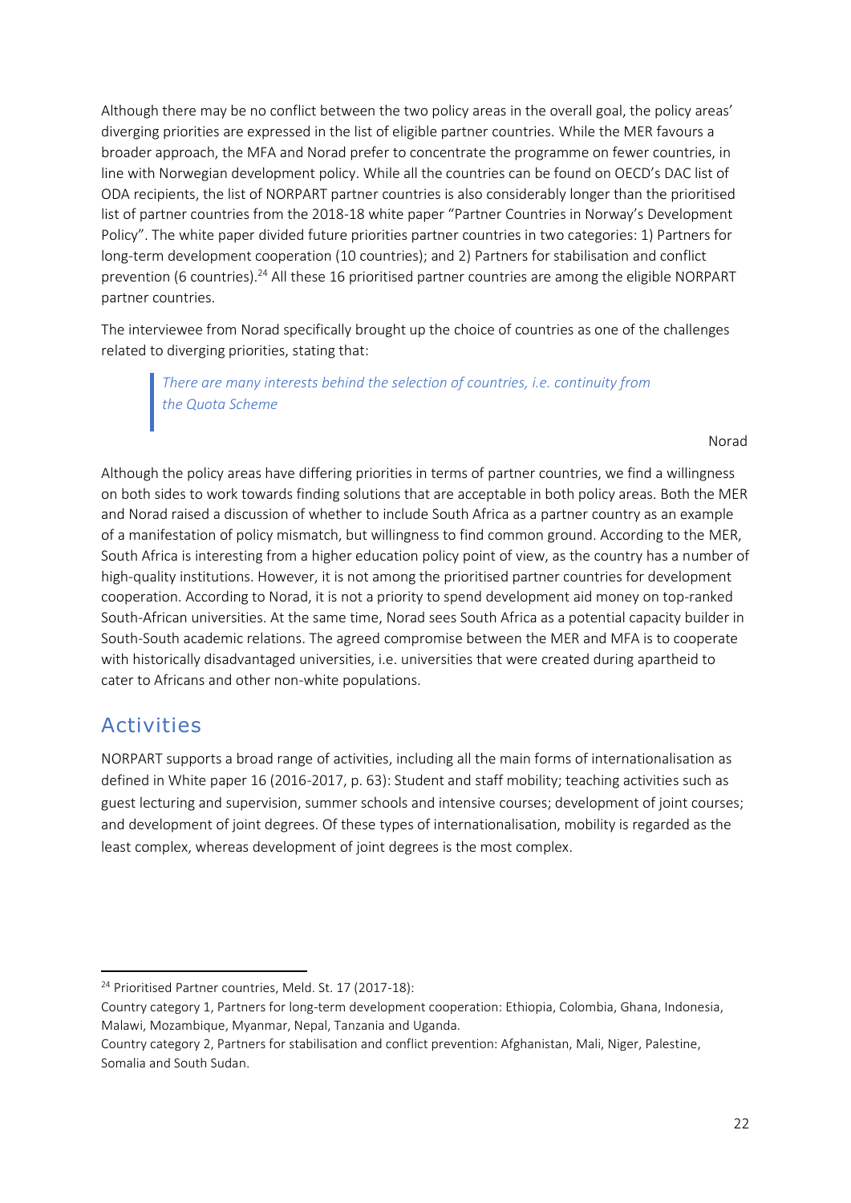Although there may be no conflict between the two policy areas in the overall goal, the policy areas' diverging priorities are expressed in the list of eligible partner countries. While the MER favours a broader approach, the MFA and Norad prefer to concentrate the programme on fewer countries, in line with Norwegian development policy. While all the countries can be found on OECD's DAC list of ODA recipients, the list of NORPART partner countries is also considerably longer than the prioritised list of partner countries from the 2018-18 white paper "Partner Countries in Norway's Development Policy". The white paper divided future priorities partner countries in two categories: 1) Partners for long-term development cooperation (10 countries); and 2) Partners for stabilisation and conflict prevention (6 countries).[24] All these 16 prioritised partner countries are among the eligible NORPART partner countries.

The interviewee from Norad specifically brought up the choice of countries as one of the challenges related to diverging priorities, stating that:

> *There are many interests behind the selection of countries, i.e. continuity from the Quota Scheme*

Norad

Although the policy areas have differing priorities in terms of partner countries, we find a willingness on both sides to work towards finding solutions that are acceptable in both policy areas. Both the MER and Norad raised a discussion of whether to include South Africa as a partner country as an example of a manifestation of policy mismatch, but willingness to find common ground. According to the MER, South Africa is interesting from a higher education policy point of view, as the country has a number of high-quality institutions. However, it is not among the prioritised partner countries for development cooperation. According to Norad, it is not a priority to spend development aid money on top-ranked South-African universities. At the same time, Norad sees South Africa as a potential capacity builder in South-South academic relations. The agreed compromise between the MER and MFA is to cooperate with historically disadvantaged universities, i.e. universities that were created during apartheid to cater to Africans and other non-white populations.

## Activities

NORPART supports a broad range of activities, including all the main forms of internationalisation as defined in White paper 16 (2016-2017, p. 63): Student and staff mobility; teaching activities such as guest lecturing and supervision, summer schools and intensive courses; development of joint courses; and development of joint degrees. Of these types of internationalisation, mobility is regarded as the least complex, whereas development of joint degrees is the most complex.

---

[24] Prioritised Partner countries, Meld. St. 17 (2017-18):

Country category 1, Partners for long-term development cooperation: Ethiopia, Colombia, Ghana, Indonesia, Malawi, Mozambique, Myanmar, Nepal, Tanzania and Uganda.

Country category 2, Partners for stabilisation and conflict prevention: Afghanistan, Mali, Niger, Palestine, Somalia and South Sudan.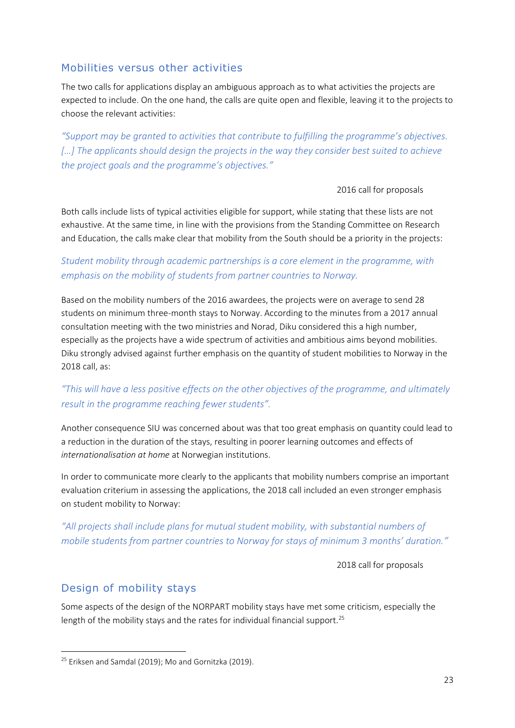## Mobilities versus other activities

The two calls for applications display an ambiguous approach as to what activities the projects are expected to include. On the one hand, the calls are quite open and flexible, leaving it to the projects to choose the relevant activities:

*"Support may be granted to activities that contribute to fulfilling the programme's objectives. […] The applicants should design the projects in the way they consider best suited to achieve the project goals and the programme's objectives."*

2016 call for proposals

Both calls include lists of typical activities eligible for support, while stating that these lists are not exhaustive. At the same time, in line with the provisions from the Standing Committee on Research and Education, the calls make clear that mobility from the South should be a priority in the projects:

*Student mobility through academic partnerships is a core element in the programme, with emphasis on the mobility of students from partner countries to Norway.*

Based on the mobility numbers of the 2016 awardees, the projects were on average to send 28 students on minimum three-month stays to Norway. According to the minutes from a 2017 annual consultation meeting with the two ministries and Norad, Diku considered this a high number, especially as the projects have a wide spectrum of activities and ambitious aims beyond mobilities. Diku strongly advised against further emphasis on the quantity of student mobilities to Norway in the 2018 call, as:

*"This will have a less positive effects on the other objectives of the programme, and ultimately result in the programme reaching fewer students".*

Another consequence SIU was concerned about was that too great emphasis on quantity could lead to a reduction in the duration of the stays, resulting in poorer learning outcomes and effects of *internationalisation at home* at Norwegian institutions.

In order to communicate more clearly to the applicants that mobility numbers comprise an important evaluation criterium in assessing the applications, the 2018 call included an even stronger emphasis on student mobility to Norway:

*"All projects shall include plans for mutual student mobility, with substantial numbers of mobile students from partner countries to Norway for stays of minimum 3 months' duration."*

2018 call for proposals

## Design of mobility stays

Some aspects of the design of the NORPART mobility stays have met some criticism, especially the length of the mobility stays and the rates for individual financial support.[25]

[25] Eriksen and Samdal (2019); Mo and Gornitzka (2019).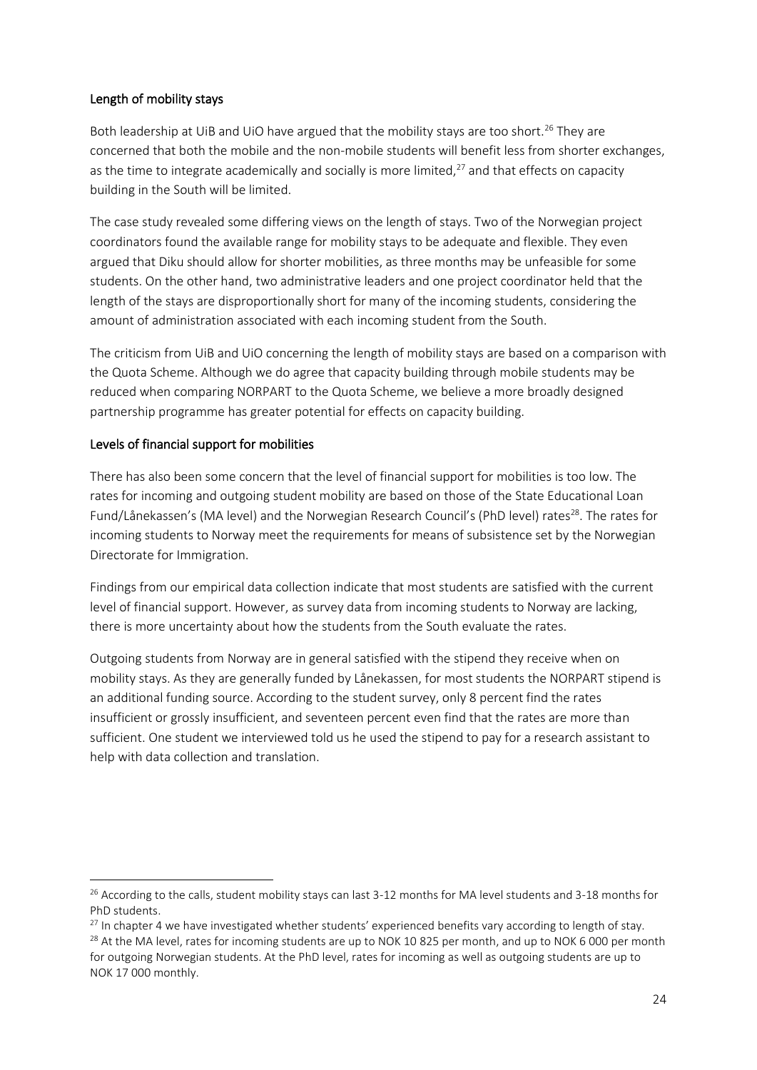### Length of mobility stays

Both leadership at UiB and UiO have argued that the mobility stays are too short.[26] They are concerned that both the mobile and the non-mobile students will benefit less from shorter exchanges, as the time to integrate academically and socially is more limited,[27] and that effects on capacity building in the South will be limited.

The case study revealed some differing views on the length of stays. Two of the Norwegian project coordinators found the available range for mobility stays to be adequate and flexible. They even argued that Diku should allow for shorter mobilities, as three months may be unfeasible for some students. On the other hand, two administrative leaders and one project coordinator held that the length of the stays are disproportionally short for many of the incoming students, considering the amount of administration associated with each incoming student from the South.

The criticism from UiB and UiO concerning the length of mobility stays are based on a comparison with the Quota Scheme. Although we do agree that capacity building through mobile students may be reduced when comparing NORPART to the Quota Scheme, we believe a more broadly designed partnership programme has greater potential for effects on capacity building.

### Levels of financial support for mobilities

There has also been some concern that the level of financial support for mobilities is too low. The rates for incoming and outgoing student mobility are based on those of the State Educational Loan Fund/Lånekassen's (MA level) and the Norwegian Research Council's (PhD level) rates[28]. The rates for incoming students to Norway meet the requirements for means of subsistence set by the Norwegian Directorate for Immigration.

Findings from our empirical data collection indicate that most students are satisfied with the current level of financial support. However, as survey data from incoming students to Norway are lacking, there is more uncertainty about how the students from the South evaluate the rates.

Outgoing students from Norway are in general satisfied with the stipend they receive when on mobility stays. As they are generally funded by Lånekassen, for most students the NORPART stipend is an additional funding source. According to the student survey, only 8 percent find the rates insufficient or grossly insufficient, and seventeen percent even find that the rates are more than sufficient. One student we interviewed told us he used the stipend to pay for a research assistant to help with data collection and translation.

---

[26] According to the calls, student mobility stays can last 3-12 months for MA level students and 3-18 months for PhD students.

[27] In chapter 4 we have investigated whether students' experienced benefits vary according to length of stay.

[28] At the MA level, rates for incoming students are up to NOK 10 825 per month, and up to NOK 6 000 per month for outgoing Norwegian students. At the PhD level, rates for incoming as well as outgoing students are up to NOK 17 000 monthly.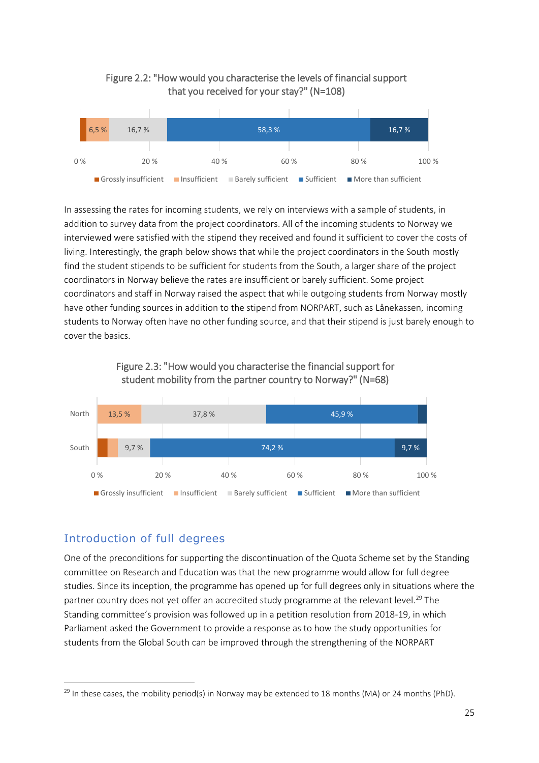Figure 2.2: "How would you characterise the levels of financial support that you received for your stay?" (N=108)

| | Grossly insufficient | Insufficient | Barely sufficient | Sufficient | More than sufficient |
|---|---|---|---|---|---|
| | | 6,5 % | 16,7 % | 58,3 % | 16,7 % |

In assessing the rates for incoming students, we rely on interviews with a sample of students, in addition to survey data from the project coordinators. All of the incoming students to Norway we interviewed were satisfied with the stipend they received and found it sufficient to cover the costs of living. Interestingly, the graph below shows that while the project coordinators in the South mostly find the student stipends to be sufficient for students from the South, a larger share of the project coordinators in Norway believe the rates are insufficient or barely sufficient. Some project coordinators and staff in Norway raised the aspect that while outgoing students from Norway mostly have other funding sources in addition to the stipend from NORPART, such as Lånekassen, incoming students to Norway often have no other funding source, and that their stipend is just barely enough to cover the basics.

Figure 2.3: "How would you characterise the financial support for student mobility from the partner country to Norway?" (N=68)

| | Grossly insufficient | Insufficient | Barely sufficient | Sufficient | More than sufficient |
|---|---|---|---|---|---|
| North | | 13,5 % | 37,8 % | 45,9 % | |
| South | | | 9,7 % | 74,2 % | 9,7 % |

## Introduction of full degrees

One of the preconditions for supporting the discontinuation of the Quota Scheme set by the Standing committee on Research and Education was that the new programme would allow for full degree studies. Since its inception, the programme has opened up for full degrees only in situations where the partner country does not yet offer an accredited study programme at the relevant level.[29] The Standing committee's provision was followed up in a petition resolution from 2018-19, in which Parliament asked the Government to provide a response as to how the study opportunities for students from the Global South can be improved through the strengthening of the NORPART

[29] In these cases, the mobility period(s) in Norway may be extended to 18 months (MA) or 24 months (PhD).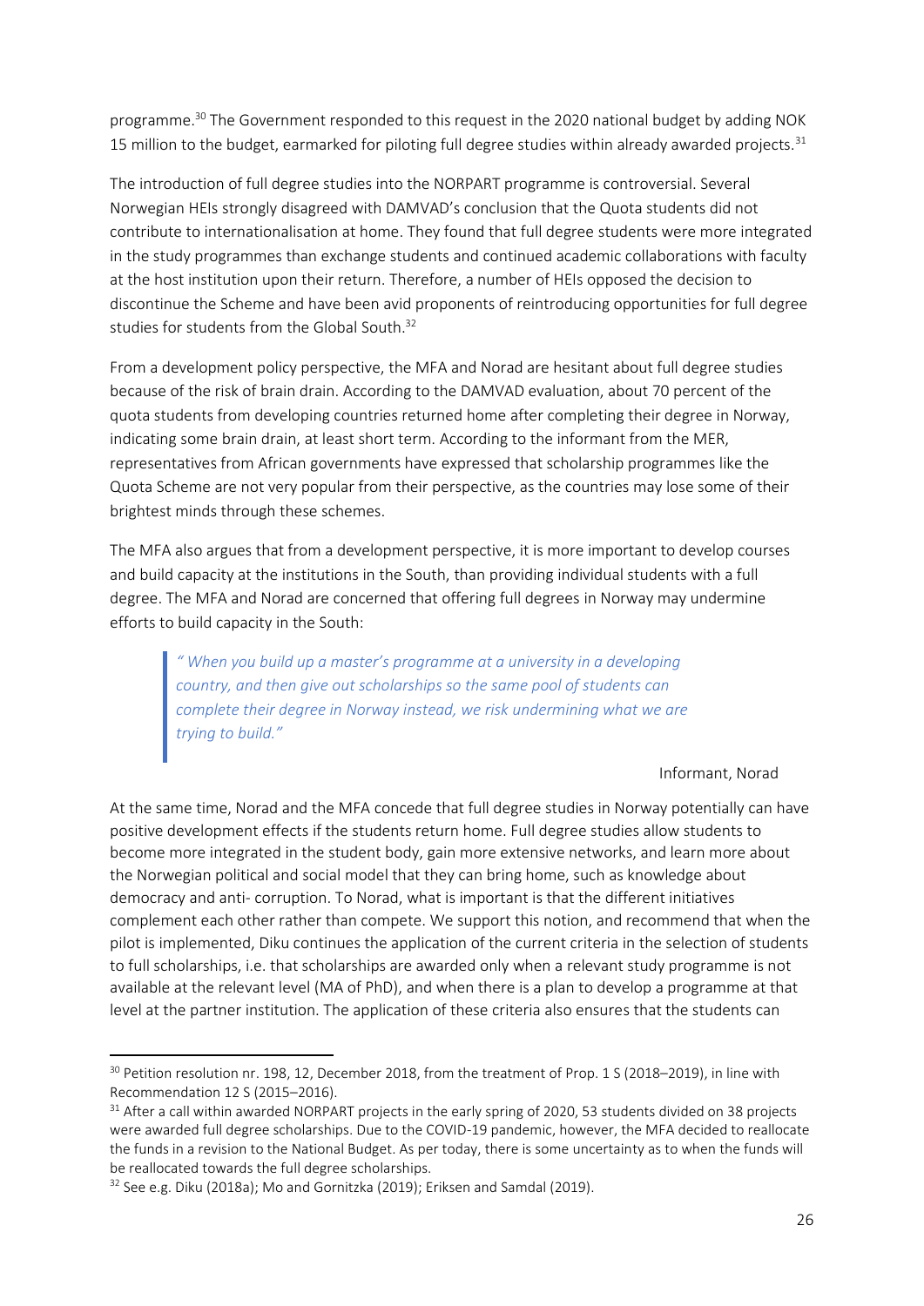programme.[30] The Government responded to this request in the 2020 national budget by adding NOK 15 million to the budget, earmarked for piloting full degree studies within already awarded projects.[31]

The introduction of full degree studies into the NORPART programme is controversial. Several Norwegian HEIs strongly disagreed with DAMVAD's conclusion that the Quota students did not contribute to internationalisation at home. They found that full degree students were more integrated in the study programmes than exchange students and continued academic collaborations with faculty at the host institution upon their return. Therefore, a number of HEIs opposed the decision to discontinue the Scheme and have been avid proponents of reintroducing opportunities for full degree studies for students from the Global South.[32]

From a development policy perspective, the MFA and Norad are hesitant about full degree studies because of the risk of brain drain. According to the DAMVAD evaluation, about 70 percent of the quota students from developing countries returned home after completing their degree in Norway, indicating some brain drain, at least short term. According to the informant from the MER, representatives from African governments have expressed that scholarship programmes like the Quota Scheme are not very popular from their perspective, as the countries may lose some of their brightest minds through these schemes.

The MFA also argues that from a development perspective, it is more important to develop courses and build capacity at the institutions in the South, than providing individual students with a full degree. The MFA and Norad are concerned that offering full degrees in Norway may undermine efforts to build capacity in the South:

> *" When you build up a master's programme at a university in a developing country, and then give out scholarships so the same pool of students can complete their degree in Norway instead, we risk undermining what we are trying to build."*
>
> Informant, Norad

At the same time, Norad and the MFA concede that full degree studies in Norway potentially can have positive development effects if the students return home. Full degree studies allow students to become more integrated in the student body, gain more extensive networks, and learn more about the Norwegian political and social model that they can bring home, such as knowledge about democracy and anti- corruption. To Norad, what is important is that the different initiatives complement each other rather than compete. We support this notion, and recommend that when the pilot is implemented, Diku continues the application of the current criteria in the selection of students to full scholarships, i.e. that scholarships are awarded only when a relevant study programme is not available at the relevant level (MA of PhD), and when there is a plan to develop a programme at that level at the partner institution. The application of these criteria also ensures that the students can

---

[30] Petition resolution nr. 198, 12, December 2018, from the treatment of Prop. 1 S (2018–2019), in line with Recommendation 12 S (2015–2016).

[31] After a call within awarded NORPART projects in the early spring of 2020, 53 students divided on 38 projects were awarded full degree scholarships. Due to the COVID-19 pandemic, however, the MFA decided to reallocate the funds in a revision to the National Budget. As per today, there is some uncertainty as to when the funds will be reallocated towards the full degree scholarships.

[32] See e.g. Diku (2018a); Mo and Gornitzka (2019); Eriksen and Samdal (2019).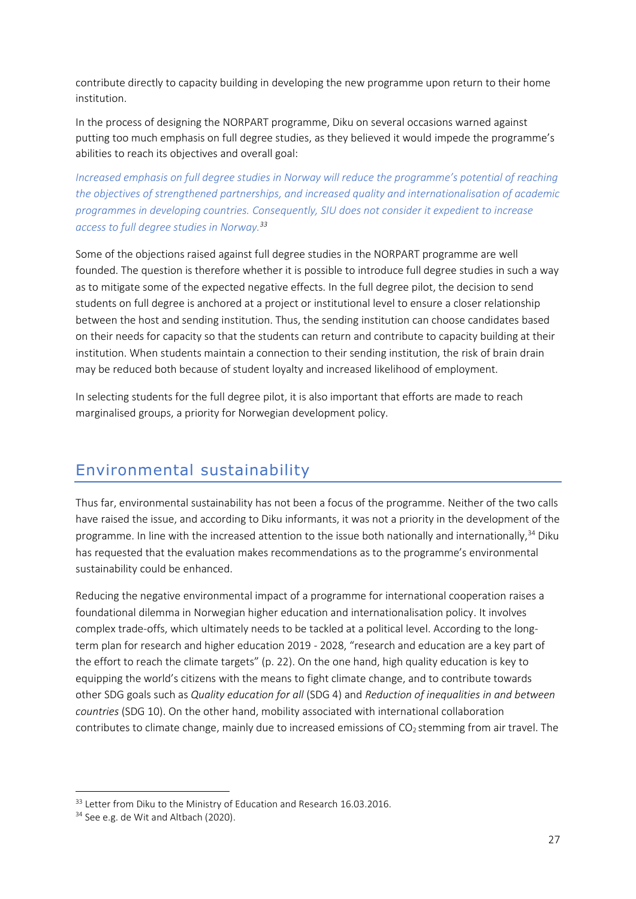contribute directly to capacity building in developing the new programme upon return to their home institution.

In the process of designing the NORPART programme, Diku on several occasions warned against putting too much emphasis on full degree studies, as they believed it would impede the programme's abilities to reach its objectives and overall goal:

*Increased emphasis on full degree studies in Norway will reduce the programme's potential of reaching the objectives of strengthened partnerships, and increased quality and internationalisation of academic programmes in developing countries. Consequently, SIU does not consider it expedient to increase access to full degree studies in Norway.*[33]

Some of the objections raised against full degree studies in the NORPART programme are well founded. The question is therefore whether it is possible to introduce full degree studies in such a way as to mitigate some of the expected negative effects. In the full degree pilot, the decision to send students on full degree is anchored at a project or institutional level to ensure a closer relationship between the host and sending institution. Thus, the sending institution can choose candidates based on their needs for capacity so that the students can return and contribute to capacity building at their institution. When students maintain a connection to their sending institution, the risk of brain drain may be reduced both because of student loyalty and increased likelihood of employment.

In selecting students for the full degree pilot, it is also important that efforts are made to reach marginalised groups, a priority for Norwegian development policy.

## Environmental sustainability

Thus far, environmental sustainability has not been a focus of the programme. Neither of the two calls have raised the issue, and according to Diku informants, it was not a priority in the development of the programme. In line with the increased attention to the issue both nationally and internationally,[34] Diku has requested that the evaluation makes recommendations as to the programme's environmental sustainability could be enhanced.

Reducing the negative environmental impact of a programme for international cooperation raises a foundational dilemma in Norwegian higher education and internationalisation policy. It involves complex trade-offs, which ultimately needs to be tackled at a political level. According to the long-term plan for research and higher education 2019 - 2028, "research and education are a key part of the effort to reach the climate targets" (p. 22). On the one hand, high quality education is key to equipping the world's citizens with the means to fight climate change, and to contribute towards other SDG goals such as *Quality education for all* (SDG 4) and *Reduction of inequalities in and between countries* (SDG 10). On the other hand, mobility associated with international collaboration contributes to climate change, mainly due to increased emissions of $CO_2$ stemming from air travel. The

---

[33] Letter from Diku to the Ministry of Education and Research 16.03.2016.

[34] See e.g. de Wit and Altbach (2020).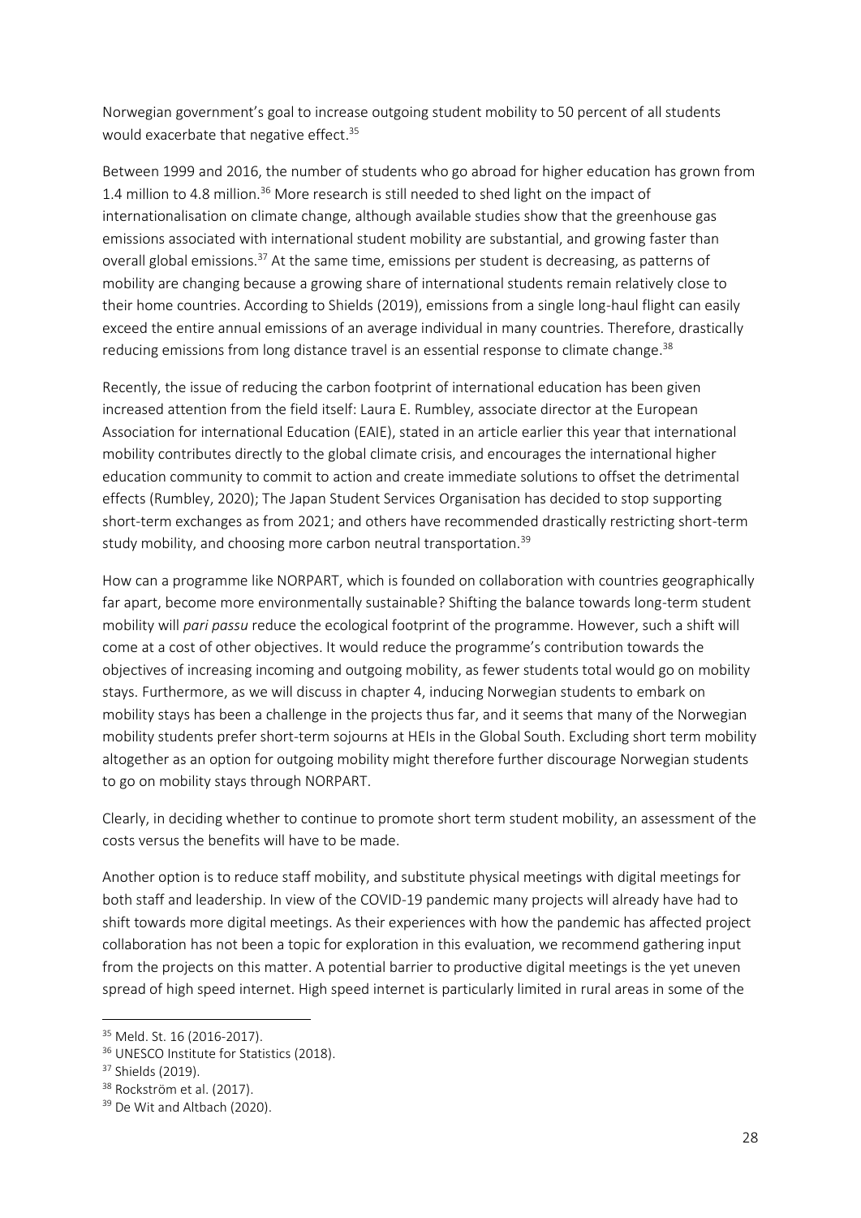Norwegian government's goal to increase outgoing student mobility to 50 percent of all students would exacerbate that negative effect.[35]

Between 1999 and 2016, the number of students who go abroad for higher education has grown from 1.4 million to 4.8 million.[36] More research is still needed to shed light on the impact of internationalisation on climate change, although available studies show that the greenhouse gas emissions associated with international student mobility are substantial, and growing faster than overall global emissions.[37] At the same time, emissions per student is decreasing, as patterns of mobility are changing because a growing share of international students remain relatively close to their home countries. According to Shields (2019), emissions from a single long-haul flight can easily exceed the entire annual emissions of an average individual in many countries. Therefore, drastically reducing emissions from long distance travel is an essential response to climate change.[38]

Recently, the issue of reducing the carbon footprint of international education has been given increased attention from the field itself: Laura E. Rumbley, associate director at the European Association for international Education (EAIE), stated in an article earlier this year that international mobility contributes directly to the global climate crisis, and encourages the international higher education community to commit to action and create immediate solutions to offset the detrimental effects (Rumbley, 2020); The Japan Student Services Organisation has decided to stop supporting short-term exchanges as from 2021; and others have recommended drastically restricting short-term study mobility, and choosing more carbon neutral transportation.[39]

How can a programme like NORPART, which is founded on collaboration with countries geographically far apart, become more environmentally sustainable? Shifting the balance towards long-term student mobility will *pari passu* reduce the ecological footprint of the programme. However, such a shift will come at a cost of other objectives. It would reduce the programme's contribution towards the objectives of increasing incoming and outgoing mobility, as fewer students total would go on mobility stays. Furthermore, as we will discuss in chapter 4, inducing Norwegian students to embark on mobility stays has been a challenge in the projects thus far, and it seems that many of the Norwegian mobility students prefer short-term sojourns at HEIs in the Global South. Excluding short term mobility altogether as an option for outgoing mobility might therefore further discourage Norwegian students to go on mobility stays through NORPART.

Clearly, in deciding whether to continue to promote short term student mobility, an assessment of the costs versus the benefits will have to be made.

Another option is to reduce staff mobility, and substitute physical meetings with digital meetings for both staff and leadership. In view of the COVID-19 pandemic many projects will already have had to shift towards more digital meetings. As their experiences with how the pandemic has affected project collaboration has not been a topic for exploration in this evaluation, we recommend gathering input from the projects on this matter. A potential barrier to productive digital meetings is the yet uneven spread of high speed internet. High speed internet is particularly limited in rural areas in some of the

---

[35] Meld. St. 16 (2016-2017).

[36] UNESCO Institute for Statistics (2018).

[37] Shields (2019).

[38] Rockström et al. (2017).

[39] De Wit and Altbach (2020).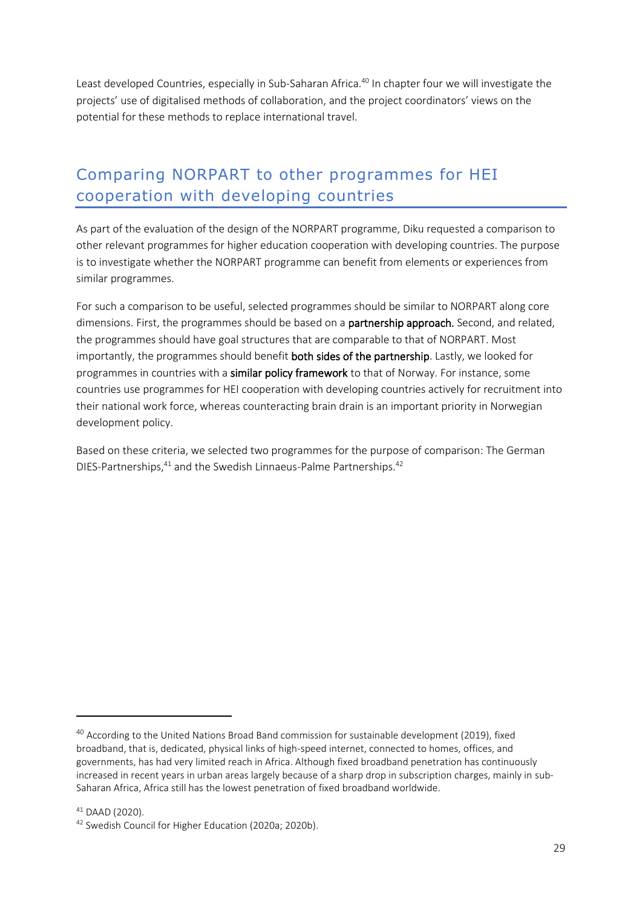Least developed Countries, especially in Sub-Saharan Africa.[40] In chapter four we will investigate the projects' use of digitalised methods of collaboration, and the project coordinators' views on the potential for these methods to replace international travel.

## Comparing NORPART to other programmes for HEI cooperation with developing countries

As part of the evaluation of the design of the NORPART programme, Diku requested a comparison to other relevant programmes for higher education cooperation with developing countries. The purpose is to investigate whether the NORPART programme can benefit from elements or experiences from similar programmes.

For such a comparison to be useful, selected programmes should be similar to NORPART along core dimensions. First, the programmes should be based on a **partnership approach.** Second, and related, the programmes should have goal structures that are comparable to that of NORPART. Most importantly, the programmes should benefit **both sides of the partnership**. Lastly, we looked for programmes in countries with a **similar policy framework** to that of Norway. For instance, some countries use programmes for HEI cooperation with developing countries actively for recruitment into their national work force, whereas counteracting brain drain is an important priority in Norwegian development policy.

Based on these criteria, we selected two programmes for the purpose of comparison: The German DIES-Partnerships,[41] and the Swedish Linnaeus-Palme Partnerships.[42]

---

[40] According to the United Nations Broad Band commission for sustainable development (2019), fixed broadband, that is, dedicated, physical links of high-speed internet, connected to homes, offices, and governments, has had very limited reach in Africa. Although fixed broadband penetration has continuously increased in recent years in urban areas largely because of a sharp drop in subscription charges, mainly in sub-Saharan Africa, Africa still has the lowest penetration of fixed broadband worldwide.

[41] DAAD (2020).

[42] Swedish Council for Higher Education (2020a; 2020b).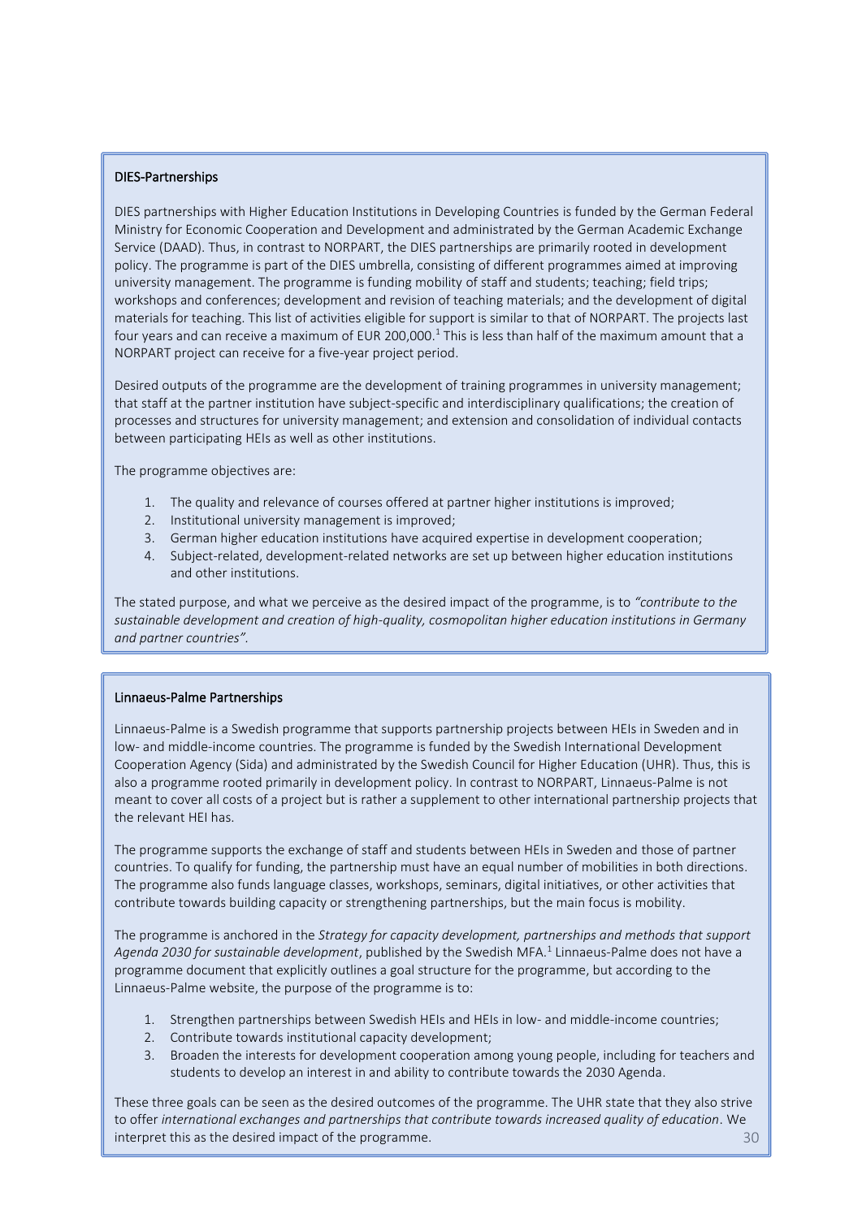### DIES-Partnerships

DIES partnerships with Higher Education Institutions in Developing Countries is funded by the German Federal Ministry for Economic Cooperation and Development and administrated by the German Academic Exchange Service (DAAD). Thus, in contrast to NORPART, the DIES partnerships are primarily rooted in development policy. The programme is part of the DIES umbrella, consisting of different programmes aimed at improving university management. The programme is funding mobility of staff and students; teaching; field trips; workshops and conferences; development and revision of teaching materials; and the development of digital materials for teaching. This list of activities eligible for support is similar to that of NORPART. The projects last four years and can receive a maximum of EUR 200,000.[1] This is less than half of the maximum amount that a NORPART project can receive for a five-year project period.

Desired outputs of the programme are the development of training programmes in university management; that staff at the partner institution have subject-specific and interdisciplinary qualifications; the creation of processes and structures for university management; and extension and consolidation of individual contacts between participating HEIs as well as other institutions.

The programme objectives are:

1. The quality and relevance of courses offered at partner higher institutions is improved;
2. Institutional university management is improved;
3. German higher education institutions have acquired expertise in development cooperation;
4. Subject-related, development-related networks are set up between higher education institutions and other institutions.

The stated purpose, and what we perceive as the desired impact of the programme, is to *"contribute to the sustainable development and creation of high-quality, cosmopolitan higher education institutions in Germany and partner countries".*

### Linnaeus-Palme Partnerships

Linnaeus-Palme is a Swedish programme that supports partnership projects between HEIs in Sweden and in low- and middle-income countries. The programme is funded by the Swedish International Development Cooperation Agency (Sida) and administrated by the Swedish Council for Higher Education (UHR). Thus, this is also a programme rooted primarily in development policy. In contrast to NORPART, Linnaeus-Palme is not meant to cover all costs of a project but is rather a supplement to other international partnership projects that the relevant HEI has.

The programme supports the exchange of staff and students between HEIs in Sweden and those of partner countries. To qualify for funding, the partnership must have an equal number of mobilities in both directions. The programme also funds language classes, workshops, seminars, digital initiatives, or other activities that contribute towards building capacity or strengthening partnerships, but the main focus is mobility.

The programme is anchored in the *Strategy for capacity development, partnerships and methods that support Agenda 2030 for sustainable development*, published by the Swedish MFA.[1] Linnaeus-Palme does not have a programme document that explicitly outlines a goal structure for the programme, but according to the Linnaeus-Palme website, the purpose of the programme is to:

1. Strengthen partnerships between Swedish HEIs and HEIs in low- and middle-income countries;
2. Contribute towards institutional capacity development;
3. Broaden the interests for development cooperation among young people, including for teachers and students to develop an interest in and ability to contribute towards the 2030 Agenda.

These three goals can be seen as the desired outcomes of the programme. The UHR state that they also strive to offer *international exchanges and partnerships that contribute towards increased quality of education*. We interpret this as the desired impact of the programme.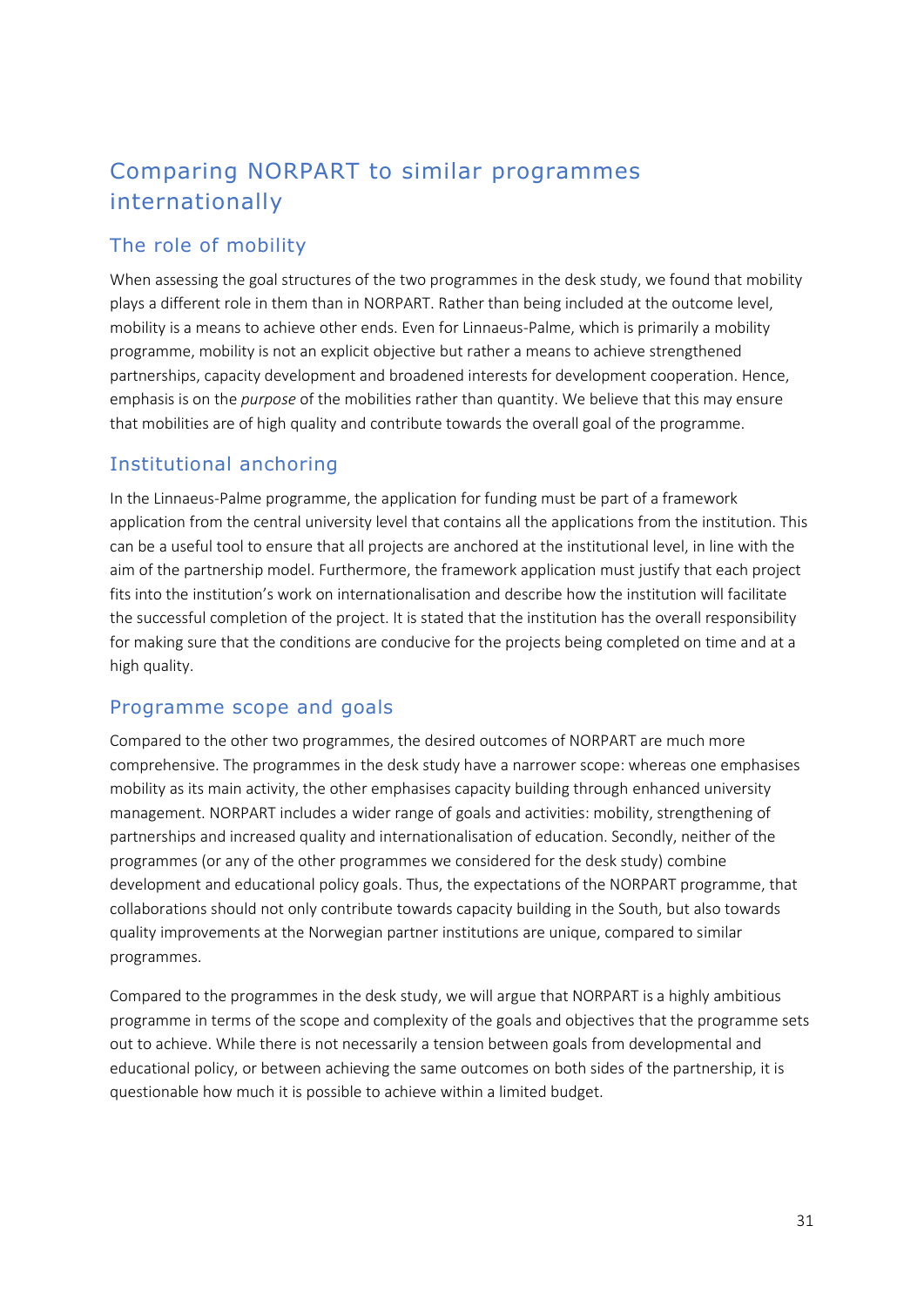# Comparing NORPART to similar programmes internationally

## The role of mobility

When assessing the goal structures of the two programmes in the desk study, we found that mobility plays a different role in them than in NORPART. Rather than being included at the outcome level, mobility is a means to achieve other ends. Even for Linnaeus-Palme, which is primarily a mobility programme, mobility is not an explicit objective but rather a means to achieve strengthened partnerships, capacity development and broadened interests for development cooperation. Hence, emphasis is on the *purpose* of the mobilities rather than quantity. We believe that this may ensure that mobilities are of high quality and contribute towards the overall goal of the programme.

## Institutional anchoring

In the Linnaeus-Palme programme, the application for funding must be part of a framework application from the central university level that contains all the applications from the institution. This can be a useful tool to ensure that all projects are anchored at the institutional level, in line with the aim of the partnership model. Furthermore, the framework application must justify that each project fits into the institution's work on internationalisation and describe how the institution will facilitate the successful completion of the project. It is stated that the institution has the overall responsibility for making sure that the conditions are conducive for the projects being completed on time and at a high quality.

## Programme scope and goals

Compared to the other two programmes, the desired outcomes of NORPART are much more comprehensive. The programmes in the desk study have a narrower scope: whereas one emphasises mobility as its main activity, the other emphasises capacity building through enhanced university management. NORPART includes a wider range of goals and activities: mobility, strengthening of partnerships and increased quality and internationalisation of education. Secondly, neither of the programmes (or any of the other programmes we considered for the desk study) combine development and educational policy goals. Thus, the expectations of the NORPART programme, that collaborations should not only contribute towards capacity building in the South, but also towards quality improvements at the Norwegian partner institutions are unique, compared to similar programmes.

Compared to the programmes in the desk study, we will argue that NORPART is a highly ambitious programme in terms of the scope and complexity of the goals and objectives that the programme sets out to achieve. While there is not necessarily a tension between goals from developmental and educational policy, or between achieving the same outcomes on both sides of the partnership, it is questionable how much it is possible to achieve within a limited budget.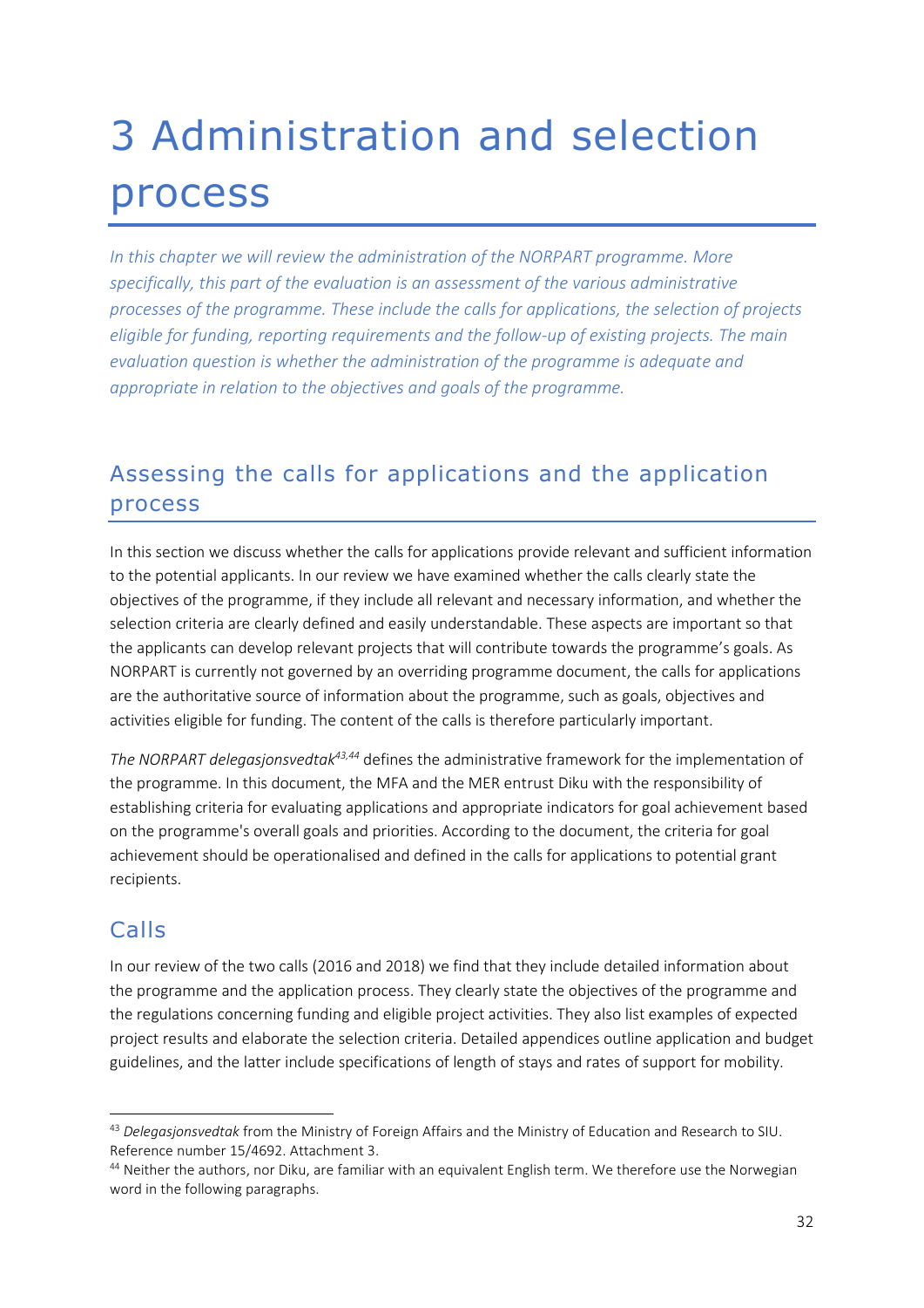# 3 Administration and selection process

*In this chapter we will review the administration of the NORPART programme. More specifically, this part of the evaluation is an assessment of the various administrative processes of the programme. These include the calls for applications, the selection of projects eligible for funding, reporting requirements and the follow-up of existing projects. The main evaluation question is whether the administration of the programme is adequate and appropriate in relation to the objectives and goals of the programme.*

## Assessing the calls for applications and the application process

In this section we discuss whether the calls for applications provide relevant and sufficient information to the potential applicants. In our review we have examined whether the calls clearly state the objectives of the programme, if they include all relevant and necessary information, and whether the selection criteria are clearly defined and easily understandable. These aspects are important so that the applicants can develop relevant projects that will contribute towards the programme's goals. As NORPART is currently not governed by an overriding programme document, the calls for applications are the authoritative source of information about the programme, such as goals, objectives and activities eligible for funding. The content of the calls is therefore particularly important.

*The NORPART delegasjonsvedtak*[43,44] defines the administrative framework for the implementation of the programme. In this document, the MFA and the MER entrust Diku with the responsibility of establishing criteria for evaluating applications and appropriate indicators for goal achievement based on the programme's overall goals and priorities. According to the document, the criteria for goal achievement should be operationalised and defined in the calls for applications to potential grant recipients.

### Calls

In our review of the two calls (2016 and 2018) we find that they include detailed information about the programme and the application process. They clearly state the objectives of the programme and the regulations concerning funding and eligible project activities. They also list examples of expected project results and elaborate the selection criteria. Detailed appendices outline application and budget guidelines, and the latter include specifications of length of stays and rates of support for mobility.

---

[43] *Delegasjonsvedtak* from the Ministry of Foreign Affairs and the Ministry of Education and Research to SIU. Reference number 15/4692. Attachment 3.

[44] Neither the authors, nor Diku, are familiar with an equivalent English term. We therefore use the Norwegian word in the following paragraphs.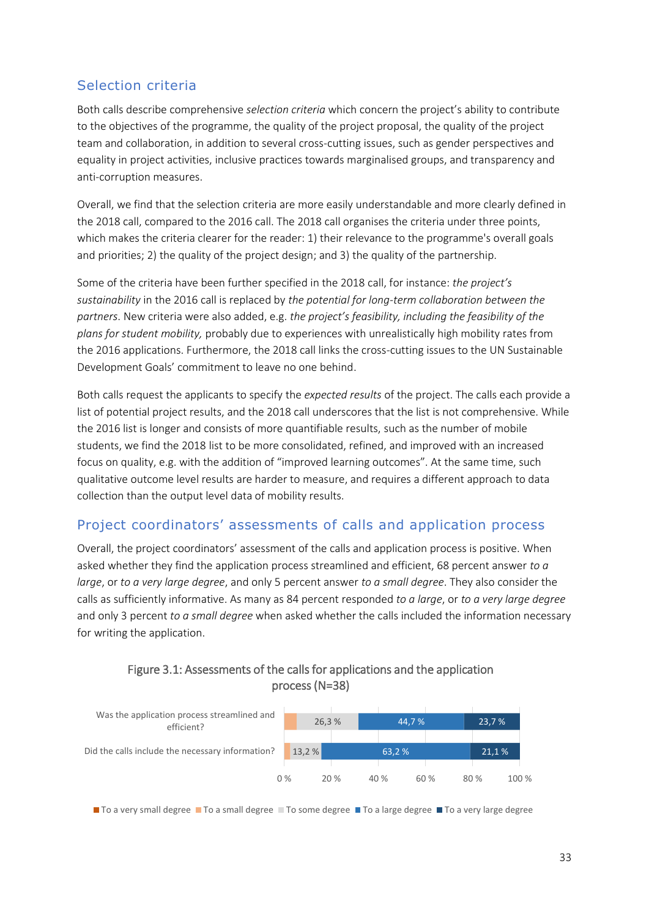## Selection criteria

Both calls describe comprehensive *selection criteria* which concern the project's ability to contribute to the objectives of the programme, the quality of the project proposal, the quality of the project team and collaboration, in addition to several cross-cutting issues, such as gender perspectives and equality in project activities, inclusive practices towards marginalised groups, and transparency and anti-corruption measures.

Overall, we find that the selection criteria are more easily understandable and more clearly defined in the 2018 call, compared to the 2016 call. The 2018 call organises the criteria under three points, which makes the criteria clearer for the reader: 1) their relevance to the programme's overall goals and priorities; 2) the quality of the project design; and 3) the quality of the partnership.

Some of the criteria have been further specified in the 2018 call, for instance: *the project's sustainability* in the 2016 call is replaced by *the potential for long-term collaboration between the partners*. New criteria were also added, e.g. *the project's feasibility, including the feasibility of the plans for student mobility,* probably due to experiences with unrealistically high mobility rates from the 2016 applications. Furthermore, the 2018 call links the cross-cutting issues to the UN Sustainable Development Goals' commitment to leave no one behind.

Both calls request the applicants to specify the *expected results* of the project. The calls each provide a list of potential project results, and the 2018 call underscores that the list is not comprehensive. While the 2016 list is longer and consists of more quantifiable results, such as the number of mobile students, we find the 2018 list to be more consolidated, refined, and improved with an increased focus on quality, e.g. with the addition of "improved learning outcomes". At the same time, such qualitative outcome level results are harder to measure, and requires a different approach to data collection than the output level data of mobility results.

## Project coordinators' assessments of calls and application process

Overall, the project coordinators' assessment of the calls and application process is positive. When asked whether they find the application process streamlined and efficient, 68 percent answer *to a large*, or *to a very large degree*, and only 5 percent answer *to a small degree*. They also consider the calls as sufficiently informative. As many as 84 percent responded *to a large*, or *to a very large degree* and only 3 percent *to a small degree* when asked whether the calls included the information necessary for writing the application.

Figure 3.1: Assessments of the calls for applications and the application process (N=38)

| | To a very small degree | To a small degree | To some degree | To a large degree | To a very large degree |
|---|---|---|---|---|---|
| Was the application process streamlined and efficient? | | | 26,3 % | 44,7 % | 23,7 % |
| Did the calls include the necessary information? | | | 13,2 % | 63,2 % | 21,1 % |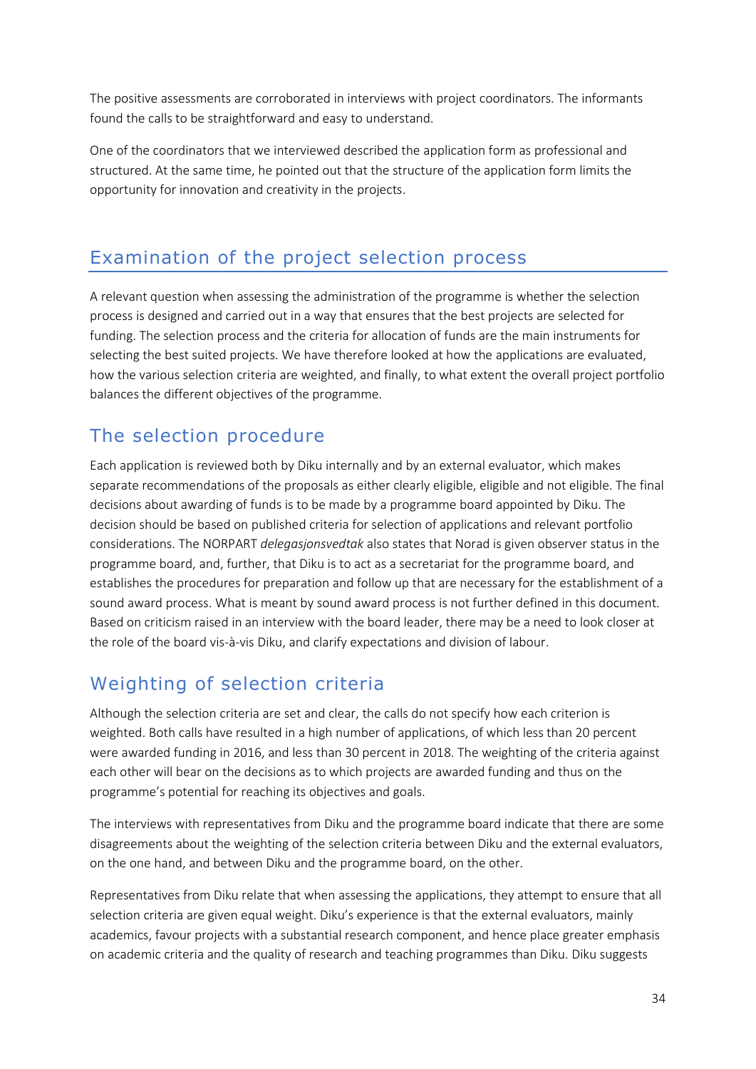The positive assessments are corroborated in interviews with project coordinators. The informants found the calls to be straightforward and easy to understand.

One of the coordinators that we interviewed described the application form as professional and structured. At the same time, he pointed out that the structure of the application form limits the opportunity for innovation and creativity in the projects.

## Examination of the project selection process

A relevant question when assessing the administration of the programme is whether the selection process is designed and carried out in a way that ensures that the best projects are selected for funding. The selection process and the criteria for allocation of funds are the main instruments for selecting the best suited projects. We have therefore looked at how the applications are evaluated, how the various selection criteria are weighted, and finally, to what extent the overall project portfolio balances the different objectives of the programme.

### The selection procedure

Each application is reviewed both by Diku internally and by an external evaluator, which makes separate recommendations of the proposals as either clearly eligible, eligible and not eligible. The final decisions about awarding of funds is to be made by a programme board appointed by Diku. The decision should be based on published criteria for selection of applications and relevant portfolio considerations. The NORPART *delegasjonsvedtak* also states that Norad is given observer status in the programme board, and, further, that Diku is to act as a secretariat for the programme board, and establishes the procedures for preparation and follow up that are necessary for the establishment of a sound award process. What is meant by sound award process is not further defined in this document. Based on criticism raised in an interview with the board leader, there may be a need to look closer at the role of the board vis-à-vis Diku, and clarify expectations and division of labour.

### Weighting of selection criteria

Although the selection criteria are set and clear, the calls do not specify how each criterion is weighted. Both calls have resulted in a high number of applications, of which less than 20 percent were awarded funding in 2016, and less than 30 percent in 2018. The weighting of the criteria against each other will bear on the decisions as to which projects are awarded funding and thus on the programme's potential for reaching its objectives and goals.

The interviews with representatives from Diku and the programme board indicate that there are some disagreements about the weighting of the selection criteria between Diku and the external evaluators, on the one hand, and between Diku and the programme board, on the other.

Representatives from Diku relate that when assessing the applications, they attempt to ensure that all selection criteria are given equal weight. Diku's experience is that the external evaluators, mainly academics, favour projects with a substantial research component, and hence place greater emphasis on academic criteria and the quality of research and teaching programmes than Diku. Diku suggests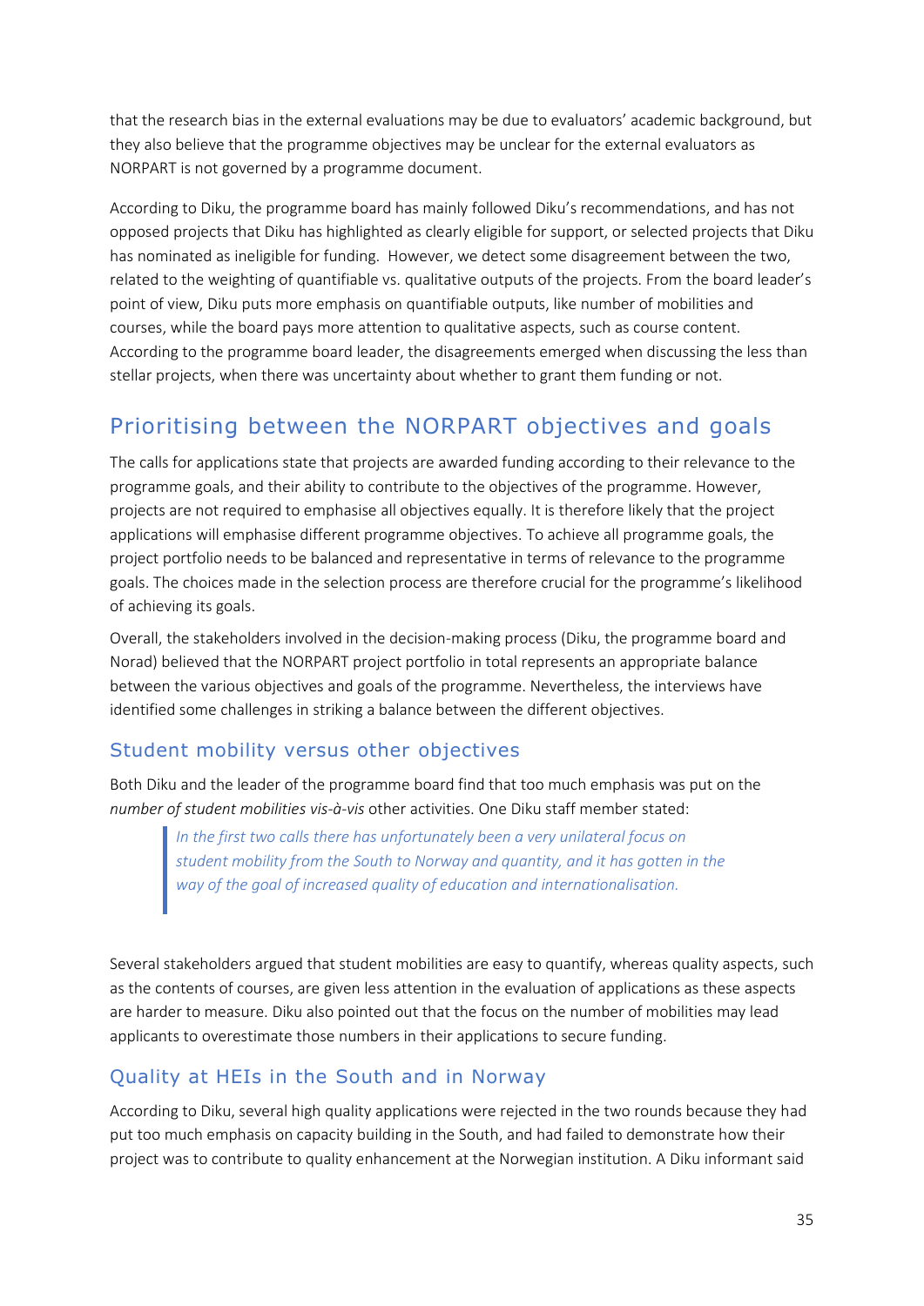that the research bias in the external evaluations may be due to evaluators' academic background, but they also believe that the programme objectives may be unclear for the external evaluators as NORPART is not governed by a programme document.

According to Diku, the programme board has mainly followed Diku's recommendations, and has not opposed projects that Diku has highlighted as clearly eligible for support, or selected projects that Diku has nominated as ineligible for funding. However, we detect some disagreement between the two, related to the weighting of quantifiable vs. qualitative outputs of the projects. From the board leader's point of view, Diku puts more emphasis on quantifiable outputs, like number of mobilities and courses, while the board pays more attention to qualitative aspects, such as course content. According to the programme board leader, the disagreements emerged when discussing the less than stellar projects, when there was uncertainty about whether to grant them funding or not.

## Prioritising between the NORPART objectives and goals

The calls for applications state that projects are awarded funding according to their relevance to the programme goals, and their ability to contribute to the objectives of the programme. However, projects are not required to emphasise all objectives equally. It is therefore likely that the project applications will emphasise different programme objectives. To achieve all programme goals, the project portfolio needs to be balanced and representative in terms of relevance to the programme goals. The choices made in the selection process are therefore crucial for the programme's likelihood of achieving its goals.

Overall, the stakeholders involved in the decision-making process (Diku, the programme board and Norad) believed that the NORPART project portfolio in total represents an appropriate balance between the various objectives and goals of the programme. Nevertheless, the interviews have identified some challenges in striking a balance between the different objectives.

### Student mobility versus other objectives

Both Diku and the leader of the programme board find that too much emphasis was put on the *number of student mobilities vis-à-vis* other activities. One Diku staff member stated:

> *In the first two calls there has unfortunately been a very unilateral focus on student mobility from the South to Norway and quantity, and it has gotten in the way of the goal of increased quality of education and internationalisation.*

Several stakeholders argued that student mobilities are easy to quantify, whereas quality aspects, such as the contents of courses, are given less attention in the evaluation of applications as these aspects are harder to measure. Diku also pointed out that the focus on the number of mobilities may lead applicants to overestimate those numbers in their applications to secure funding.

### Quality at HEIs in the South and in Norway

According to Diku, several high quality applications were rejected in the two rounds because they had put too much emphasis on capacity building in the South, and had failed to demonstrate how their project was to contribute to quality enhancement at the Norwegian institution. A Diku informant said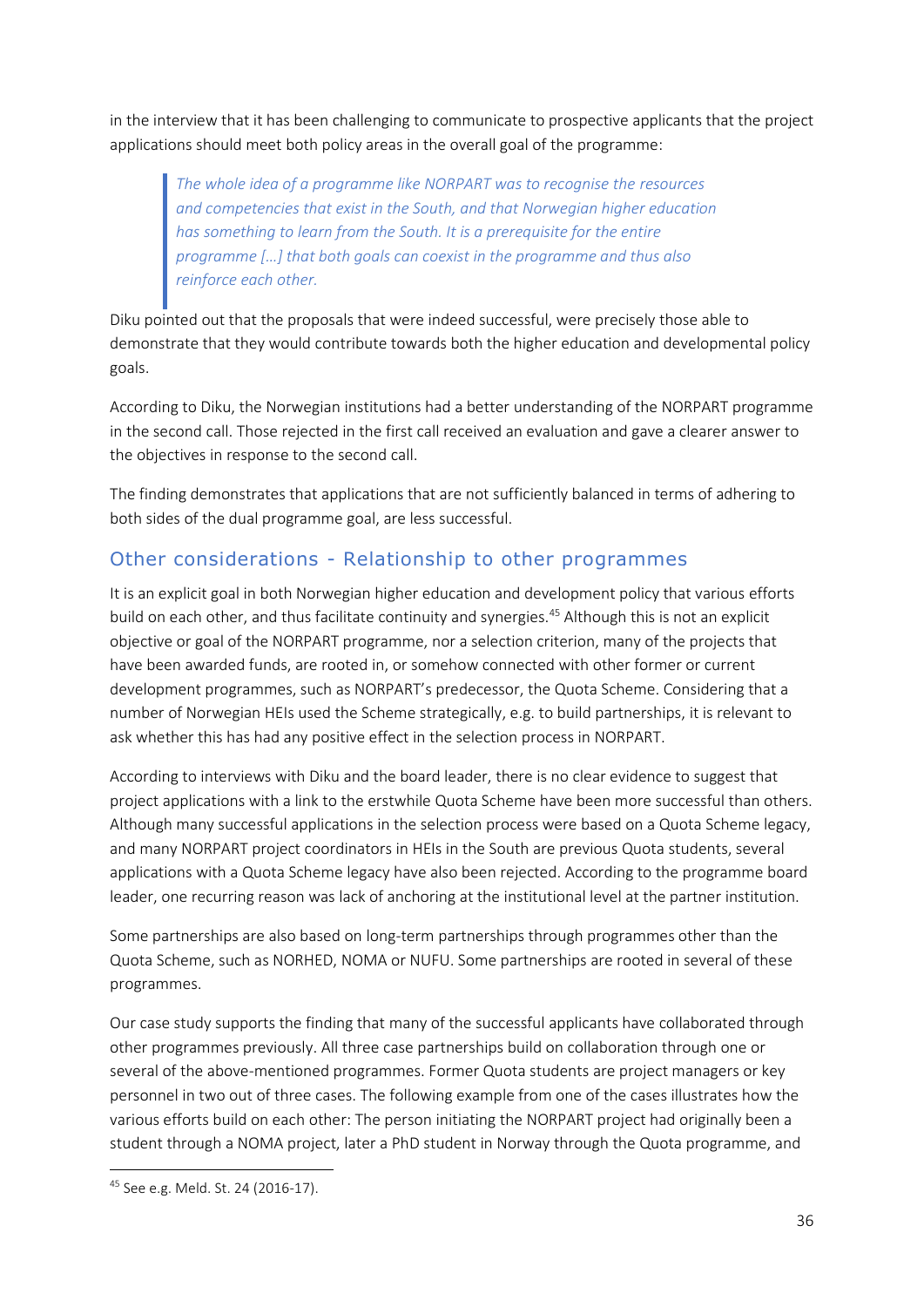in the interview that it has been challenging to communicate to prospective applicants that the project applications should meet both policy areas in the overall goal of the programme:

> *The whole idea of a programme like NORPART was to recognise the resources and competencies that exist in the South, and that Norwegian higher education has something to learn from the South. It is a prerequisite for the entire programme […] that both goals can coexist in the programme and thus also reinforce each other.*

Diku pointed out that the proposals that were indeed successful, were precisely those able to demonstrate that they would contribute towards both the higher education and developmental policy goals.

According to Diku, the Norwegian institutions had a better understanding of the NORPART programme in the second call. Those rejected in the first call received an evaluation and gave a clearer answer to the objectives in response to the second call.

The finding demonstrates that applications that are not sufficiently balanced in terms of adhering to both sides of the dual programme goal, are less successful.

## Other considerations - Relationship to other programmes

It is an explicit goal in both Norwegian higher education and development policy that various efforts build on each other, and thus facilitate continuity and synergies.[45] Although this is not an explicit objective or goal of the NORPART programme, nor a selection criterion, many of the projects that have been awarded funds, are rooted in, or somehow connected with other former or current development programmes, such as NORPART's predecessor, the Quota Scheme. Considering that a number of Norwegian HEIs used the Scheme strategically, e.g. to build partnerships, it is relevant to ask whether this has had any positive effect in the selection process in NORPART.

According to interviews with Diku and the board leader, there is no clear evidence to suggest that project applications with a link to the erstwhile Quota Scheme have been more successful than others. Although many successful applications in the selection process were based on a Quota Scheme legacy, and many NORPART project coordinators in HEIs in the South are previous Quota students, several applications with a Quota Scheme legacy have also been rejected. According to the programme board leader, one recurring reason was lack of anchoring at the institutional level at the partner institution.

Some partnerships are also based on long-term partnerships through programmes other than the Quota Scheme, such as NORHED, NOMA or NUFU. Some partnerships are rooted in several of these programmes.

Our case study supports the finding that many of the successful applicants have collaborated through other programmes previously. All three case partnerships build on collaboration through one or several of the above-mentioned programmes. Former Quota students are project managers or key personnel in two out of three cases. The following example from one of the cases illustrates how the various efforts build on each other: The person initiating the NORPART project had originally been a student through a NOMA project, later a PhD student in Norway through the Quota programme, and

[45] See e.g. Meld. St. 24 (2016-17).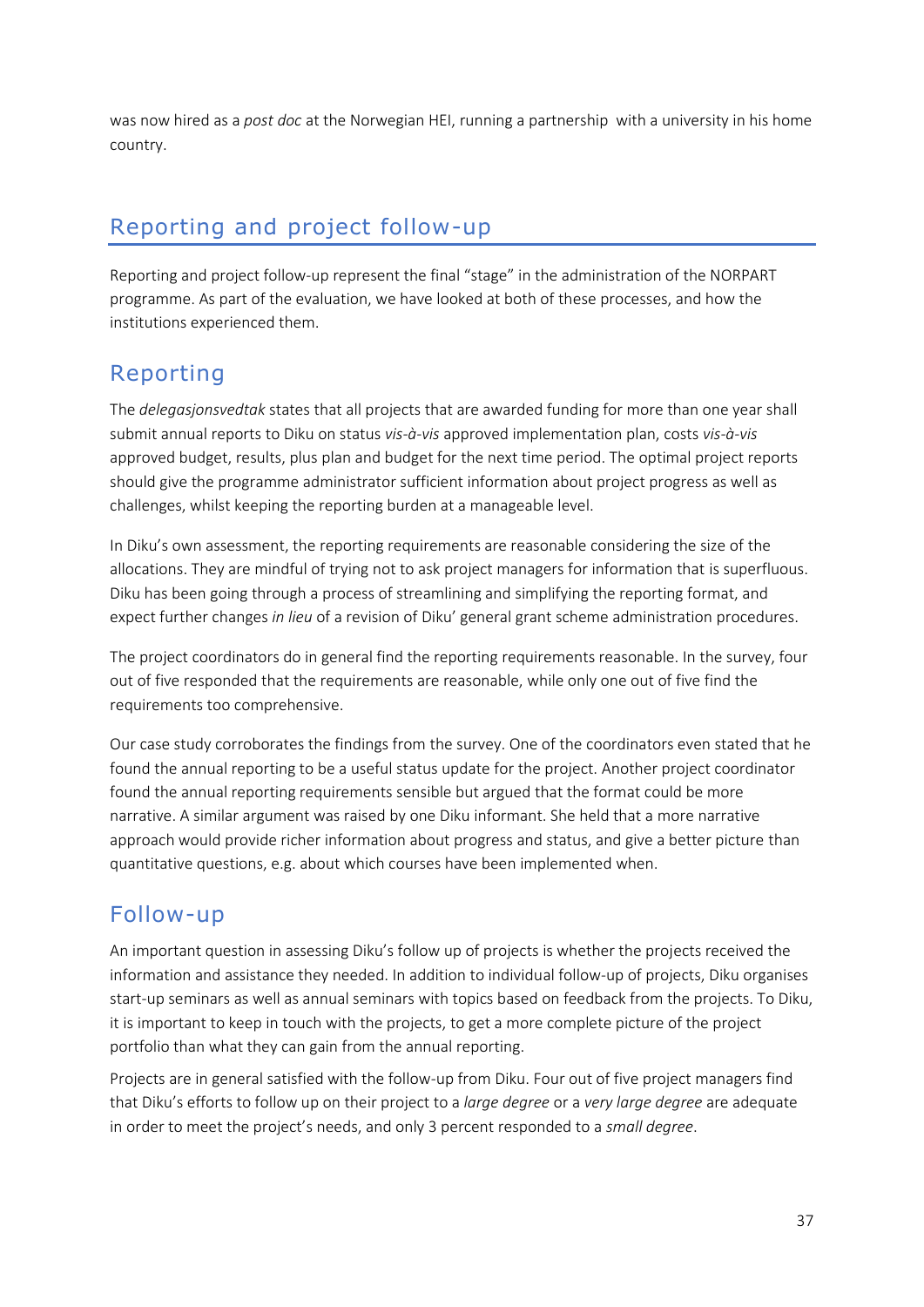was now hired as a *post doc* at the Norwegian HEI, running a partnership with a university in his home country.

# Reporting and project follow-up

Reporting and project follow-up represent the final "stage" in the administration of the NORPART programme. As part of the evaluation, we have looked at both of these processes, and how the institutions experienced them.

## Reporting

The *delegasjonsvedtak* states that all projects that are awarded funding for more than one year shall submit annual reports to Diku on status *vis-à-vis* approved implementation plan, costs *vis-à-vis* approved budget, results, plus plan and budget for the next time period. The optimal project reports should give the programme administrator sufficient information about project progress as well as challenges, whilst keeping the reporting burden at a manageable level.

In Diku's own assessment, the reporting requirements are reasonable considering the size of the allocations. They are mindful of trying not to ask project managers for information that is superfluous. Diku has been going through a process of streamlining and simplifying the reporting format, and expect further changes *in lieu* of a revision of Diku' general grant scheme administration procedures.

The project coordinators do in general find the reporting requirements reasonable. In the survey, four out of five responded that the requirements are reasonable, while only one out of five find the requirements too comprehensive.

Our case study corroborates the findings from the survey. One of the coordinators even stated that he found the annual reporting to be a useful status update for the project. Another project coordinator found the annual reporting requirements sensible but argued that the format could be more narrative. A similar argument was raised by one Diku informant. She held that a more narrative approach would provide richer information about progress and status, and give a better picture than quantitative questions, e.g. about which courses have been implemented when.

## Follow-up

An important question in assessing Diku's follow up of projects is whether the projects received the information and assistance they needed. In addition to individual follow-up of projects, Diku organises start-up seminars as well as annual seminars with topics based on feedback from the projects. To Diku, it is important to keep in touch with the projects, to get a more complete picture of the project portfolio than what they can gain from the annual reporting.

Projects are in general satisfied with the follow-up from Diku. Four out of five project managers find that Diku's efforts to follow up on their project to a *large degree* or a *very large degree* are adequate in order to meet the project's needs, and only 3 percent responded to a *small degree*.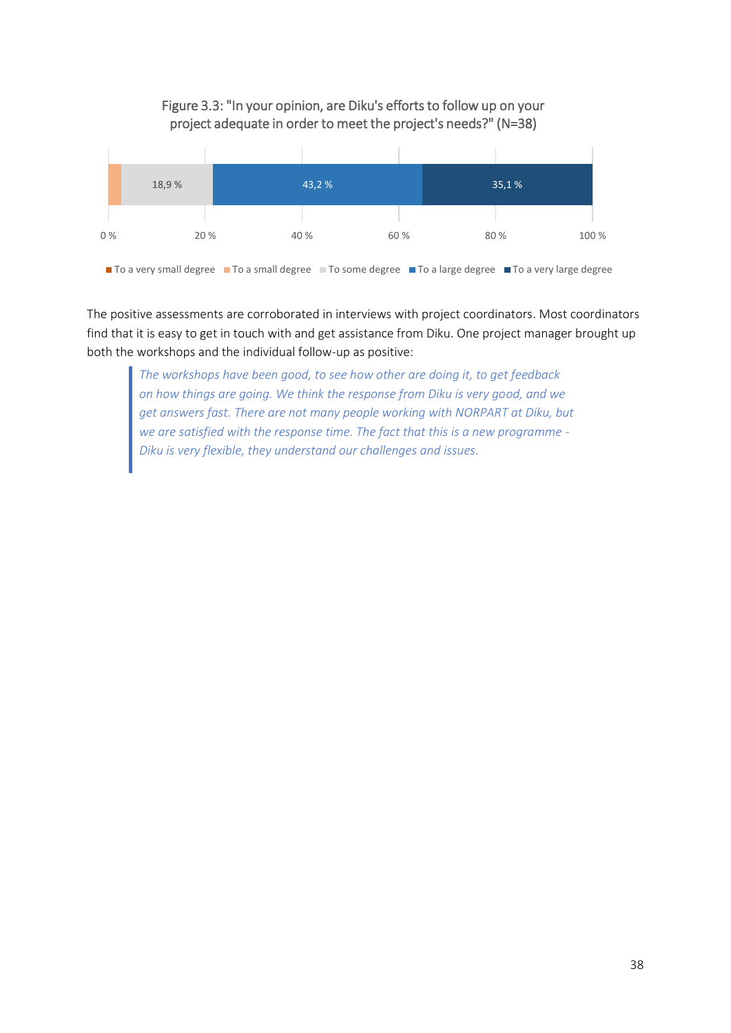Figure 3.3: "In your opinion, are Diku's efforts to follow up on your project adequate in order to meet the project's needs?" (N=38)

| To a very small degree | To a small degree | To some degree | To a large degree | To a very large degree |
|---|---|---|---|---|
| | | 18,9 % | 43,2 % | 35,1 % |

The positive assessments are corroborated in interviews with project coordinators. Most coordinators find that it is easy to get in touch with and get assistance from Diku. One project manager brought up both the workshops and the individual follow-up as positive:

> *The workshops have been good, to see how other are doing it, to get feedback on how things are going. We think the response from Diku is very good, and we get answers fast. There are not many people working with NORPART at Diku, but we are satisfied with the response time. The fact that this is a new programme - Diku is very flexible, they understand our challenges and issues.*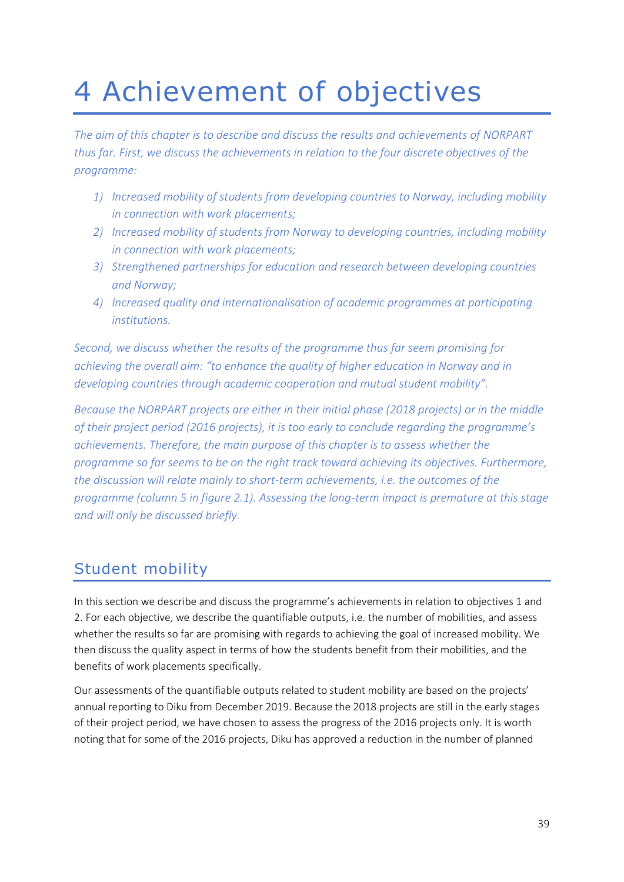# 4 Achievement of objectives

*The aim of this chapter is to describe and discuss the results and achievements of NORPART thus far. First, we discuss the achievements in relation to the four discrete objectives of the programme:*

1) *Increased mobility of students from developing countries to Norway, including mobility in connection with work placements;*
2) *Increased mobility of students from Norway to developing countries, including mobility in connection with work placements;*
3) *Strengthened partnerships for education and research between developing countries and Norway;*
4) *Increased quality and internationalisation of academic programmes at participating institutions.*

*Second, we discuss whether the results of the programme thus far seem promising for achieving the overall aim: "to enhance the quality of higher education in Norway and in developing countries through academic cooperation and mutual student mobility".*

*Because the NORPART projects are either in their initial phase (2018 projects) or in the middle of their project period (2016 projects), it is too early to conclude regarding the programme's achievements. Therefore, the main purpose of this chapter is to assess whether the programme so far seems to be on the right track toward achieving its objectives. Furthermore, the discussion will relate mainly to short-term achievements, i.e. the outcomes of the programme (column 5 in figure 2.1). Assessing the long-term impact is premature at this stage and will only be discussed briefly.*

## Student mobility

In this section we describe and discuss the programme's achievements in relation to objectives 1 and 2. For each objective, we describe the quantifiable outputs, i.e. the number of mobilities, and assess whether the results so far are promising with regards to achieving the goal of increased mobility. We then discuss the quality aspect in terms of how the students benefit from their mobilities, and the benefits of work placements specifically.

Our assessments of the quantifiable outputs related to student mobility are based on the projects' annual reporting to Diku from December 2019. Because the 2018 projects are still in the early stages of their project period, we have chosen to assess the progress of the 2016 projects only. It is worth noting that for some of the 2016 projects, Diku has approved a reduction in the number of planned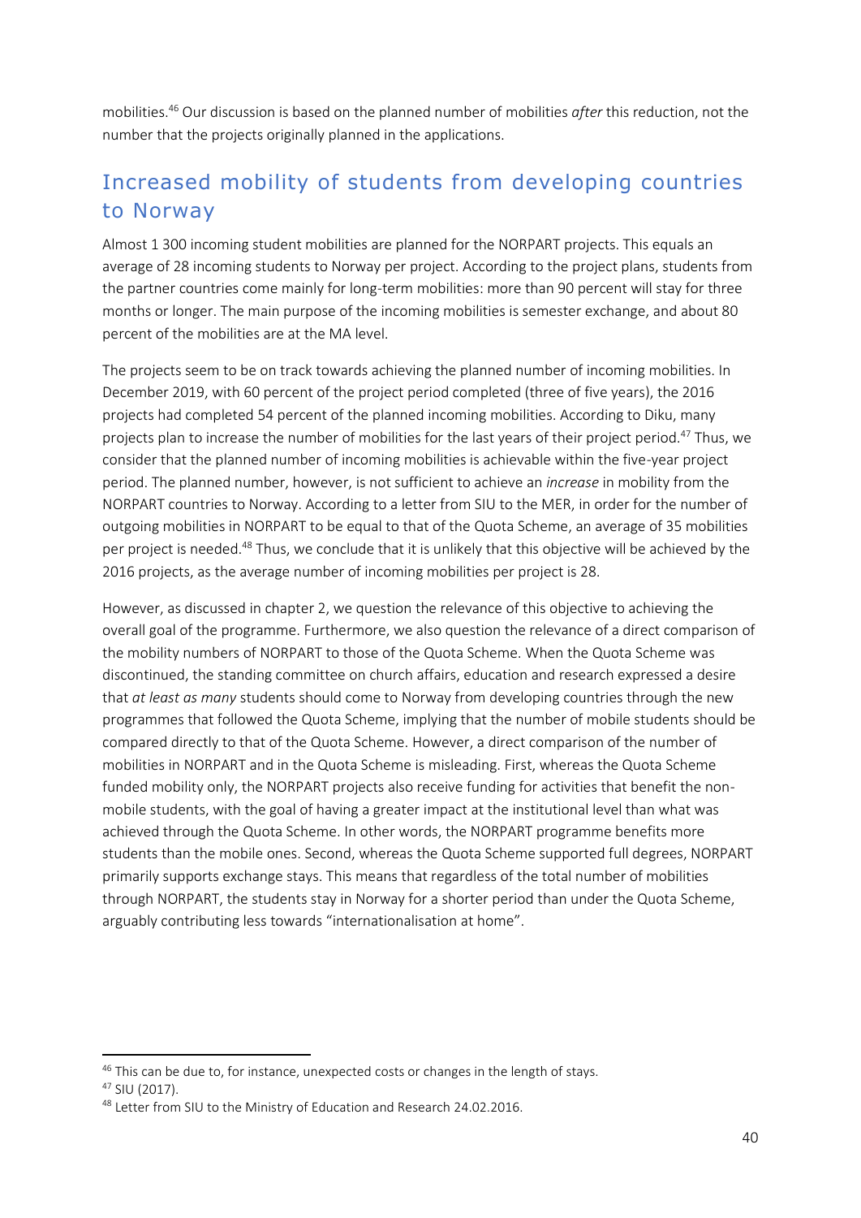mobilities.[46] Our discussion is based on the planned number of mobilities *after* this reduction, not the number that the projects originally planned in the applications.

## Increased mobility of students from developing countries to Norway

Almost 1 300 incoming student mobilities are planned for the NORPART projects. This equals an average of 28 incoming students to Norway per project. According to the project plans, students from the partner countries come mainly for long-term mobilities: more than 90 percent will stay for three months or longer. The main purpose of the incoming mobilities is semester exchange, and about 80 percent of the mobilities are at the MA level.

The projects seem to be on track towards achieving the planned number of incoming mobilities. In December 2019, with 60 percent of the project period completed (three of five years), the 2016 projects had completed 54 percent of the planned incoming mobilities. According to Diku, many projects plan to increase the number of mobilities for the last years of their project period.[47] Thus, we consider that the planned number of incoming mobilities is achievable within the five-year project period. The planned number, however, is not sufficient to achieve an *increase* in mobility from the NORPART countries to Norway. According to a letter from SIU to the MER, in order for the number of outgoing mobilities in NORPART to be equal to that of the Quota Scheme, an average of 35 mobilities per project is needed.[48] Thus, we conclude that it is unlikely that this objective will be achieved by the 2016 projects, as the average number of incoming mobilities per project is 28.

However, as discussed in chapter 2, we question the relevance of this objective to achieving the overall goal of the programme. Furthermore, we also question the relevance of a direct comparison of the mobility numbers of NORPART to those of the Quota Scheme. When the Quota Scheme was discontinued, the standing committee on church affairs, education and research expressed a desire that *at least as many* students should come to Norway from developing countries through the new programmes that followed the Quota Scheme, implying that the number of mobile students should be compared directly to that of the Quota Scheme. However, a direct comparison of the number of mobilities in NORPART and in the Quota Scheme is misleading. First, whereas the Quota Scheme funded mobility only, the NORPART projects also receive funding for activities that benefit the non-mobile students, with the goal of having a greater impact at the institutional level than what was achieved through the Quota Scheme. In other words, the NORPART programme benefits more students than the mobile ones. Second, whereas the Quota Scheme supported full degrees, NORPART primarily supports exchange stays. This means that regardless of the total number of mobilities through NORPART, the students stay in Norway for a shorter period than under the Quota Scheme, arguably contributing less towards "internationalisation at home".

[46] This can be due to, for instance, unexpected costs or changes in the length of stays.

[47] SIU (2017).

[48] Letter from SIU to the Ministry of Education and Research 24.02.2016.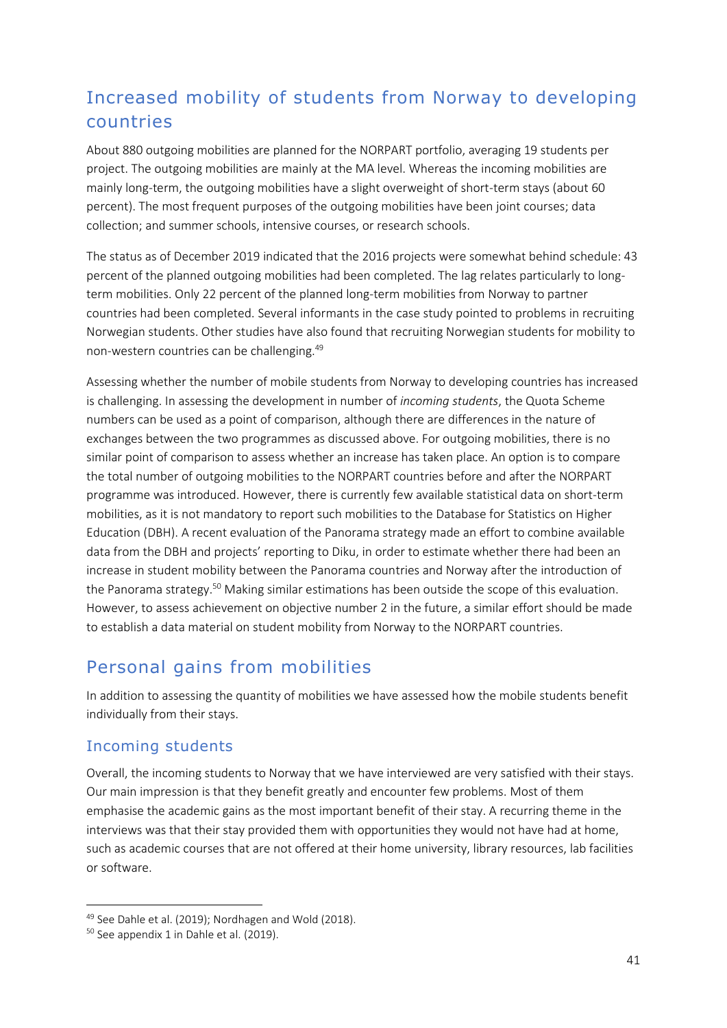## Increased mobility of students from Norway to developing countries

About 880 outgoing mobilities are planned for the NORPART portfolio, averaging 19 students per project. The outgoing mobilities are mainly at the MA level. Whereas the incoming mobilities are mainly long-term, the outgoing mobilities have a slight overweight of short-term stays (about 60 percent). The most frequent purposes of the outgoing mobilities have been joint courses; data collection; and summer schools, intensive courses, or research schools.

The status as of December 2019 indicated that the 2016 projects were somewhat behind schedule: 43 percent of the planned outgoing mobilities had been completed. The lag relates particularly to long-term mobilities. Only 22 percent of the planned long-term mobilities from Norway to partner countries had been completed. Several informants in the case study pointed to problems in recruiting Norwegian students. Other studies have also found that recruiting Norwegian students for mobility to non-western countries can be challenging.[49]

Assessing whether the number of mobile students from Norway to developing countries has increased is challenging. In assessing the development in number of *incoming students*, the Quota Scheme numbers can be used as a point of comparison, although there are differences in the nature of exchanges between the two programmes as discussed above. For outgoing mobilities, there is no similar point of comparison to assess whether an increase has taken place. An option is to compare the total number of outgoing mobilities to the NORPART countries before and after the NORPART programme was introduced. However, there is currently few available statistical data on short-term mobilities, as it is not mandatory to report such mobilities to the Database for Statistics on Higher Education (DBH). A recent evaluation of the Panorama strategy made an effort to combine available data from the DBH and projects' reporting to Diku, in order to estimate whether there had been an increase in student mobility between the Panorama countries and Norway after the introduction of the Panorama strategy.[50] Making similar estimations has been outside the scope of this evaluation. However, to assess achievement on objective number 2 in the future, a similar effort should be made to establish a data material on student mobility from Norway to the NORPART countries.

## Personal gains from mobilities

In addition to assessing the quantity of mobilities we have assessed how the mobile students benefit individually from their stays.

### Incoming students

Overall, the incoming students to Norway that we have interviewed are very satisfied with their stays. Our main impression is that they benefit greatly and encounter few problems. Most of them emphasise the academic gains as the most important benefit of their stay. A recurring theme in the interviews was that their stay provided them with opportunities they would not have had at home, such as academic courses that are not offered at their home university, library resources, lab facilities or software.

---

[49] See Dahle et al. (2019); Nordhagen and Wold (2018).

[50] See appendix 1 in Dahle et al. (2019).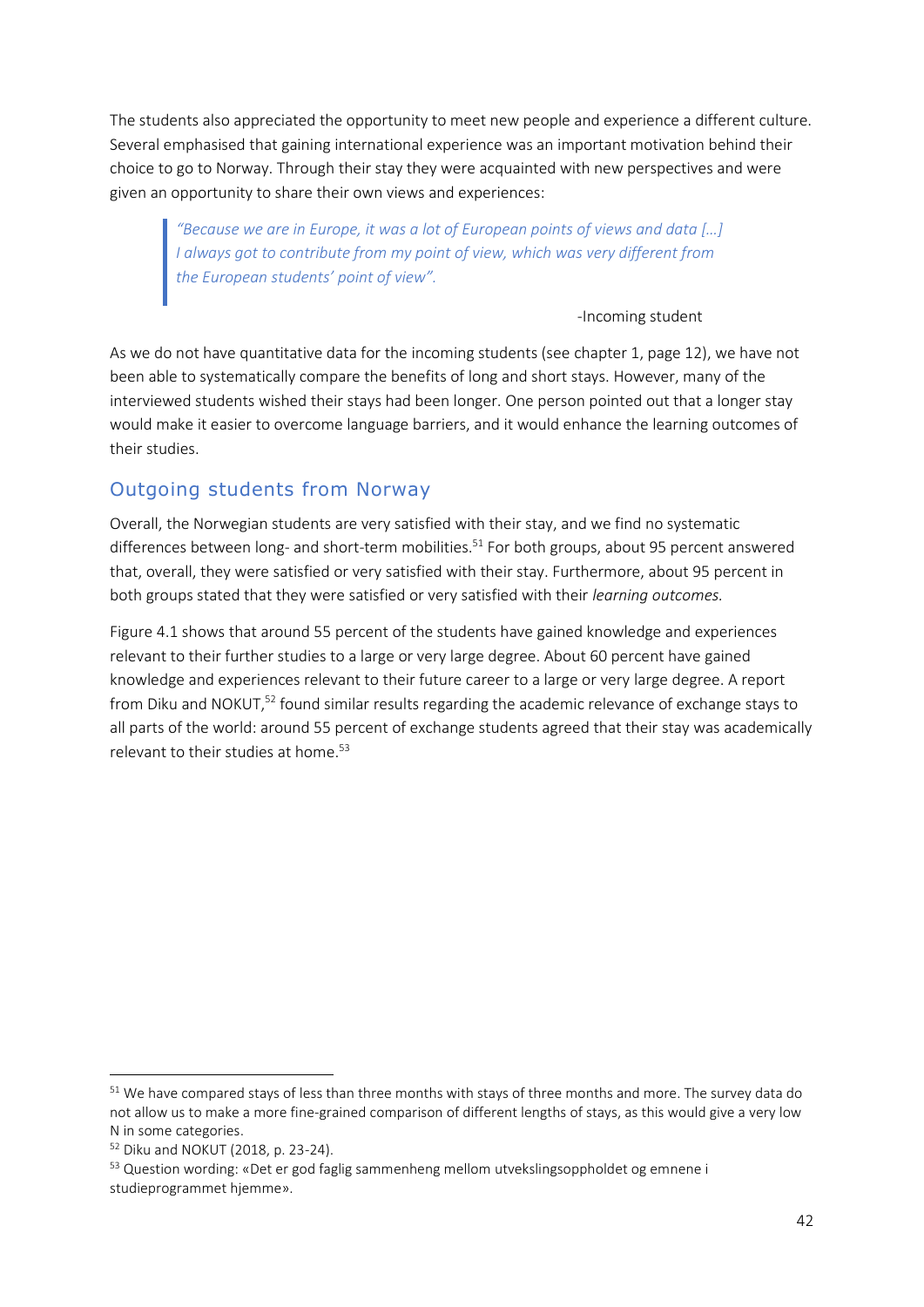The students also appreciated the opportunity to meet new people and experience a different culture. Several emphasised that gaining international experience was an important motivation behind their choice to go to Norway. Through their stay they were acquainted with new perspectives and were given an opportunity to share their own views and experiences:

> *"Because we are in Europe, it was a lot of European points of views and data […] I always got to contribute from my point of view, which was very different from the European students' point of view".*
>
> -Incoming student

As we do not have quantitative data for the incoming students (see chapter 1, page 12), we have not been able to systematically compare the benefits of long and short stays. However, many of the interviewed students wished their stays had been longer. One person pointed out that a longer stay would make it easier to overcome language barriers, and it would enhance the learning outcomes of their studies.

## Outgoing students from Norway

Overall, the Norwegian students are very satisfied with their stay, and we find no systematic differences between long- and short-term mobilities.[51] For both groups, about 95 percent answered that, overall, they were satisfied or very satisfied with their stay. Furthermore, about 95 percent in both groups stated that they were satisfied or very satisfied with their *learning outcomes.*

Figure 4.1 shows that around 55 percent of the students have gained knowledge and experiences relevant to their further studies to a large or very large degree. About 60 percent have gained knowledge and experiences relevant to their future career to a large or very large degree. A report from Diku and NOKUT,[52] found similar results regarding the academic relevance of exchange stays to all parts of the world: around 55 percent of exchange students agreed that their stay was academically relevant to their studies at home.[53]

---

[51] We have compared stays of less than three months with stays of three months and more. The survey data do not allow us to make a more fine-grained comparison of different lengths of stays, as this would give a very low N in some categories.

[52] Diku and NOKUT (2018, p. 23-24).

[53] Question wording: «Det er god faglig sammenheng mellom utvekslingsoppholdet og emnene i studieprogrammet hjemme».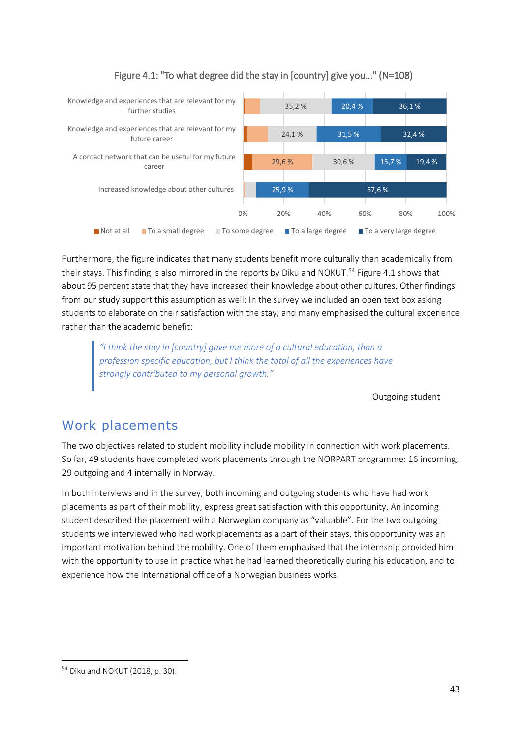Figure 4.1: "To what degree did the stay in [country] give you..." (N=108)

| | Not at all | To a small degree | To some degree | To a large degree | To a very large degree |
|---|---|---|---|---|---|
| Knowledge and experiences that are relevant for my further studies | | | 35,2 % | 20,4 % | 36,1 % |
| Knowledge and experiences that are relevant for my future career | | | 24,1 % | 31,5 % | 32,4 % |
| A contact network that can be useful for my future career | | 29,6 % | 30,6 % | 15,7 % | 19,4 % |
| Increased knowledge about other cultures | | | | 25,9 % | 67,6 % |

Furthermore, the figure indicates that many students benefit more culturally than academically from their stays. This finding is also mirrored in the reports by Diku and NOKUT.[54] Figure 4.1 shows that about 95 percent state that they have increased their knowledge about other cultures. Other findings from our study support this assumption as well: In the survey we included an open text box asking students to elaborate on their satisfaction with the stay, and many emphasised the cultural experience rather than the academic benefit:

> *"I think the stay in [country] gave me more of a cultural education, than a profession specific education, but I think the total of all the experiences have strongly contributed to my personal growth."*

Outgoing student

## Work placements

The two objectives related to student mobility include mobility in connection with work placements. So far, 49 students have completed work placements through the NORPART programme: 16 incoming, 29 outgoing and 4 internally in Norway.

In both interviews and in the survey, both incoming and outgoing students who have had work placements as part of their mobility, express great satisfaction with this opportunity. An incoming student described the placement with a Norwegian company as "valuable". For the two outgoing students we interviewed who had work placements as a part of their stays, this opportunity was an important motivation behind the mobility. One of them emphasised that the internship provided him with the opportunity to use in practice what he had learned theoretically during his education, and to experience how the international office of a Norwegian business works.

[54] Diku and NOKUT (2018, p. 30).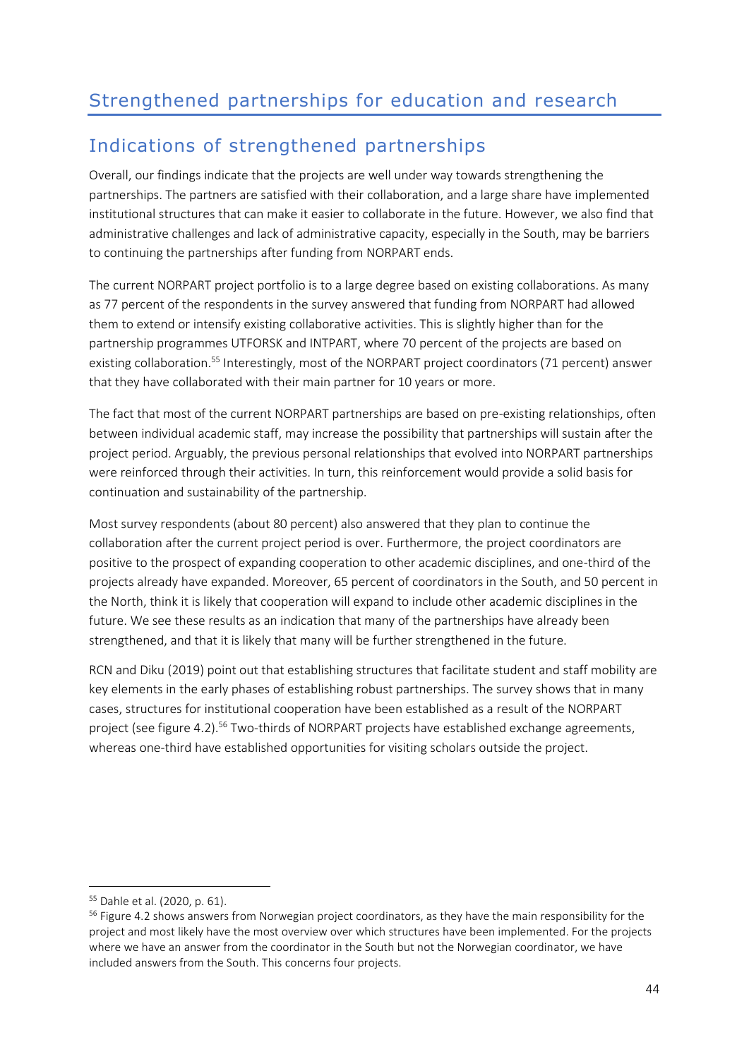# Strengthened partnerships for education and research

## Indications of strengthened partnerships

Overall, our findings indicate that the projects are well under way towards strengthening the partnerships. The partners are satisfied with their collaboration, and a large share have implemented institutional structures that can make it easier to collaborate in the future. However, we also find that administrative challenges and lack of administrative capacity, especially in the South, may be barriers to continuing the partnerships after funding from NORPART ends.

The current NORPART project portfolio is to a large degree based on existing collaborations. As many as 77 percent of the respondents in the survey answered that funding from NORPART had allowed them to extend or intensify existing collaborative activities. This is slightly higher than for the partnership programmes UTFORSK and INTPART, where 70 percent of the projects are based on existing collaboration.[55] Interestingly, most of the NORPART project coordinators (71 percent) answer that they have collaborated with their main partner for 10 years or more.

The fact that most of the current NORPART partnerships are based on pre-existing relationships, often between individual academic staff, may increase the possibility that partnerships will sustain after the project period. Arguably, the previous personal relationships that evolved into NORPART partnerships were reinforced through their activities. In turn, this reinforcement would provide a solid basis for continuation and sustainability of the partnership.

Most survey respondents (about 80 percent) also answered that they plan to continue the collaboration after the current project period is over. Furthermore, the project coordinators are positive to the prospect of expanding cooperation to other academic disciplines, and one-third of the projects already have expanded. Moreover, 65 percent of coordinators in the South, and 50 percent in the North, think it is likely that cooperation will expand to include other academic disciplines in the future. We see these results as an indication that many of the partnerships have already been strengthened, and that it is likely that many will be further strengthened in the future.

RCN and Diku (2019) point out that establishing structures that facilitate student and staff mobility are key elements in the early phases of establishing robust partnerships. The survey shows that in many cases, structures for institutional cooperation have been established as a result of the NORPART project (see figure 4.2).[56] Two-thirds of NORPART projects have established exchange agreements, whereas one-third have established opportunities for visiting scholars outside the project.

[55] Dahle et al. (2020, p. 61).

[56] Figure 4.2 shows answers from Norwegian project coordinators, as they have the main responsibility for the project and most likely have the most overview over which structures have been implemented. For the projects where we have an answer from the coordinator in the South but not the Norwegian coordinator, we have included answers from the South. This concerns four projects.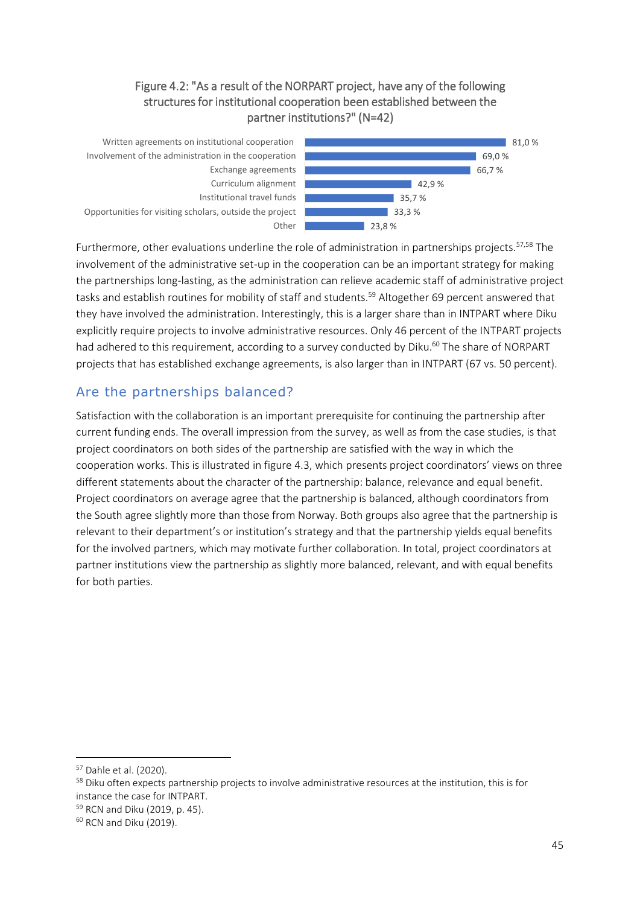Figure 4.2: "As a result of the NORPART project, have any of the following structures for institutional cooperation been established between the partner institutions?" (N=42)

| Structure | Share |
|---|---|
| Written agreements on institutional cooperation | 81,0 % |
| Involvement of the administration in the cooperation | 69,0 % |
| Exchange agreements | 66,7 % |
| Curriculum alignment | 42,9 % |
| Institutional travel funds | 35,7 % |
| Opportunities for visiting scholars, outside the project | 33,3 % |
| Other | 23,8 % |

Furthermore, other evaluations underline the role of administration in partnerships projects.[57,58] The involvement of the administrative set-up in the cooperation can be an important strategy for making the partnerships long-lasting, as the administration can relieve academic staff of administrative project tasks and establish routines for mobility of staff and students.[59] Altogether 69 percent answered that they have involved the administration. Interestingly, this is a larger share than in INTPART where Diku explicitly require projects to involve administrative resources. Only 46 percent of the INTPART projects had adhered to this requirement, according to a survey conducted by Diku.[60] The share of NORPART projects that has established exchange agreements, is also larger than in INTPART (67 vs. 50 percent).

## Are the partnerships balanced?

Satisfaction with the collaboration is an important prerequisite for continuing the partnership after current funding ends. The overall impression from the survey, as well as from the case studies, is that project coordinators on both sides of the partnership are satisfied with the way in which the cooperation works. This is illustrated in figure 4.3, which presents project coordinators' views on three different statements about the character of the partnership: balance, relevance and equal benefit. Project coordinators on average agree that the partnership is balanced, although coordinators from the South agree slightly more than those from Norway. Both groups also agree that the partnership is relevant to their department's or institution's strategy and that the partnership yields equal benefits for the involved partners, which may motivate further collaboration. In total, project coordinators at partner institutions view the partnership as slightly more balanced, relevant, and with equal benefits for both parties.

---

[57] Dahle et al. (2020).

[58] Diku often expects partnership projects to involve administrative resources at the institution, this is for instance the case for INTPART.

[59] RCN and Diku (2019, p. 45).

[60] RCN and Diku (2019).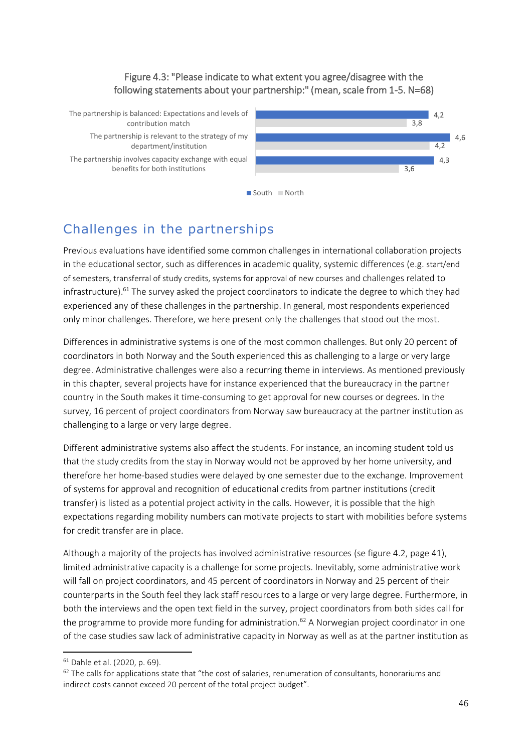Figure 4.3: "Please indicate to what extent you agree/disagree with the following statements about your partnership:" (mean, scale from 1-5. N=68)

| Statement | South | North |
|---|---|---|
| The partnership is balanced: Expectations and levels of contribution match | 4,2 | 3,8 |
| The partnership is relevant to the strategy of my department/institution | 4,6 | 4,2 |
| The partnership involves capacity exchange with equal benefits for both institutions | 4,3 | 3,6 |

## Challenges in the partnerships

Previous evaluations have identified some common challenges in international collaboration projects in the educational sector, such as differences in academic quality, systemic differences (e.g. start/end of semesters, transferral of study credits, systems for approval of new courses and challenges related to infrastructure).[61] The survey asked the project coordinators to indicate the degree to which they had experienced any of these challenges in the partnership. In general, most respondents experienced only minor challenges. Therefore, we here present only the challenges that stood out the most.

Differences in administrative systems is one of the most common challenges. But only 20 percent of coordinators in both Norway and the South experienced this as challenging to a large or very large degree. Administrative challenges were also a recurring theme in interviews. As mentioned previously in this chapter, several projects have for instance experienced that the bureaucracy in the partner country in the South makes it time-consuming to get approval for new courses or degrees. In the survey, 16 percent of project coordinators from Norway saw bureaucracy at the partner institution as challenging to a large or very large degree.

Different administrative systems also affect the students. For instance, an incoming student told us that the study credits from the stay in Norway would not be approved by her home university, and therefore her home-based studies were delayed by one semester due to the exchange. Improvement of systems for approval and recognition of educational credits from partner institutions (credit transfer) is listed as a potential project activity in the calls. However, it is possible that the high expectations regarding mobility numbers can motivate projects to start with mobilities before systems for credit transfer are in place.

Although a majority of the projects has involved administrative resources (se figure 4.2, page 41), limited administrative capacity is a challenge for some projects. Inevitably, some administrative work will fall on project coordinators, and 45 percent of coordinators in Norway and 25 percent of their counterparts in the South feel they lack staff resources to a large or very large degree. Furthermore, in both the interviews and the open text field in the survey, project coordinators from both sides call for the programme to provide more funding for administration.[62] A Norwegian project coordinator in one of the case studies saw lack of administrative capacity in Norway as well as at the partner institution as

[61] Dahle et al. (2020, p. 69).

[62] The calls for applications state that "the cost of salaries, renumeration of consultants, honorariums and indirect costs cannot exceed 20 percent of the total project budget".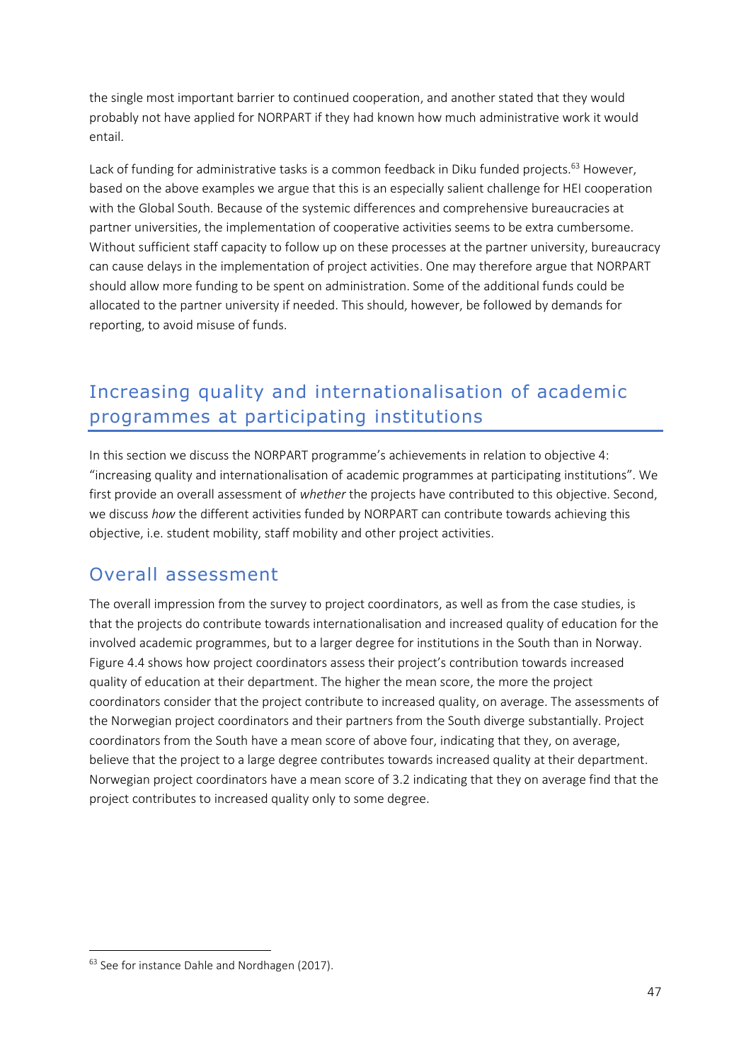the single most important barrier to continued cooperation, and another stated that they would probably not have applied for NORPART if they had known how much administrative work it would entail.

Lack of funding for administrative tasks is a common feedback in Diku funded projects.[63] However, based on the above examples we argue that this is an especially salient challenge for HEI cooperation with the Global South. Because of the systemic differences and comprehensive bureaucracies at partner universities, the implementation of cooperative activities seems to be extra cumbersome. Without sufficient staff capacity to follow up on these processes at the partner university, bureaucracy can cause delays in the implementation of project activities. One may therefore argue that NORPART should allow more funding to be spent on administration. Some of the additional funds could be allocated to the partner university if needed. This should, however, be followed by demands for reporting, to avoid misuse of funds.

## Increasing quality and internationalisation of academic programmes at participating institutions

In this section we discuss the NORPART programme's achievements in relation to objective 4: "increasing quality and internationalisation of academic programmes at participating institutions". We first provide an overall assessment of *whether* the projects have contributed to this objective. Second, we discuss *how* the different activities funded by NORPART can contribute towards achieving this objective, i.e. student mobility, staff mobility and other project activities.

### Overall assessment

The overall impression from the survey to project coordinators, as well as from the case studies, is that the projects do contribute towards internationalisation and increased quality of education for the involved academic programmes, but to a larger degree for institutions in the South than in Norway. Figure 4.4 shows how project coordinators assess their project's contribution towards increased quality of education at their department. The higher the mean score, the more the project coordinators consider that the project contribute to increased quality, on average. The assessments of the Norwegian project coordinators and their partners from the South diverge substantially. Project coordinators from the South have a mean score of above four, indicating that they, on average, believe that the project to a large degree contributes towards increased quality at their department. Norwegian project coordinators have a mean score of 3.2 indicating that they on average find that the project contributes to increased quality only to some degree.

[63] See for instance Dahle and Nordhagen (2017).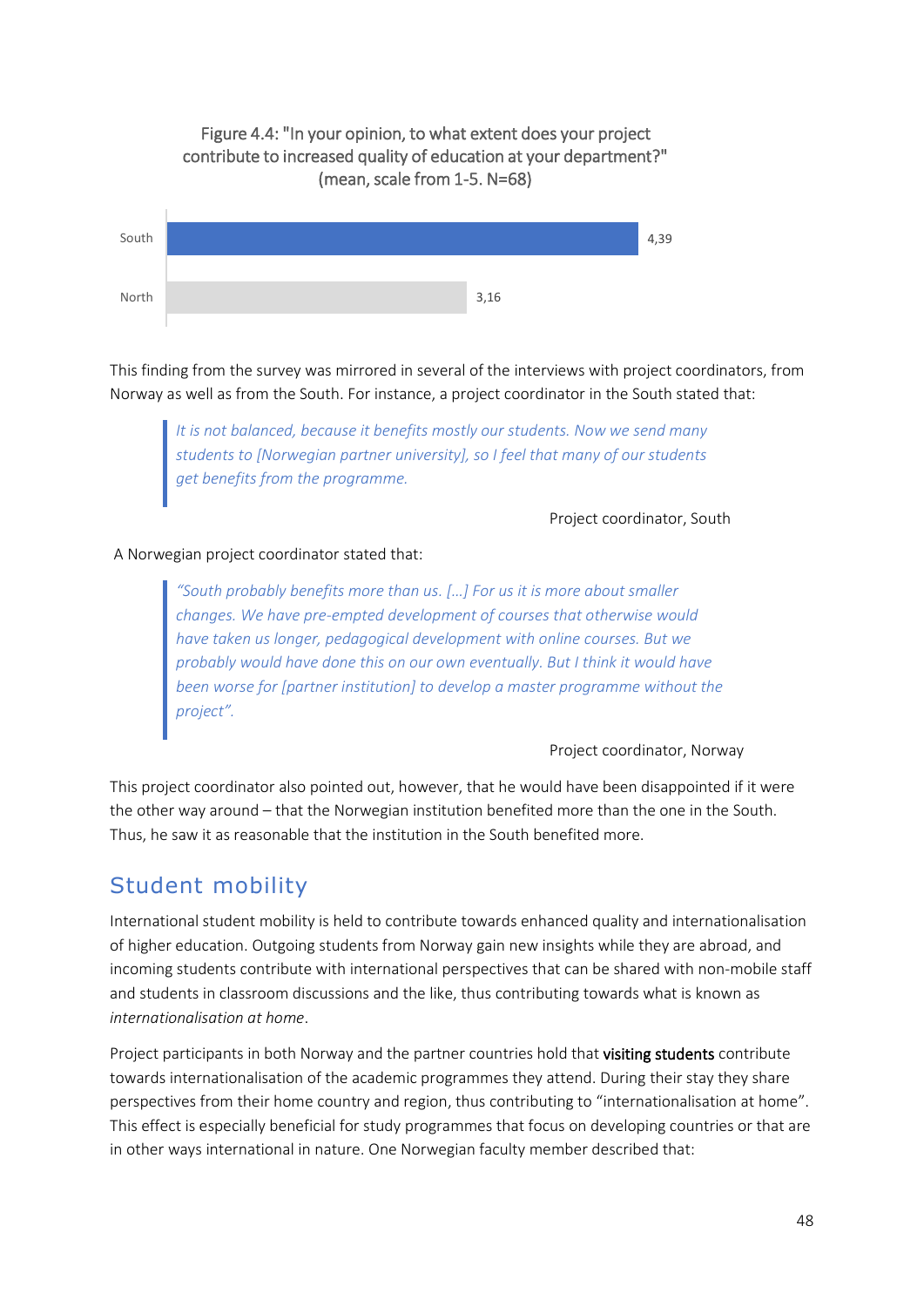Figure 4.4: "In your opinion, to what extent does your project contribute to increased quality of education at your department?" (mean, scale from 1-5. N=68)

| | Mean |
|---|---|
| South | 4,39 |
| North | 3,16 |

This finding from the survey was mirrored in several of the interviews with project coordinators, from Norway as well as from the South. For instance, a project coordinator in the South stated that:

> *It is not balanced, because it benefits mostly our students. Now we send many students to [Norwegian partner university], so I feel that many of our students get benefits from the programme.*

Project coordinator, South

A Norwegian project coordinator stated that:

> *"South probably benefits more than us. [...] For us it is more about smaller changes. We have pre-empted development of courses that otherwise would have taken us longer, pedagogical development with online courses. But we probably would have done this on our own eventually. But I think it would have been worse for [partner institution] to develop a master programme without the project".*

Project coordinator, Norway

This project coordinator also pointed out, however, that he would have been disappointed if it were the other way around – that the Norwegian institution benefited more than the one in the South. Thus, he saw it as reasonable that the institution in the South benefited more.

## Student mobility

International student mobility is held to contribute towards enhanced quality and internationalisation of higher education. Outgoing students from Norway gain new insights while they are abroad, and incoming students contribute with international perspectives that can be shared with non-mobile staff and students in classroom discussions and the like, thus contributing towards what is known as *internationalisation at home*.

Project participants in both Norway and the partner countries hold that **visiting students** contribute towards internationalisation of the academic programmes they attend. During their stay they share perspectives from their home country and region, thus contributing to "internationalisation at home". This effect is especially beneficial for study programmes that focus on developing countries or that are in other ways international in nature. One Norwegian faculty member described that: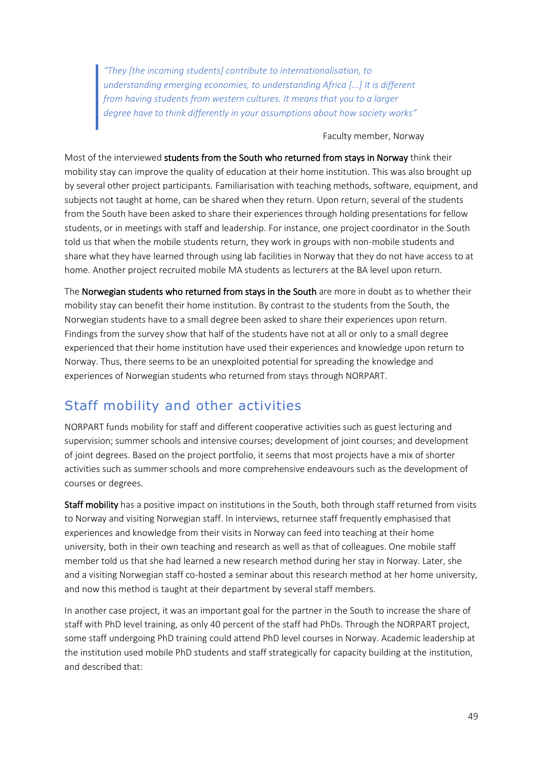> *"They [the incoming students] contribute to internationalisation, to understanding emerging economies, to understanding Africa [...] It is different from having students from western cultures. It means that you to a larger degree have to think differently in your assumptions about how society works"*

Faculty member, Norway

Most of the interviewed **students from the South who returned from stays in Norway** think their mobility stay can improve the quality of education at their home institution. This was also brought up by several other project participants. Familiarisation with teaching methods, software, equipment, and subjects not taught at home, can be shared when they return. Upon return, several of the students from the South have been asked to share their experiences through holding presentations for fellow students, or in meetings with staff and leadership. For instance, one project coordinator in the South told us that when the mobile students return, they work in groups with non-mobile students and share what they have learned through using lab facilities in Norway that they do not have access to at home. Another project recruited mobile MA students as lecturers at the BA level upon return.

The **Norwegian students who returned from stays in the South** are more in doubt as to whether their mobility stay can benefit their home institution. By contrast to the students from the South, the Norwegian students have to a small degree been asked to share their experiences upon return. Findings from the survey show that half of the students have not at all or only to a small degree experienced that their home institution have used their experiences and knowledge upon return to Norway. Thus, there seems to be an unexploited potential for spreading the knowledge and experiences of Norwegian students who returned from stays through NORPART.

## Staff mobility and other activities

NORPART funds mobility for staff and different cooperative activities such as guest lecturing and supervision; summer schools and intensive courses; development of joint courses; and development of joint degrees. Based on the project portfolio, it seems that most projects have a mix of shorter activities such as summer schools and more comprehensive endeavours such as the development of courses or degrees.

**Staff mobility** has a positive impact on institutions in the South, both through staff returned from visits to Norway and visiting Norwegian staff. In interviews, returnee staff frequently emphasised that experiences and knowledge from their visits in Norway can feed into teaching at their home university, both in their own teaching and research as well as that of colleagues. One mobile staff member told us that she had learned a new research method during her stay in Norway. Later, she and a visiting Norwegian staff co-hosted a seminar about this research method at her home university, and now this method is taught at their department by several staff members.

In another case project, it was an important goal for the partner in the South to increase the share of staff with PhD level training, as only 40 percent of the staff had PhDs. Through the NORPART project, some staff undergoing PhD training could attend PhD level courses in Norway. Academic leadership at the institution used mobile PhD students and staff strategically for capacity building at the institution, and described that: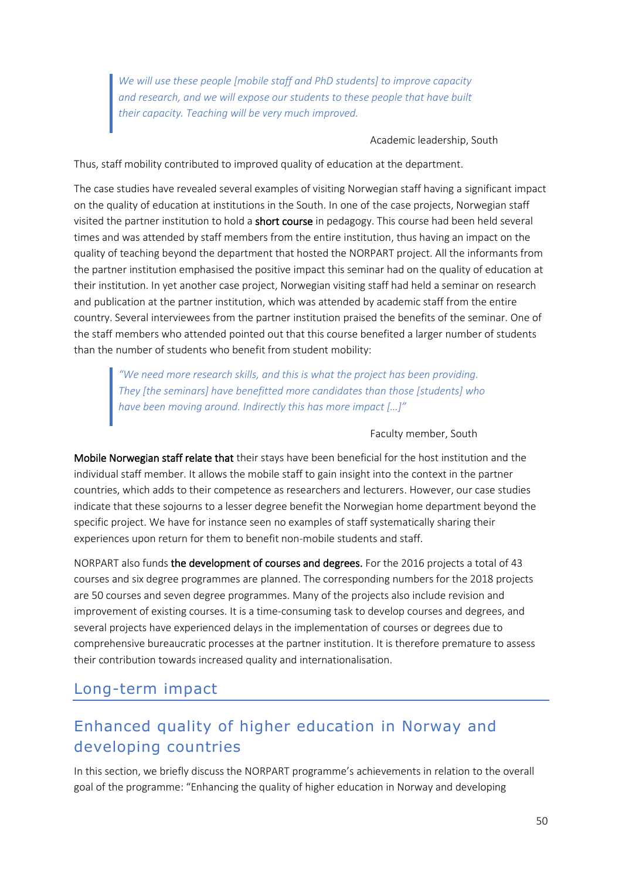> *We will use these people [mobile staff and PhD students] to improve capacity and research, and we will expose our students to these people that have built their capacity. Teaching will be very much improved.*

Academic leadership, South

Thus, staff mobility contributed to improved quality of education at the department.

The case studies have revealed several examples of visiting Norwegian staff having a significant impact on the quality of education at institutions in the South. In one of the case projects, Norwegian staff visited the partner institution to hold a **short course** in pedagogy. This course had been held several times and was attended by staff members from the entire institution, thus having an impact on the quality of teaching beyond the department that hosted the NORPART project. All the informants from the partner institution emphasised the positive impact this seminar had on the quality of education at their institution. In yet another case project, Norwegian visiting staff had held a seminar on research and publication at the partner institution, which was attended by academic staff from the entire country. Several interviewees from the partner institution praised the benefits of the seminar. One of the staff members who attended pointed out that this course benefited a larger number of students than the number of students who benefit from student mobility:

> *"We need more research skills, and this is what the project has been providing. They [the seminars] have benefitted more candidates than those [students] who have been moving around. Indirectly this has more impact […]"*

Faculty member, South

**Mobile Norwegian staff relate that** their stays have been beneficial for the host institution and the individual staff member. It allows the mobile staff to gain insight into the context in the partner countries, which adds to their competence as researchers and lecturers. However, our case studies indicate that these sojourns to a lesser degree benefit the Norwegian home department beyond the specific project. We have for instance seen no examples of staff systematically sharing their experiences upon return for them to benefit non-mobile students and staff.

NORPART also funds **the development of courses and degrees.** For the 2016 projects a total of 43 courses and six degree programmes are planned. The corresponding numbers for the 2018 projects are 50 courses and seven degree programmes. Many of the projects also include revision and improvement of existing courses. It is a time-consuming task to develop courses and degrees, and several projects have experienced delays in the implementation of courses or degrees due to comprehensive bureaucratic processes at the partner institution. It is therefore premature to assess their contribution towards increased quality and internationalisation.

## Long-term impact

## Enhanced quality of higher education in Norway and developing countries

In this section, we briefly discuss the NORPART programme's achievements in relation to the overall goal of the programme: "Enhancing the quality of higher education in Norway and developing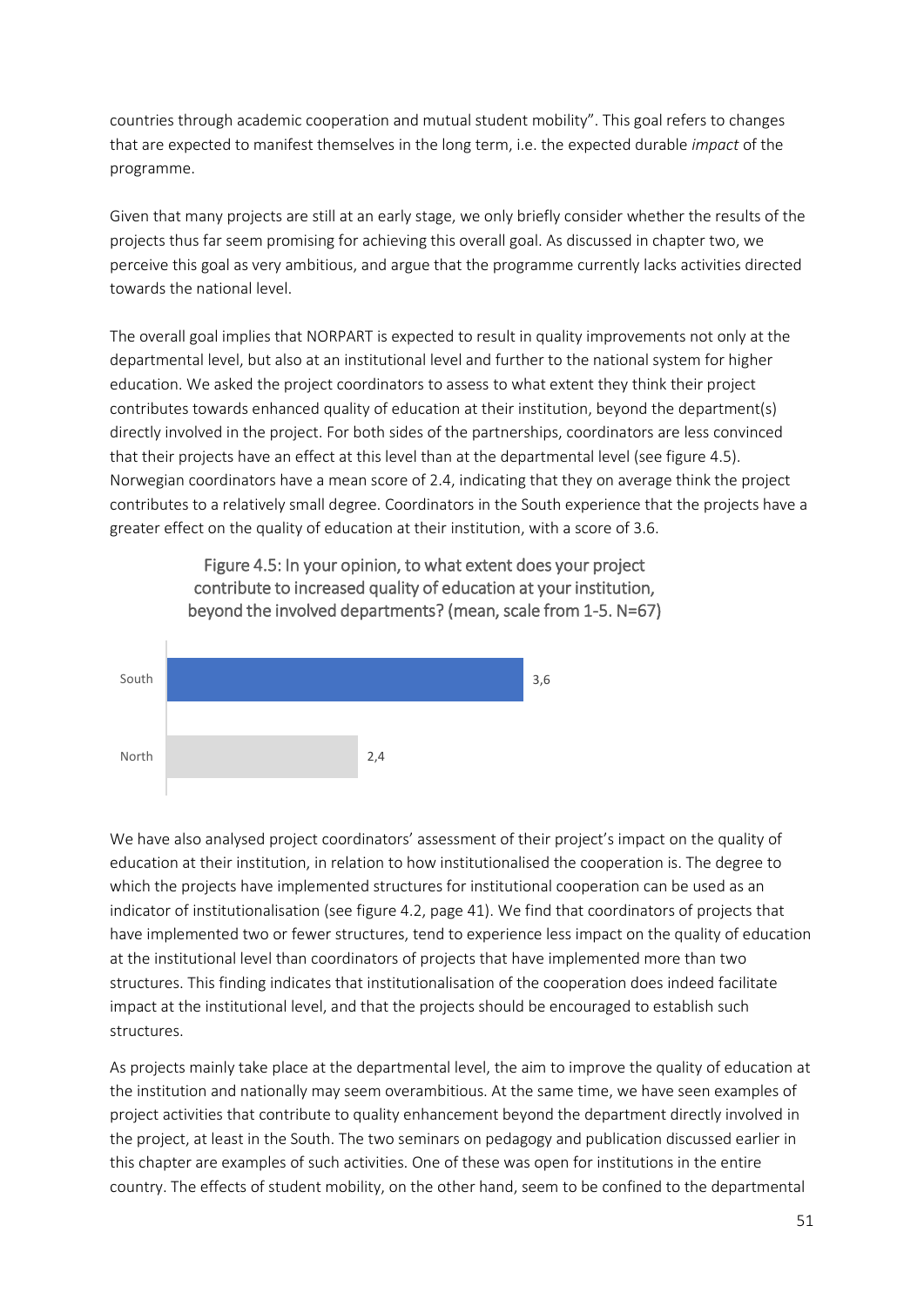countries through academic cooperation and mutual student mobility". This goal refers to changes that are expected to manifest themselves in the long term, i.e. the expected durable *impact* of the programme.

Given that many projects are still at an early stage, we only briefly consider whether the results of the projects thus far seem promising for achieving this overall goal. As discussed in chapter two, we perceive this goal as very ambitious, and argue that the programme currently lacks activities directed towards the national level.

The overall goal implies that NORPART is expected to result in quality improvements not only at the departmental level, but also at an institutional level and further to the national system for higher education. We asked the project coordinators to assess to what extent they think their project contributes towards enhanced quality of education at their institution, beyond the department(s) directly involved in the project. For both sides of the partnerships, coordinators are less convinced that their projects have an effect at this level than at the departmental level (see figure 4.5). Norwegian coordinators have a mean score of 2.4, indicating that they on average think the project contributes to a relatively small degree. Coordinators in the South experience that the projects have a greater effect on the quality of education at their institution, with a score of 3.6.

Figure 4.5: In your opinion, to what extent does your project contribute to increased quality of education at your institution, beyond the involved departments? (mean, scale from 1-5. N=67)

| | Mean |
|---|---|
| South | 3,6 |
| North | 2,4 |

We have also analysed project coordinators' assessment of their project's impact on the quality of education at their institution, in relation to how institutionalised the cooperation is. The degree to which the projects have implemented structures for institutional cooperation can be used as an indicator of institutionalisation (see figure 4.2, page 41). We find that coordinators of projects that have implemented two or fewer structures, tend to experience less impact on the quality of education at the institutional level than coordinators of projects that have implemented more than two structures. This finding indicates that institutionalisation of the cooperation does indeed facilitate impact at the institutional level, and that the projects should be encouraged to establish such structures.

As projects mainly take place at the departmental level, the aim to improve the quality of education at the institution and nationally may seem overambitious. At the same time, we have seen examples of project activities that contribute to quality enhancement beyond the department directly involved in the project, at least in the South. The two seminars on pedagogy and publication discussed earlier in this chapter are examples of such activities. One of these was open for institutions in the entire country. The effects of student mobility, on the other hand, seem to be confined to the departmental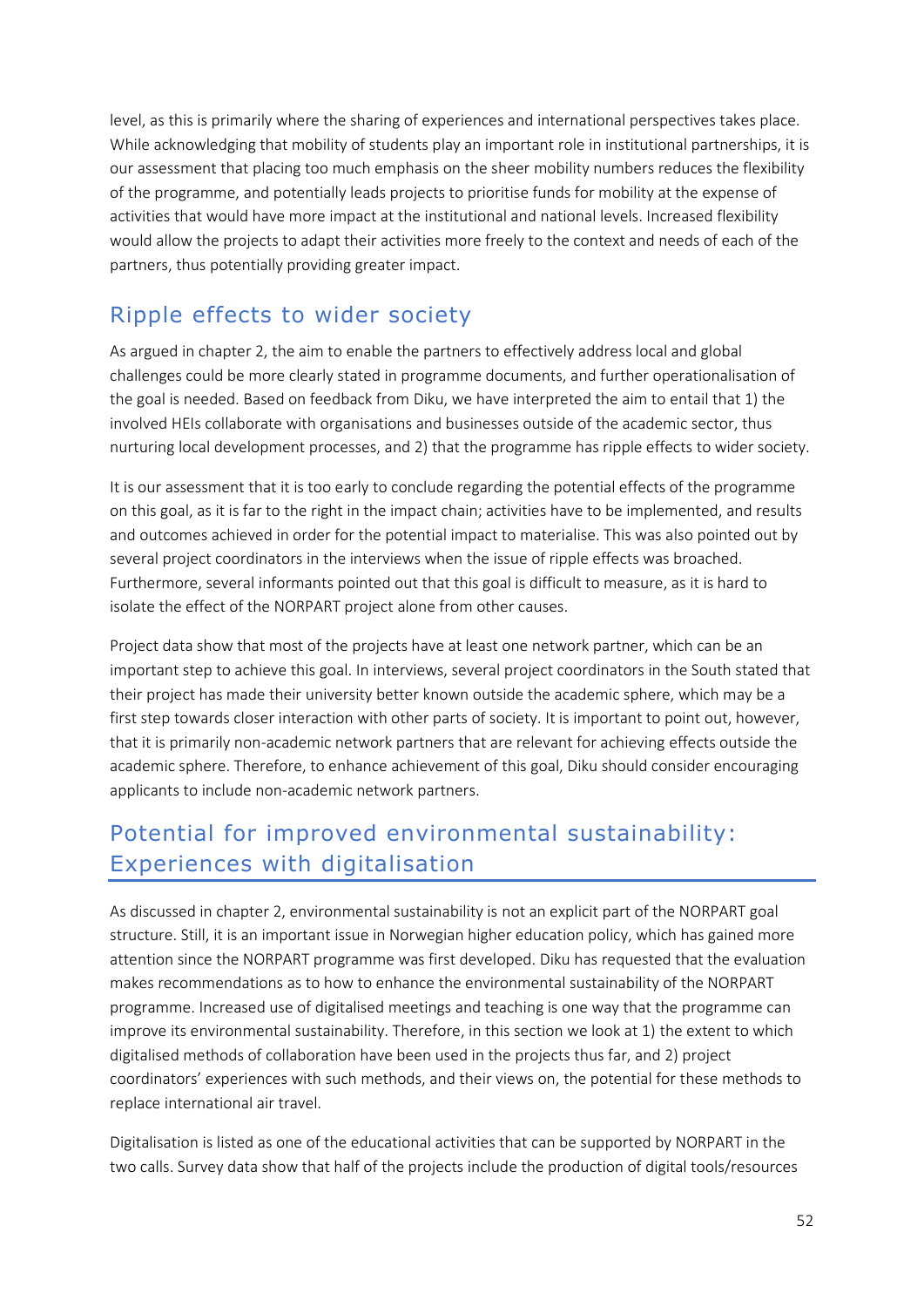level, as this is primarily where the sharing of experiences and international perspectives takes place. While acknowledging that mobility of students play an important role in institutional partnerships, it is our assessment that placing too much emphasis on the sheer mobility numbers reduces the flexibility of the programme, and potentially leads projects to prioritise funds for mobility at the expense of activities that would have more impact at the institutional and national levels. Increased flexibility would allow the projects to adapt their activities more freely to the context and needs of each of the partners, thus potentially providing greater impact.

## Ripple effects to wider society

As argued in chapter 2, the aim to enable the partners to effectively address local and global challenges could be more clearly stated in programme documents, and further operationalisation of the goal is needed. Based on feedback from Diku, we have interpreted the aim to entail that 1) the involved HEIs collaborate with organisations and businesses outside of the academic sector, thus nurturing local development processes, and 2) that the programme has ripple effects to wider society.

It is our assessment that it is too early to conclude regarding the potential effects of the programme on this goal, as it is far to the right in the impact chain; activities have to be implemented, and results and outcomes achieved in order for the potential impact to materialise. This was also pointed out by several project coordinators in the interviews when the issue of ripple effects was broached. Furthermore, several informants pointed out that this goal is difficult to measure, as it is hard to isolate the effect of the NORPART project alone from other causes.

Project data show that most of the projects have at least one network partner, which can be an important step to achieve this goal. In interviews, several project coordinators in the South stated that their project has made their university better known outside the academic sphere, which may be a first step towards closer interaction with other parts of society. It is important to point out, however, that it is primarily non-academic network partners that are relevant for achieving effects outside the academic sphere. Therefore, to enhance achievement of this goal, Diku should consider encouraging applicants to include non-academic network partners.

## Potential for improved environmental sustainability: Experiences with digitalisation

As discussed in chapter 2, environmental sustainability is not an explicit part of the NORPART goal structure. Still, it is an important issue in Norwegian higher education policy, which has gained more attention since the NORPART programme was first developed. Diku has requested that the evaluation makes recommendations as to how to enhance the environmental sustainability of the NORPART programme. Increased use of digitalised meetings and teaching is one way that the programme can improve its environmental sustainability. Therefore, in this section we look at 1) the extent to which digitalised methods of collaboration have been used in the projects thus far, and 2) project coordinators' experiences with such methods, and their views on, the potential for these methods to replace international air travel.

Digitalisation is listed as one of the educational activities that can be supported by NORPART in the two calls. Survey data show that half of the projects include the production of digital tools/resources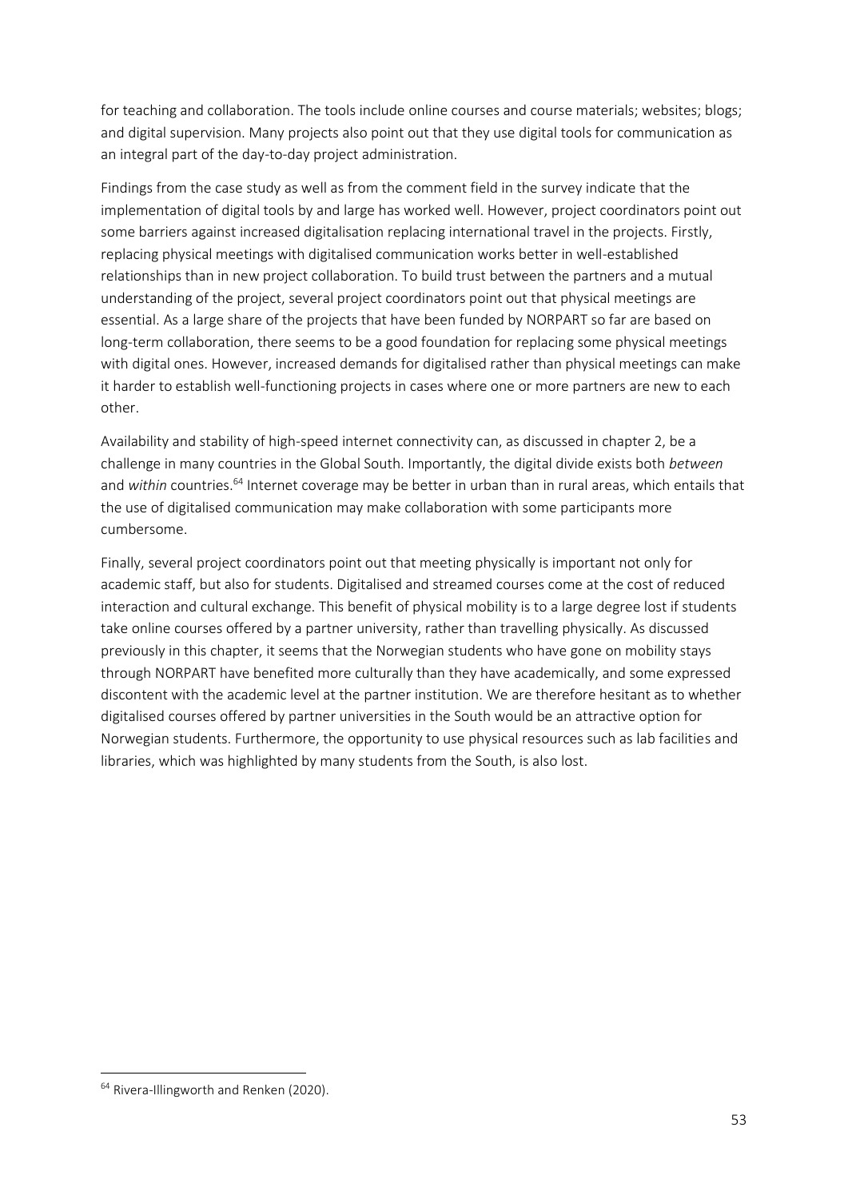for teaching and collaboration. The tools include online courses and course materials; websites; blogs; and digital supervision. Many projects also point out that they use digital tools for communication as an integral part of the day-to-day project administration.

Findings from the case study as well as from the comment field in the survey indicate that the implementation of digital tools by and large has worked well. However, project coordinators point out some barriers against increased digitalisation replacing international travel in the projects. Firstly, replacing physical meetings with digitalised communication works better in well-established relationships than in new project collaboration. To build trust between the partners and a mutual understanding of the project, several project coordinators point out that physical meetings are essential. As a large share of the projects that have been funded by NORPART so far are based on long-term collaboration, there seems to be a good foundation for replacing some physical meetings with digital ones. However, increased demands for digitalised rather than physical meetings can make it harder to establish well-functioning projects in cases where one or more partners are new to each other.

Availability and stability of high-speed internet connectivity can, as discussed in chapter 2, be a challenge in many countries in the Global South. Importantly, the digital divide exists both *between* and *within* countries.[64] Internet coverage may be better in urban than in rural areas, which entails that the use of digitalised communication may make collaboration with some participants more cumbersome.

Finally, several project coordinators point out that meeting physically is important not only for academic staff, but also for students. Digitalised and streamed courses come at the cost of reduced interaction and cultural exchange. This benefit of physical mobility is to a large degree lost if students take online courses offered by a partner university, rather than travelling physically. As discussed previously in this chapter, it seems that the Norwegian students who have gone on mobility stays through NORPART have benefited more culturally than they have academically, and some expressed discontent with the academic level at the partner institution. We are therefore hesitant as to whether digitalised courses offered by partner universities in the South would be an attractive option for Norwegian students. Furthermore, the opportunity to use physical resources such as lab facilities and libraries, which was highlighted by many students from the South, is also lost.

---

[64] Rivera-Illingworth and Renken (2020).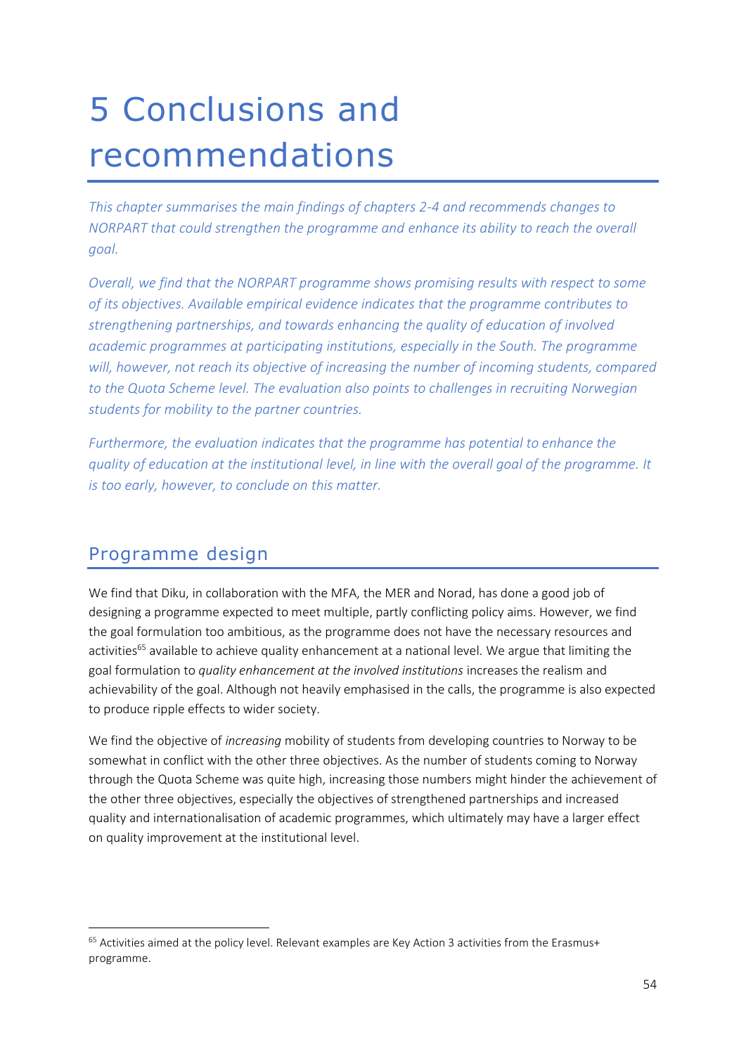# 5 Conclusions and recommendations

*This chapter summarises the main findings of chapters 2-4 and recommends changes to NORPART that could strengthen the programme and enhance its ability to reach the overall goal.*

*Overall, we find that the NORPART programme shows promising results with respect to some of its objectives. Available empirical evidence indicates that the programme contributes to strengthening partnerships, and towards enhancing the quality of education of involved academic programmes at participating institutions, especially in the South. The programme will, however, not reach its objective of increasing the number of incoming students, compared to the Quota Scheme level. The evaluation also points to challenges in recruiting Norwegian students for mobility to the partner countries.*

*Furthermore, the evaluation indicates that the programme has potential to enhance the quality of education at the institutional level, in line with the overall goal of the programme. It is too early, however, to conclude on this matter.*

## Programme design

We find that Diku, in collaboration with the MFA, the MER and Norad, has done a good job of designing a programme expected to meet multiple, partly conflicting policy aims. However, we find the goal formulation too ambitious, as the programme does not have the necessary resources and activities[65] available to achieve quality enhancement at a national level. We argue that limiting the goal formulation to *quality enhancement at the involved institutions* increases the realism and achievability of the goal. Although not heavily emphasised in the calls, the programme is also expected to produce ripple effects to wider society.

We find the objective of *increasing* mobility of students from developing countries to Norway to be somewhat in conflict with the other three objectives. As the number of students coming to Norway through the Quota Scheme was quite high, increasing those numbers might hinder the achievement of the other three objectives, especially the objectives of strengthened partnerships and increased quality and internationalisation of academic programmes, which ultimately may have a larger effect on quality improvement at the institutional level.

[65] Activities aimed at the policy level. Relevant examples are Key Action 3 activities from the Erasmus+ programme.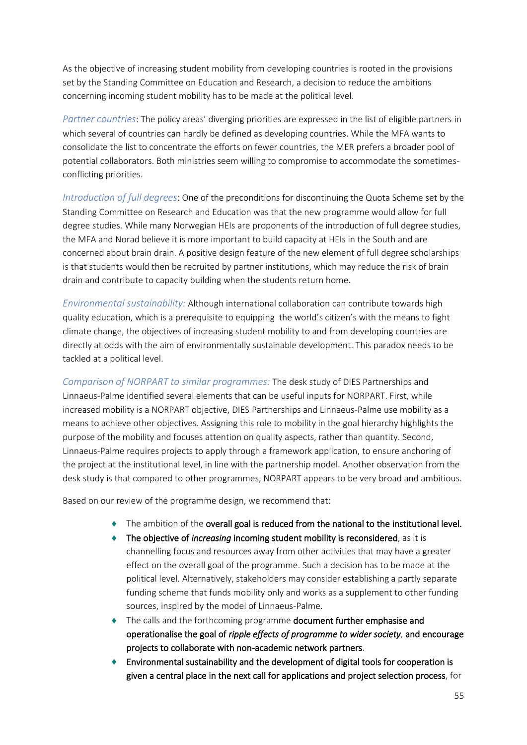As the objective of increasing student mobility from developing countries is rooted in the provisions set by the Standing Committee on Education and Research, a decision to reduce the ambitions concerning incoming student mobility has to be made at the political level.

*Partner countries*: The policy areas' diverging priorities are expressed in the list of eligible partners in which several of countries can hardly be defined as developing countries. While the MFA wants to consolidate the list to concentrate the efforts on fewer countries, the MER prefers a broader pool of potential collaborators. Both ministries seem willing to compromise to accommodate the sometimes-conflicting priorities.

*Introduction of full degrees*: One of the preconditions for discontinuing the Quota Scheme set by the Standing Committee on Research and Education was that the new programme would allow for full degree studies. While many Norwegian HEIs are proponents of the introduction of full degree studies, the MFA and Norad believe it is more important to build capacity at HEIs in the South and are concerned about brain drain. A positive design feature of the new element of full degree scholarships is that students would then be recruited by partner institutions, which may reduce the risk of brain drain and contribute to capacity building when the students return home.

*Environmental sustainability:* Although international collaboration can contribute towards high quality education, which is a prerequisite to equipping the world's citizen's with the means to fight climate change, the objectives of increasing student mobility to and from developing countries are directly at odds with the aim of environmentally sustainable development. This paradox needs to be tackled at a political level.

*Comparison of NORPART to similar programmes:* The desk study of DIES Partnerships and Linnaeus-Palme identified several elements that can be useful inputs for NORPART. First, while increased mobility is a NORPART objective, DIES Partnerships and Linnaeus-Palme use mobility as a means to achieve other objectives. Assigning this role to mobility in the goal hierarchy highlights the purpose of the mobility and focuses attention on quality aspects, rather than quantity. Second, Linnaeus-Palme requires projects to apply through a framework application, to ensure anchoring of the project at the institutional level, in line with the partnership model. Another observation from the desk study is that compared to other programmes, NORPART appears to be very broad and ambitious.

Based on our review of the programme design, we recommend that:

- The ambition of the **overall goal is reduced from the national to the institutional level.**
- **The objective of *increasing* incoming student mobility is reconsidered**, as it is channelling focus and resources away from other activities that may have a greater effect on the overall goal of the programme. Such a decision has to be made at the political level. Alternatively, stakeholders may consider establishing a partly separate funding scheme that funds mobility only and works as a supplement to other funding sources, inspired by the model of Linnaeus-Palme.
- The calls and the forthcoming programme **document further emphasise and operationalise the goal of *ripple effects of programme to wider society*, and encourage projects to collaborate with non-academic network partners**.
- **Environmental sustainability and the development of digital tools for cooperation is given a central place in the next call for applications and project selection process**, for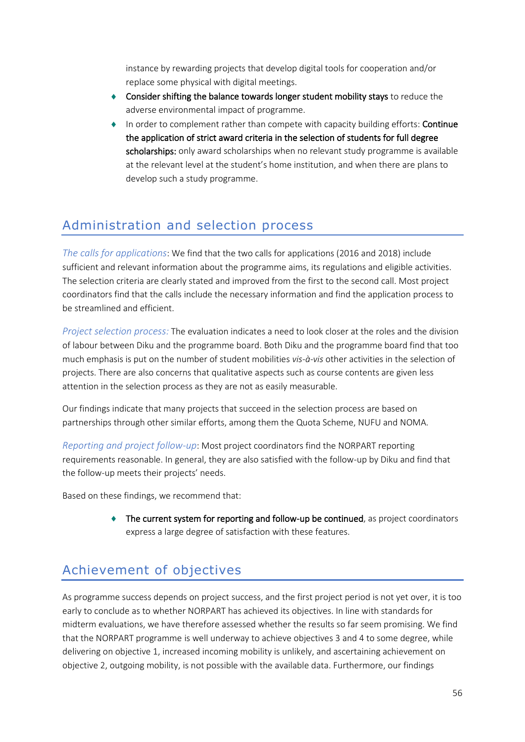instance by rewarding projects that develop digital tools for cooperation and/or replace some physical with digital meetings.

- **Consider shifting the balance towards longer student mobility stays** to reduce the adverse environmental impact of programme.
- In order to complement rather than compete with capacity building efforts: **Continue the application of strict award criteria in the selection of students for full degree scholarships:** only award scholarships when no relevant study programme is available at the relevant level at the student's home institution, and when there are plans to develop such a study programme.

## Administration and selection process

*The calls for applications*: We find that the two calls for applications (2016 and 2018) include sufficient and relevant information about the programme aims, its regulations and eligible activities. The selection criteria are clearly stated and improved from the first to the second call. Most project coordinators find that the calls include the necessary information and find the application process to be streamlined and efficient.

*Project selection process:* The evaluation indicates a need to look closer at the roles and the division of labour between Diku and the programme board. Both Diku and the programme board find that too much emphasis is put on the number of student mobilities *vis-à-vis* other activities in the selection of projects. There are also concerns that qualitative aspects such as course contents are given less attention in the selection process as they are not as easily measurable.

Our findings indicate that many projects that succeed in the selection process are based on partnerships through other similar efforts, among them the Quota Scheme, NUFU and NOMA.

*Reporting and project follow-up*: Most project coordinators find the NORPART reporting requirements reasonable. In general, they are also satisfied with the follow-up by Diku and find that the follow-up meets their projects' needs.

Based on these findings, we recommend that:

- **The current system for reporting and follow-up be continued**, as project coordinators express a large degree of satisfaction with these features.

## Achievement of objectives

As programme success depends on project success, and the first project period is not yet over, it is too early to conclude as to whether NORPART has achieved its objectives. In line with standards for midterm evaluations, we have therefore assessed whether the results so far seem promising. We find that the NORPART programme is well underway to achieve objectives 3 and 4 to some degree, while delivering on objective 1, increased incoming mobility is unlikely, and ascertaining achievement on objective 2, outgoing mobility, is not possible with the available data. Furthermore, our findings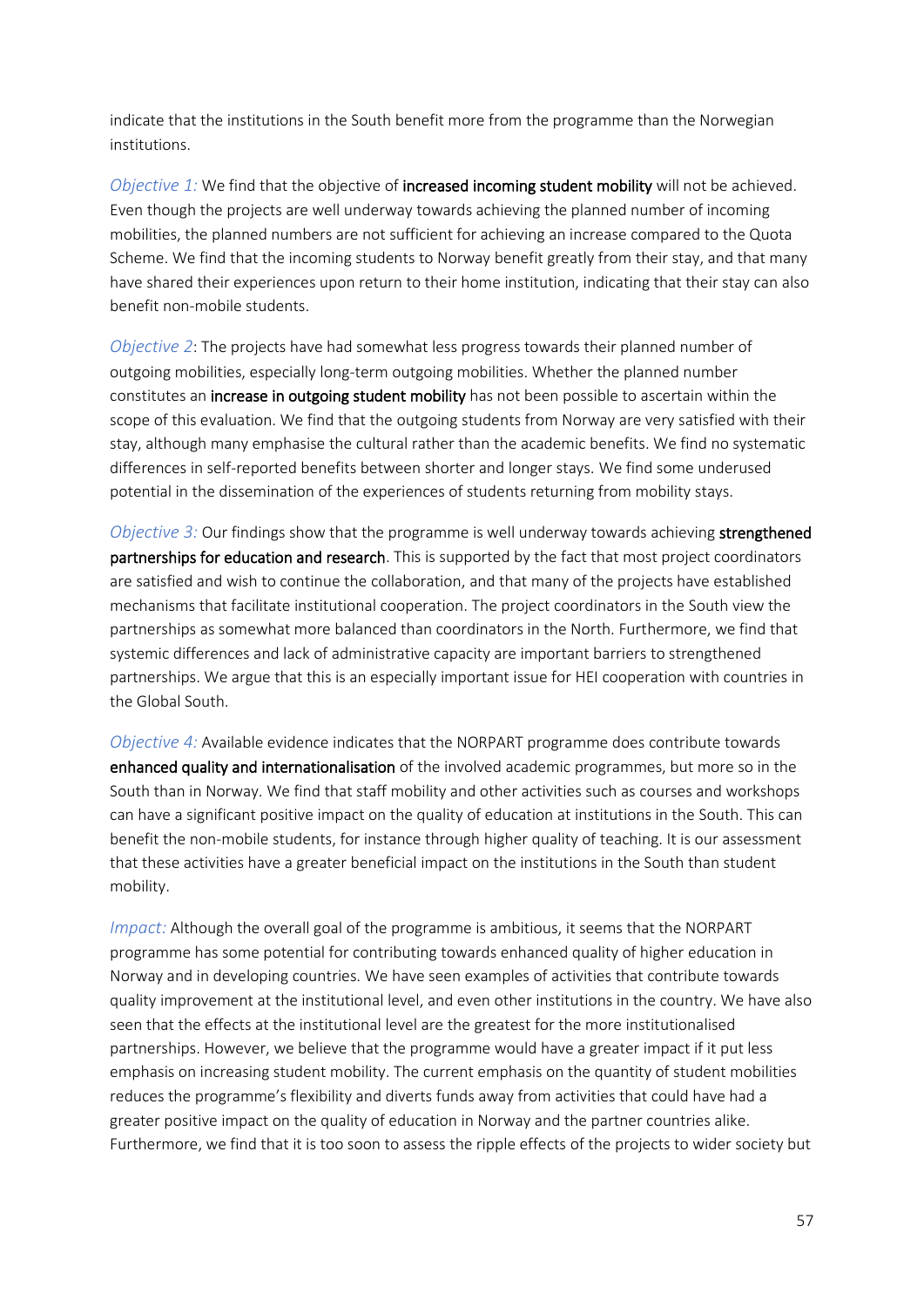indicate that the institutions in the South benefit more from the programme than the Norwegian institutions.

*Objective 1:* We find that the objective of **increased incoming student mobility** will not be achieved. Even though the projects are well underway towards achieving the planned number of incoming mobilities, the planned numbers are not sufficient for achieving an increase compared to the Quota Scheme. We find that the incoming students to Norway benefit greatly from their stay, and that many have shared their experiences upon return to their home institution, indicating that their stay can also benefit non-mobile students.

*Objective 2*: The projects have had somewhat less progress towards their planned number of outgoing mobilities, especially long-term outgoing mobilities. Whether the planned number constitutes an **increase in outgoing student mobility** has not been possible to ascertain within the scope of this evaluation. We find that the outgoing students from Norway are very satisfied with their stay, although many emphasise the cultural rather than the academic benefits. We find no systematic differences in self-reported benefits between shorter and longer stays. We find some underused potential in the dissemination of the experiences of students returning from mobility stays.

*Objective 3:* Our findings show that the programme is well underway towards achieving **strengthened partnerships for education and research**. This is supported by the fact that most project coordinators are satisfied and wish to continue the collaboration, and that many of the projects have established mechanisms that facilitate institutional cooperation. The project coordinators in the South view the partnerships as somewhat more balanced than coordinators in the North. Furthermore, we find that systemic differences and lack of administrative capacity are important barriers to strengthened partnerships. We argue that this is an especially important issue for HEI cooperation with countries in the Global South.

*Objective 4:* Available evidence indicates that the NORPART programme does contribute towards **enhanced quality and internationalisation** of the involved academic programmes, but more so in the South than in Norway. We find that staff mobility and other activities such as courses and workshops can have a significant positive impact on the quality of education at institutions in the South. This can benefit the non-mobile students, for instance through higher quality of teaching. It is our assessment that these activities have a greater beneficial impact on the institutions in the South than student mobility.

*Impact:* Although the overall goal of the programme is ambitious, it seems that the NORPART programme has some potential for contributing towards enhanced quality of higher education in Norway and in developing countries. We have seen examples of activities that contribute towards quality improvement at the institutional level, and even other institutions in the country. We have also seen that the effects at the institutional level are the greatest for the more institutionalised partnerships. However, we believe that the programme would have a greater impact if it put less emphasis on increasing student mobility. The current emphasis on the quantity of student mobilities reduces the programme's flexibility and diverts funds away from activities that could have had a greater positive impact on the quality of education in Norway and the partner countries alike. Furthermore, we find that it is too soon to assess the ripple effects of the projects to wider society but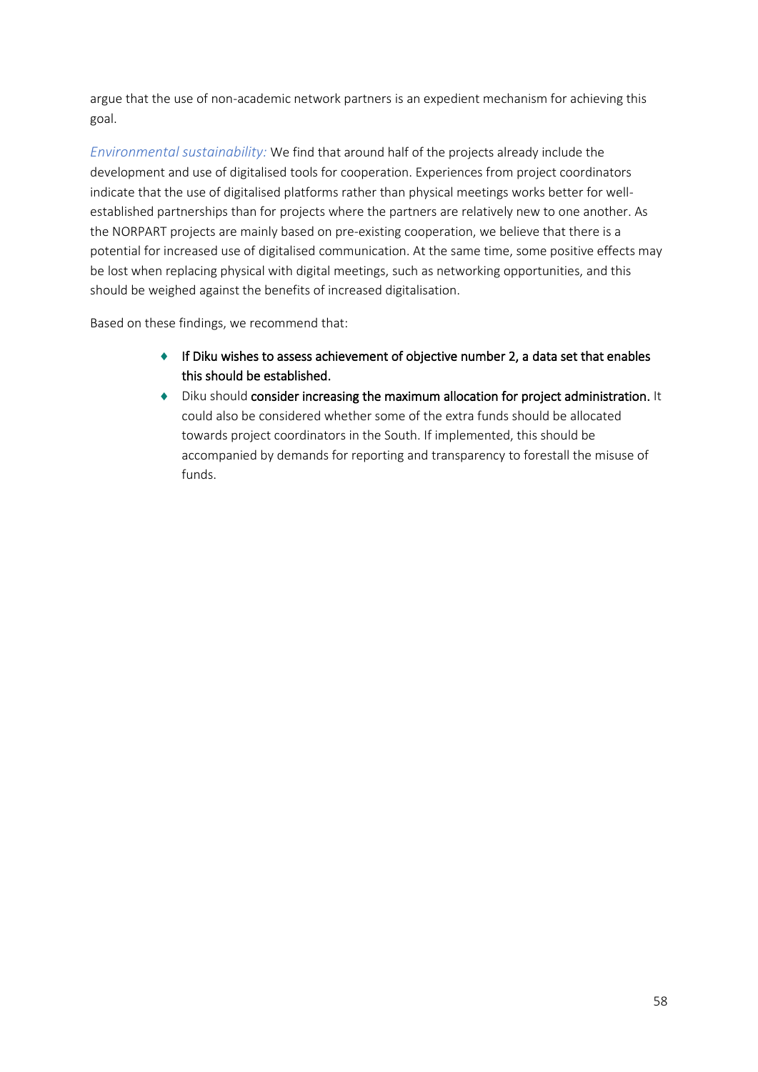argue that the use of non-academic network partners is an expedient mechanism for achieving this goal.

*Environmental sustainability:* We find that around half of the projects already include the development and use of digitalised tools for cooperation. Experiences from project coordinators indicate that the use of digitalised platforms rather than physical meetings works better for well-established partnerships than for projects where the partners are relatively new to one another. As the NORPART projects are mainly based on pre-existing cooperation, we believe that there is a potential for increased use of digitalised communication. At the same time, some positive effects may be lost when replacing physical with digital meetings, such as networking opportunities, and this should be weighed against the benefits of increased digitalisation.

Based on these findings, we recommend that:

- **If Diku wishes to assess achievement of objective number 2, a data set that enables this should be established.**
- Diku should **consider increasing the maximum allocation for project administration.** It could also be considered whether some of the extra funds should be allocated towards project coordinators in the South. If implemented, this should be accompanied by demands for reporting and transparency to forestall the misuse of funds.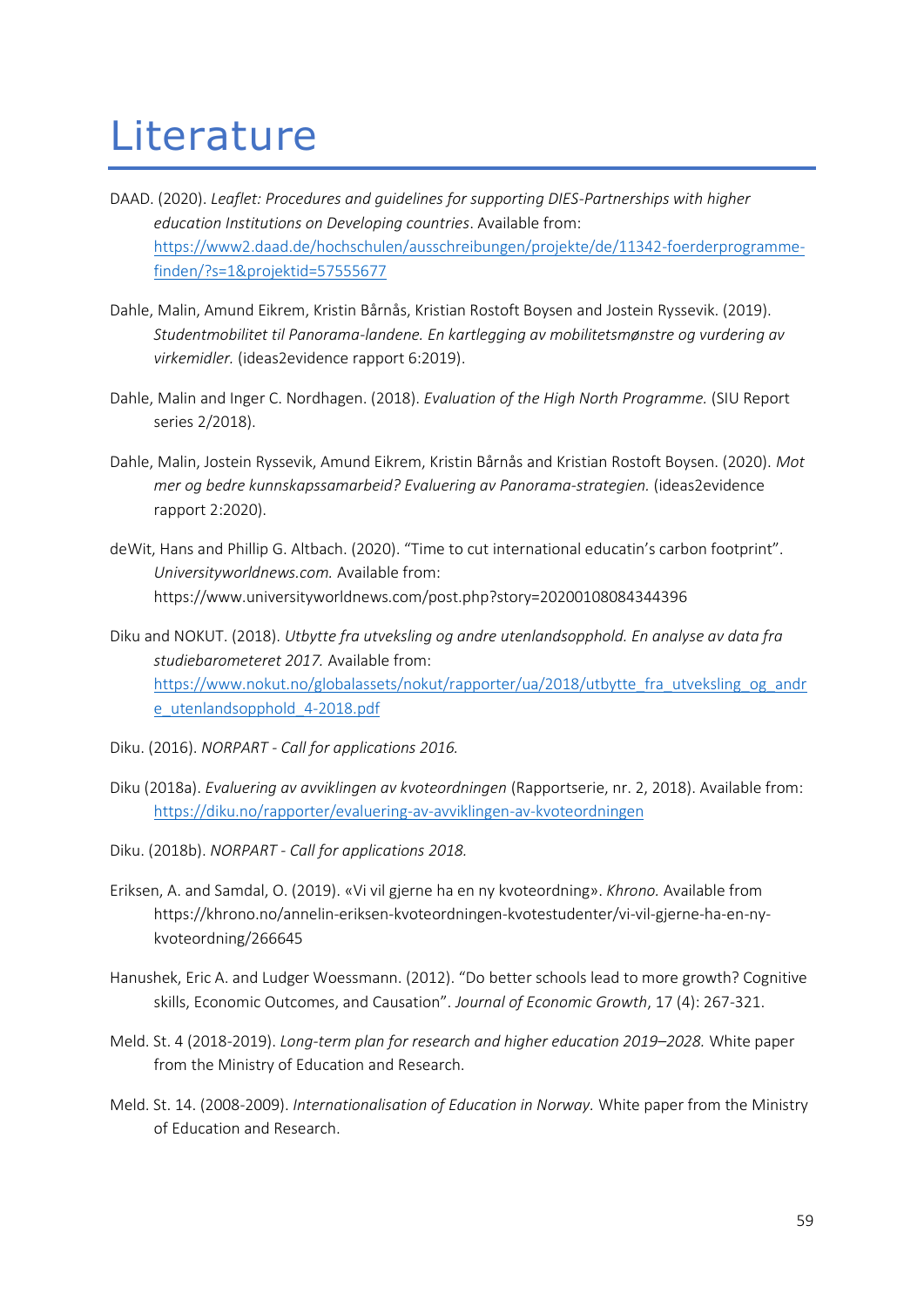# Literature

DAAD. (2020). *Leaflet: Procedures and guidelines for supporting DIES-Partnerships with higher education Institutions on Developing countries*. Available from: [https://www2.daad.de/hochschulen/ausschreibungen/projekte/de/11342-foerderprogramme-finden/?s=1&projektid=57555677](https://www2.daad.de/hochschulen/ausschreibungen/projekte/de/11342-foerderprogramme-finden/?s=1&projektid=57555677)

Dahle, Malin, Amund Eikrem, Kristin Bårnås, Kristian Rostoft Boysen and Jostein Ryssevik. (2019). *Studentmobilitet til Panorama-landene. En kartlegging av mobilitetsmønstre og vurdering av virkemidler.* (ideas2evidence rapport 6:2019).

Dahle, Malin and Inger C. Nordhagen. (2018). *Evaluation of the High North Programme.* (SIU Report series 2/2018).

Dahle, Malin, Jostein Ryssevik, Amund Eikrem, Kristin Bårnås and Kristian Rostoft Boysen. (2020). *Mot mer og bedre kunnskapssamarbeid? Evaluering av Panorama-strategien.* (ideas2evidence rapport 2:2020).

deWit, Hans and Phillip G. Altbach. (2020). "Time to cut international educatin's carbon footprint". *Universityworldnews.com.* Available from: https://www.universityworldnews.com/post.php?story=20200108084344396

Diku and NOKUT. (2018). *Utbytte fra utveksling og andre utenlandsopphold. En analyse av data fra studiebarometeret 2017.* Available from: [https://www.nokut.no/globalassets/nokut/rapporter/ua/2018/utbytte_fra_utveksling_og_andre_utenlandsopphold_4-2018.pdf](https://www.nokut.no/globalassets/nokut/rapporter/ua/2018/utbytte_fra_utveksling_og_andre_utenlandsopphold_4-2018.pdf)

Diku. (2016). *NORPART - Call for applications 2016.*

Diku (2018a). *Evaluering av avviklingen av kvoteordningen* (Rapportserie, nr. 2, 2018). Available from: [https://diku.no/rapporter/evaluering-av-avviklingen-av-kvoteordningen](https://diku.no/rapporter/evaluering-av-avviklingen-av-kvoteordningen)

Diku. (2018b). *NORPART - Call for applications 2018.*

Eriksen, A. and Samdal, O. (2019). «Vi vil gjerne ha en ny kvoteordning». *Khrono.* Available from https://khrono.no/annelin-eriksen-kvoteordningen-kvotestudenter/vi-vil-gjerne-ha-en-ny-kvoteordning/266645

Hanushek, Eric A. and Ludger Woessmann. (2012). "Do better schools lead to more growth? Cognitive skills, Economic Outcomes, and Causation". *Journal of Economic Growth*, 17 (4): 267-321.

Meld. St. 4 (2018-2019). *Long-term plan for research and higher education 2019–2028.* White paper from the Ministry of Education and Research.

Meld. St. 14. (2008-2009). *Internationalisation of Education in Norway.* White paper from the Ministry of Education and Research.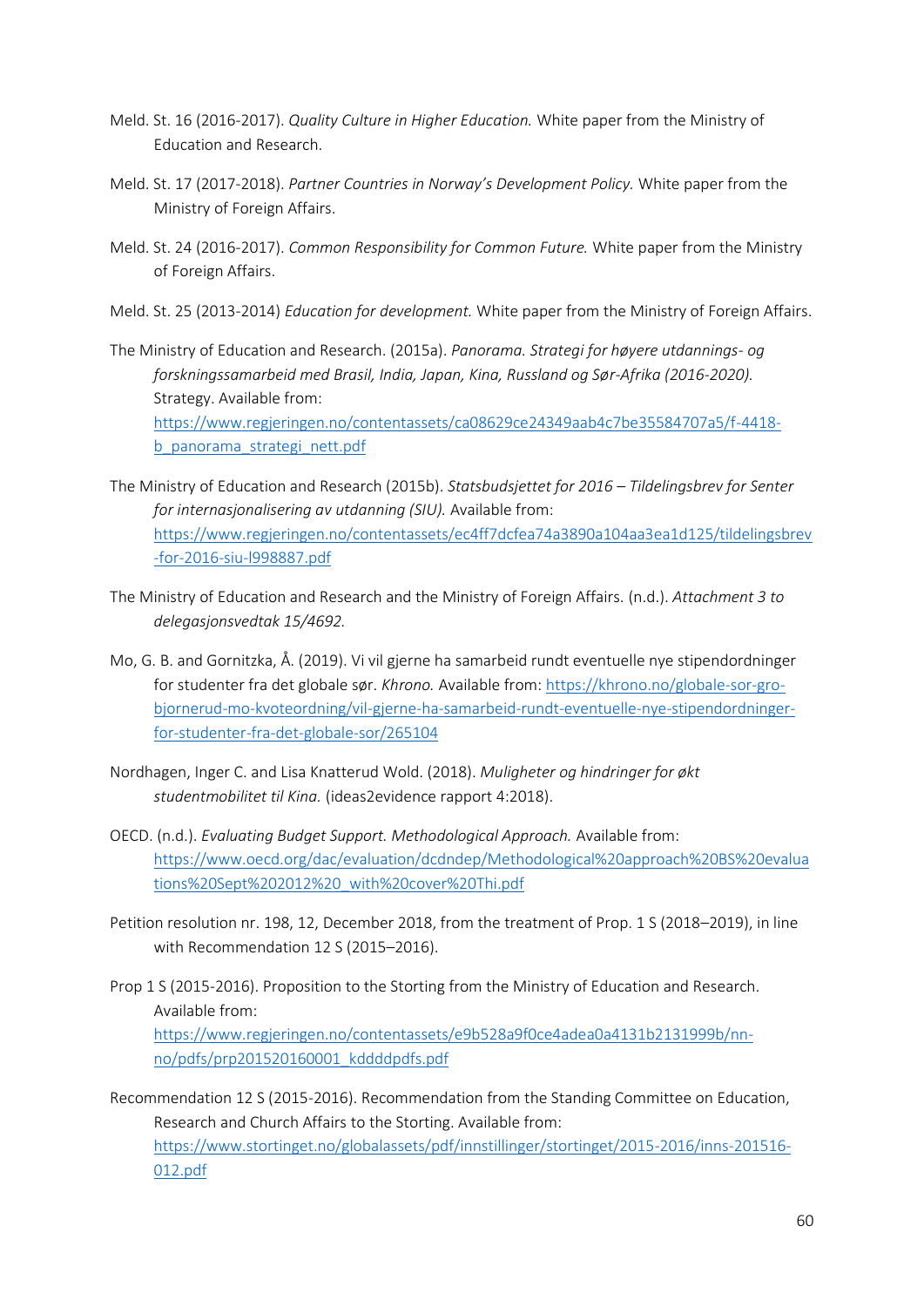Meld. St. 16 (2016-2017). *Quality Culture in Higher Education.* White paper from the Ministry of Education and Research.

Meld. St. 17 (2017-2018). *Partner Countries in Norway's Development Policy.* White paper from the Ministry of Foreign Affairs.

Meld. St. 24 (2016-2017). *Common Responsibility for Common Future.* White paper from the Ministry of Foreign Affairs.

Meld. St. 25 (2013-2014) *Education for development.* White paper from the Ministry of Foreign Affairs.

The Ministry of Education and Research. (2015a). *Panorama. Strategi for høyere utdannings- og forskningssamarbeid med Brasil, India, Japan, Kina, Russland og Sør-Afrika (2016-2020).* Strategy. Available from: https://www.regjeringen.no/contentassets/ca08629ce24349aab4c7be35584707a5/f-4418-b_panorama_strategi_nett.pdf

The Ministry of Education and Research (2015b). *Statsbudsjettet for 2016 – Tildelingsbrev for Senter for internasjonalisering av utdanning (SIU).* Available from: https://www.regjeringen.no/contentassets/ec4ff7dcfea74a3890a104aa3ea1d125/tildelingsbrev-for-2016-siu-l998887.pdf

The Ministry of Education and Research and the Ministry of Foreign Affairs. (n.d.). *Attachment 3 to delegasjonsvedtak 15/4692.*

Mo, G. B. and Gornitzka, Å. (2019). Vi vil gjerne ha samarbeid rundt eventuelle nye stipendordninger for studenter fra det globale sør. *Khrono.* Available from: https://khrono.no/globale-sor-gro-bjornerud-mo-kvoteordning/vil-gjerne-ha-samarbeid-rundt-eventuelle-nye-stipendordninger-for-studenter-fra-det-globale-sor/265104

Nordhagen, Inger C. and Lisa Knatterud Wold. (2018). *Muligheter og hindringer for økt studentmobilitet til Kina.* (ideas2evidence rapport 4:2018).

OECD. (n.d.). *Evaluating Budget Support. Methodological Approach.* Available from: https://www.oecd.org/dac/evaluation/dcdndep/Methodological%20approach%20BS%20evaluations%20Sept%202012%20_with%20cover%20Thi.pdf

Petition resolution nr. 198, 12, December 2018, from the treatment of Prop. 1 S (2018–2019), in line with Recommendation 12 S (2015–2016).

Prop 1 S (2015-2016). Proposition to the Storting from the Ministry of Education and Research. Available from: https://www.regjeringen.no/contentassets/e9b528a9f0ce4adea0a4131b2131999b/nn-no/pdfs/prp201520160001_kddddpdfs.pdf

Recommendation 12 S (2015-2016). Recommendation from the Standing Committee on Education, Research and Church Affairs to the Storting. Available from: https://www.stortinget.no/globalassets/pdf/innstillinger/stortinget/2015-2016/inns-201516-012.pdf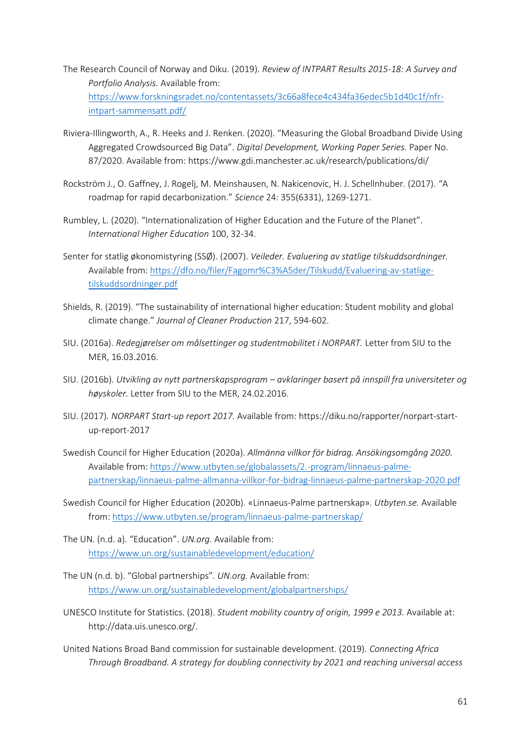The Research Council of Norway and Diku. (2019). *Review of INTPART Results 2015-18: A Survey and Portfolio Analysis.* Available from: https://www.forskningsradet.no/contentassets/3c66a8fece4c434fa36edec5b1d40c1f/nfr-intpart-sammensatt.pdf/

Riviera-Illingworth, A., R. Heeks and J. Renken. (2020). "Measuring the Global Broadband Divide Using Aggregated Crowdsourced Big Data". *Digital Development, Working Paper Series.* Paper No. 87/2020. Available from: https://www.gdi.manchester.ac.uk/research/publications/di/

Rockström J., O. Gaffney, J. Rogelj, M. Meinshausen, N. Nakicenovic, H. J. Schellnhuber. (2017). "A roadmap for rapid decarbonization." *Science* 24: 355(6331), 1269-1271.

Rumbley, L. (2020). "Internationalization of Higher Education and the Future of the Planet". *International Higher Education* 100, 32-34.

Senter for statlig økonomistyring (SSØ). (2007). *Veileder. Evaluering av statlige tilskuddsordninger.* Available from: https://dfo.no/filer/Fagomr%C3%A5der/Tilskudd/Evaluering-av-statlige-tilskuddsordninger.pdf

Shields, R. (2019). "The sustainability of international higher education: Student mobility and global climate change." *Journal of Cleaner Production* 217, 594-602.

SIU. (2016a). *Redegjørelser om målsettinger og studentmobilitet i NORPART.* Letter from SIU to the MER, 16.03.2016.

SIU. (2016b). *Utvikling av nytt partnerskapsprogram – avklaringer basert på innspill fra universiteter og høyskoler.* Letter from SIU to the MER, 24.02.2016.

SIU. (2017). *NORPART Start-up report 2017.* Available from: https://diku.no/rapporter/norpart-start-up-report-2017

Swedish Council for Higher Education (2020a). *Allmänna villkor för bidrag. Ansökingsomgång 2020.* Available from: https://www.utbyten.se/globalassets/2.-program/linnaeus-palme-partnerskap/linnaeus-palme-allmanna-villkor-for-bidrag-linnaeus-palme-partnerskap-2020.pdf

Swedish Council for Higher Education (2020b). «Linnaeus-Palme partnerskap». *Utbyten.se.* Available from: https://www.utbyten.se/program/linnaeus-palme-partnerskap/

The UN. (n.d. a). "Education". *UN.org.* Available from: https://www.un.org/sustainabledevelopment/education/

The UN (n.d. b). "Global partnerships". *UN.org.* Available from: https://www.un.org/sustainabledevelopment/globalpartnerships/

UNESCO Institute for Statistics. (2018). *Student mobility country of origin, 1999 e 2013.* Available at: http://data.uis.unesco.org/.

United Nations Broad Band commission for sustainable development. (2019). *Connecting Africa Through Broadband. A strategy for doubling connectivity by 2021 and reaching universal access*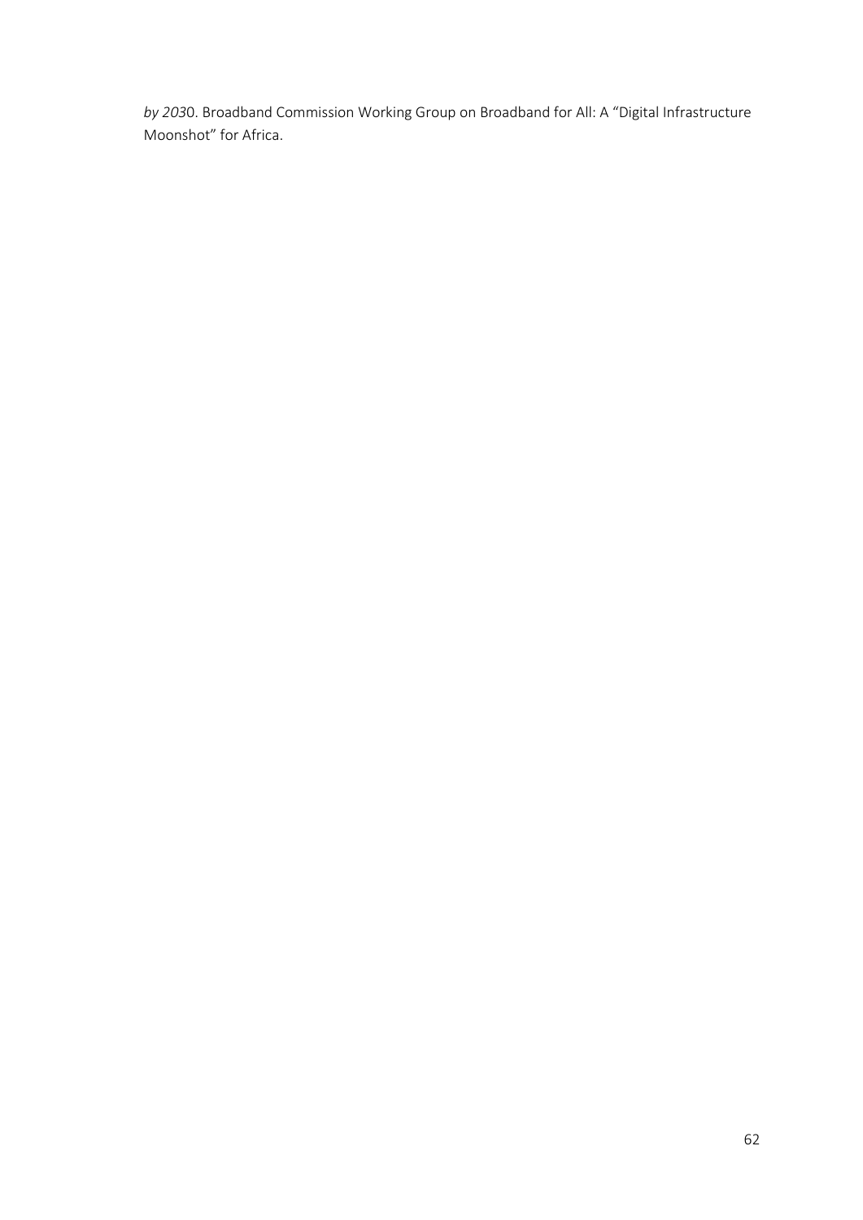*by 203*0. Broadband Commission Working Group on Broadband for All: A "Digital Infrastructure Moonshot" for Africa.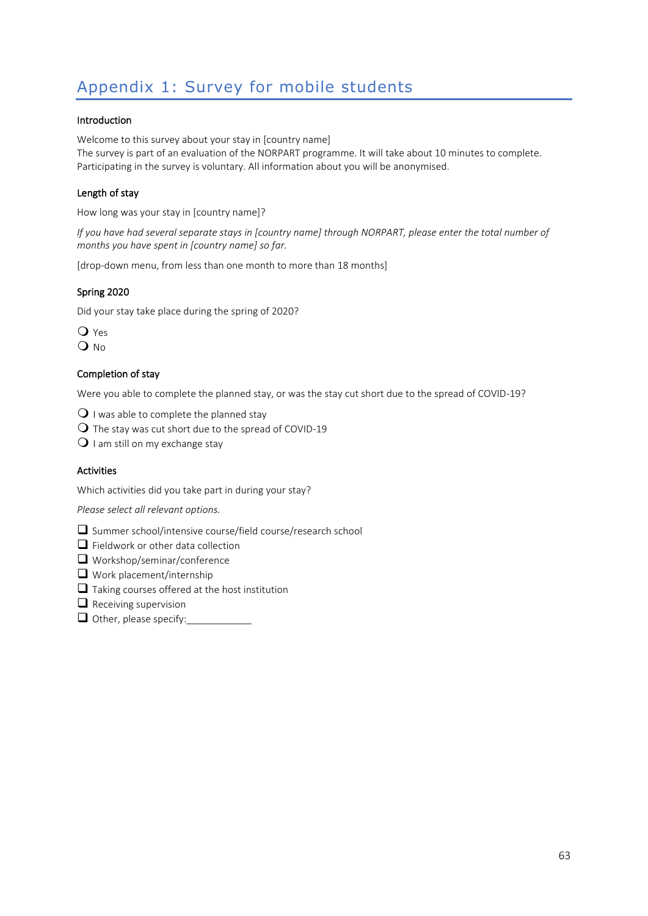# Appendix 1: Survey for mobile students

**Introduction**

Welcome to this survey about your stay in [country name]
The survey is part of an evaluation of the NORPART programme. It will take about 10 minutes to complete.
Participating in the survey is voluntary. All information about you will be anonymised.

**Length of stay**

How long was your stay in [country name]?

*If you have had several separate stays in [country name] through NORPART, please enter the total number of months you have spent in [country name] so far.*

[drop-down menu, from less than one month to more than 18 months]

**Spring 2020**

Did your stay take place during the spring of 2020?

- ❍ Yes
- ❍ No

**Completion of stay**

Were you able to complete the planned stay, or was the stay cut short due to the spread of COVID-19?

- ❍ I was able to complete the planned stay
- ❍ The stay was cut short due to the spread of COVID-19
- ❍ I am still on my exchange stay

**Activities**

Which activities did you take part in during your stay?

*Please select all relevant options.*

- ❑ Summer school/intensive course/field course/research school
- ❑ Fieldwork or other data collection
- ❑ Workshop/seminar/conference
- ❑ Work placement/internship
- ❑ Taking courses offered at the host institution
- ❑ Receiving supervision
- ❑ Other, please specify:____________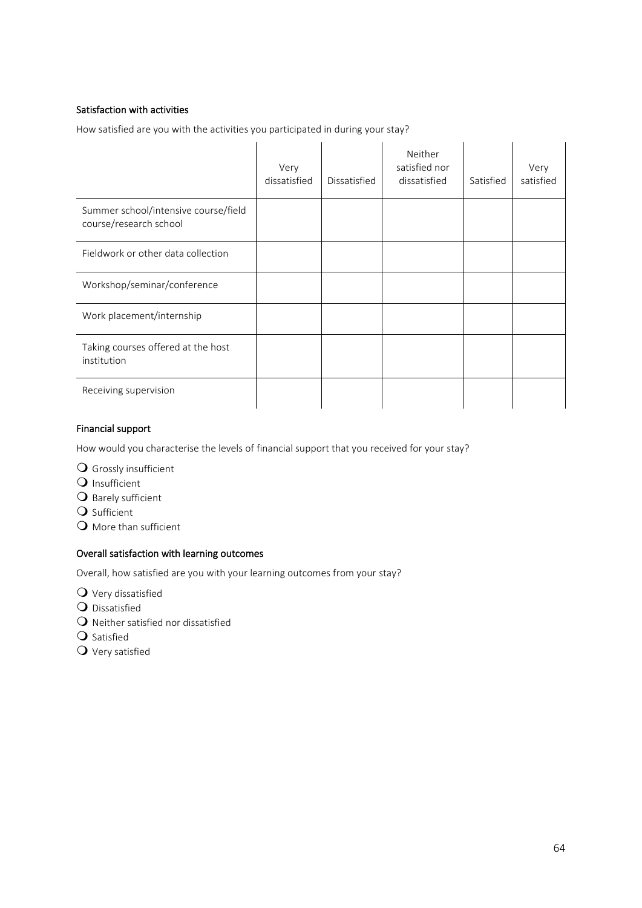### Satisfaction with activities

How satisfied are you with the activities you participated in during your stay?

| | Very dissatisfied | Dissatisfied | Neither satisfied nor dissatisfied | Satisfied | Very satisfied |
|---|---|---|---|---|---|
| Summer school/intensive course/field course/research school | | | | | |
| Fieldwork or other data collection | | | | | |
| Workshop/seminar/conference | | | | | |
| Work placement/internship | | | | | |
| Taking courses offered at the host institution | | | | | |
| Receiving supervision | | | | | |

### Financial support

How would you characterise the levels of financial support that you received for your stay?

- ❍ Grossly insufficient
- ❍ Insufficient
- ❍ Barely sufficient
- ❍ Sufficient
- ❍ More than sufficient

### Overall satisfaction with learning outcomes

Overall, how satisfied are you with your learning outcomes from your stay?

- ❍ Very dissatisfied
- ❍ Dissatisfied
- ❍ Neither satisfied nor dissatisfied
- ❍ Satisfied
- ❍ Very satisfied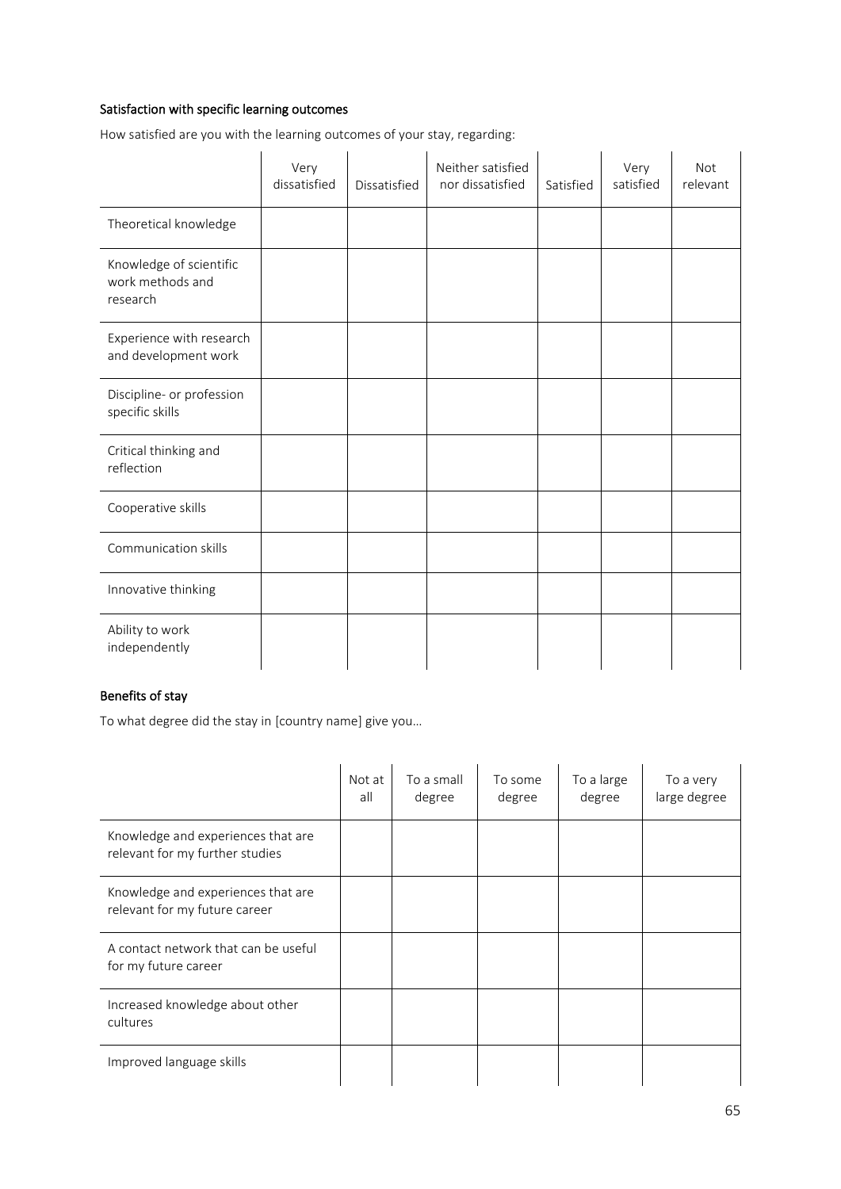### Satisfaction with specific learning outcomes

How satisfied are you with the learning outcomes of your stay, regarding:

| | Very dissatisfied | Dissatisfied | Neither satisfied nor dissatisfied | Satisfied | Very satisfied | Not relevant |
|---|---|---|---|---|---|---|
| Theoretical knowledge | | | | | | |
| Knowledge of scientific work methods and research | | | | | | |
| Experience with research and development work | | | | | | |
| Discipline- or profession specific skills | | | | | | |
| Critical thinking and reflection | | | | | | |
| Cooperative skills | | | | | | |
| Communication skills | | | | | | |
| Innovative thinking | | | | | | |
| Ability to work independently | | | | | | |

### Benefits of stay

To what degree did the stay in [country name] give you…

| | Not at all | To a small degree | To some degree | To a large degree | To a very large degree |
|---|---|---|---|---|---|
| Knowledge and experiences that are relevant for my further studies | | | | | |
| Knowledge and experiences that are relevant for my future career | | | | | |
| A contact network that can be useful for my future career | | | | | |
| Increased knowledge about other cultures | | | | | |
| Improved language skills | | | | | |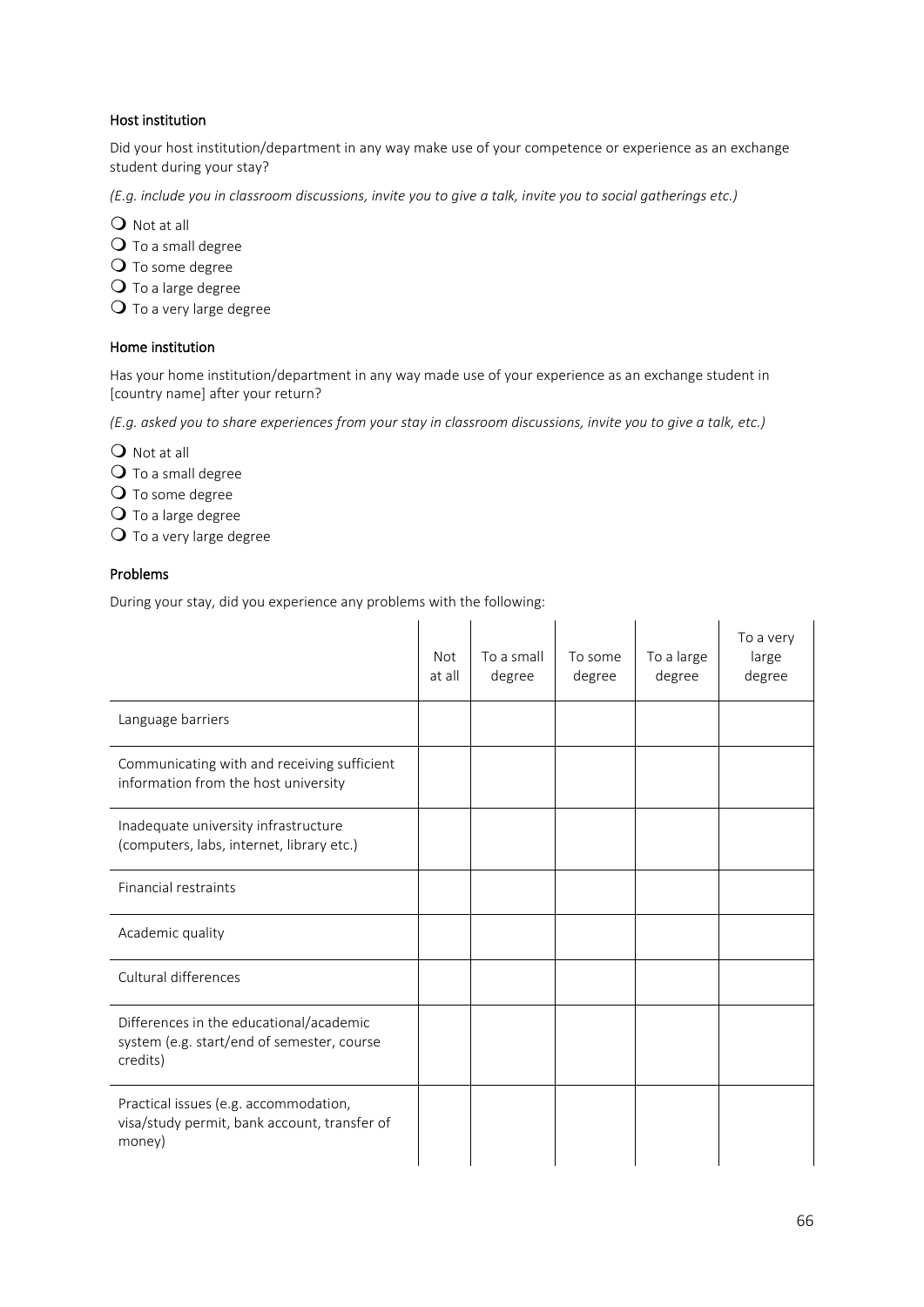#### Host institution

Did your host institution/department in any way make use of your competence or experience as an exchange student during your stay?

*(E.g. include you in classroom discussions, invite you to give a talk, invite you to social gatherings etc.)*

- ❍ Not at all
- ❍ To a small degree
- ❍ To some degree
- ❍ To a large degree
- ❍ To a very large degree

#### Home institution

Has your home institution/department in any way made use of your experience as an exchange student in [country name] after your return?

*(E.g. asked you to share experiences from your stay in classroom discussions, invite you to give a talk, etc.)*

- ❍ Not at all
- ❍ To a small degree
- ❍ To some degree
- ❍ To a large degree
- ❍ To a very large degree

#### Problems

During your stay, did you experience any problems with the following:

| | Not at all | To a small degree | To some degree | To a large degree | To a very large degree |
|---|---|---|---|---|---|
| Language barriers | | | | | |
| Communicating with and receiving sufficient information from the host university | | | | | |
| Inadequate university infrastructure (computers, labs, internet, library etc.) | | | | | |
| Financial restraints | | | | | |
| Academic quality | | | | | |
| Cultural differences | | | | | |
| Differences in the educational/academic system (e.g. start/end of semester, course credits) | | | | | |
| Practical issues (e.g. accommodation, visa/study permit, bank account, transfer of money) | | | | | |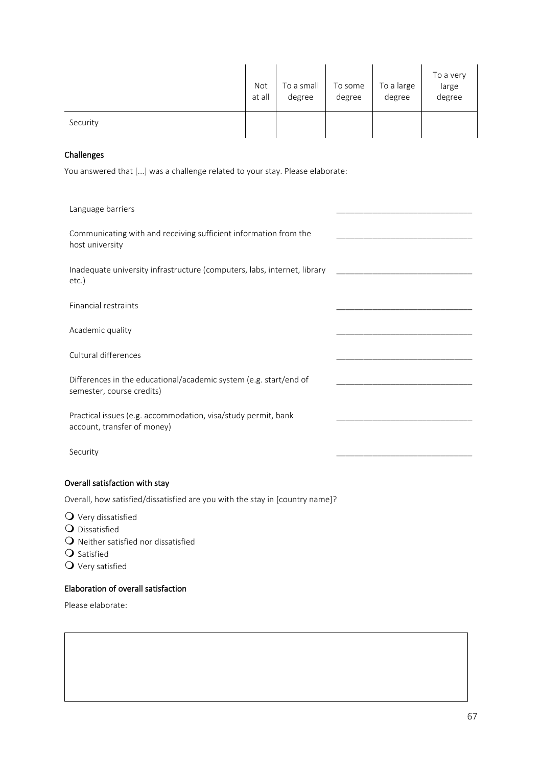| | Not at all | To a small degree | To some degree | To a large degree | To a very large degree |
|---|---|---|---|---|---|
| Security | | | | | |

### Challenges

You answered that [...] was a challenge related to your stay. Please elaborate:

| | |
|---|---|
| Language barriers | ______________________________ |
| Communicating with and receiving sufficient information from the host university | ______________________________ |
| Inadequate university infrastructure (computers, labs, internet, library etc.) | ______________________________ |
| Financial restraints | ______________________________ |
| Academic quality | ______________________________ |
| Cultural differences | ______________________________ |
| Differences in the educational/academic system (e.g. start/end of semester, course credits) | ______________________________ |
| Practical issues (e.g. accommodation, visa/study permit, bank account, transfer of money) | ______________________________ |
| Security | ______________________________ |

### Overall satisfaction with stay

Overall, how satisfied/dissatisfied are you with the stay in [country name]?

- ❍ Very dissatisfied
- ❍ Dissatisfied
- ❍ Neither satisfied nor dissatisfied
- ❍ Satisfied
- ❍ Very satisfied

### Elaboration of overall satisfaction

Please elaborate:

| |
|---|
| |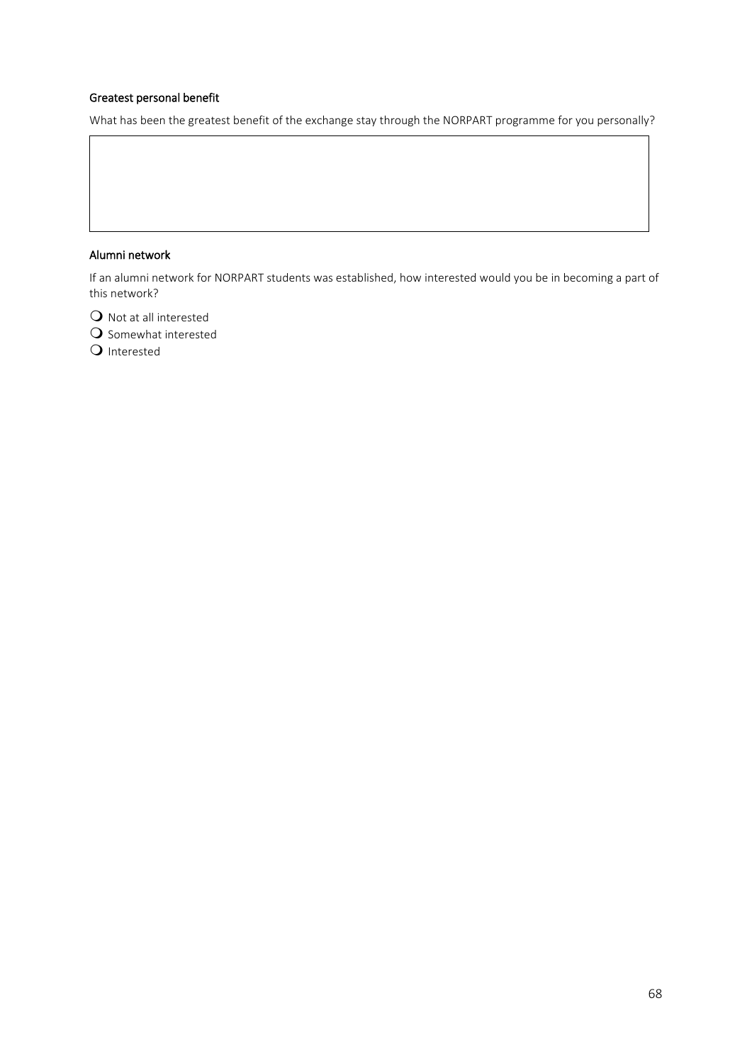#### Greatest personal benefit

What has been the greatest benefit of the exchange stay through the NORPART programme for you personally?

#### Alumni network

If an alumni network for NORPART students was established, how interested would you be in becoming a part of this network?

- ❍ Not at all interested
- ❍ Somewhat interested
- ❍ Interested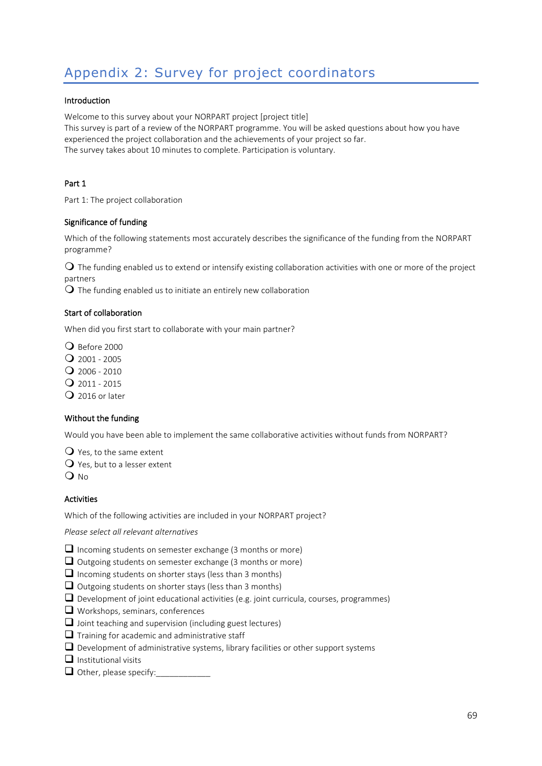# Appendix 2: Survey for project coordinators

### Introduction

Welcome to this survey about your NORPART project [project title]
This survey is part of a review of the NORPART programme. You will be asked questions about how you have experienced the project collaboration and the achievements of your project so far.
The survey takes about 10 minutes to complete. Participation is voluntary.

### Part 1

Part 1: The project collaboration

### Significance of funding

Which of the following statements most accurately describes the significance of the funding from the NORPART programme?

- ❍ The funding enabled us to extend or intensify existing collaboration activities with one or more of the project partners
- ❍ The funding enabled us to initiate an entirely new collaboration

### Start of collaboration

When did you first start to collaborate with your main partner?

- ❍ Before 2000
- ❍ 2001 - 2005
- ❍ 2006 - 2010
- ❍ 2011 - 2015
- ❍ 2016 or later

### Without the funding

Would you have been able to implement the same collaborative activities without funds from NORPART?

- ❍ Yes, to the same extent
- ❍ Yes, but to a lesser extent
- ❍ No

### Activities

Which of the following activities are included in your NORPART project?

*Please select all relevant alternatives*

- ❑ Incoming students on semester exchange (3 months or more)
- ❑ Outgoing students on semester exchange (3 months or more)
- ❑ Incoming students on shorter stays (less than 3 months)
- ❑ Outgoing students on shorter stays (less than 3 months)
- ❑ Development of joint educational activities (e.g. joint curricula, courses, programmes)
- ❑ Workshops, seminars, conferences
- ❑ Joint teaching and supervision (including guest lectures)
- ❑ Training for academic and administrative staff
- ❑ Development of administrative systems, library facilities or other support systems
- ❑ Institutional visits
- ❑ Other, please specify:____________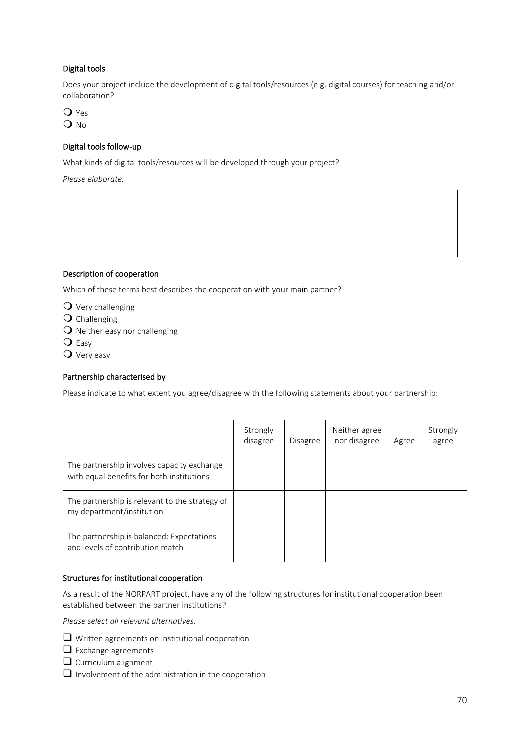#### Digital tools

Does your project include the development of digital tools/resources (e.g. digital courses) for teaching and/or collaboration?

- ❍ Yes
- ❍ No

#### Digital tools follow-up

What kinds of digital tools/resources will be developed through your project?

*Please elaborate.*

| |
|---|
| |

#### Description of cooperation

Which of these terms best describes the cooperation with your main partner?

- ❍ Very challenging
- ❍ Challenging
- ❍ Neither easy nor challenging
- ❍ Easy
- ❍ Very easy

#### Partnership characterised by

Please indicate to what extent you agree/disagree with the following statements about your partnership:

| | Strongly disagree | Disagree | Neither agree nor disagree | Agree | Strongly agree |
|---|---|---|---|---|---|
| The partnership involves capacity exchange with equal benefits for both institutions | | | | | |
| The partnership is relevant to the strategy of my department/institution | | | | | |
| The partnership is balanced: Expectations and levels of contribution match | | | | | |

#### Structures for institutional cooperation

As a result of the NORPART project, have any of the following structures for institutional cooperation been established between the partner institutions?

*Please select all relevant alternatives.*

- ❑ Written agreements on institutional cooperation
- ❑ Exchange agreements
- ❑ Curriculum alignment
- ❑ Involvement of the administration in the cooperation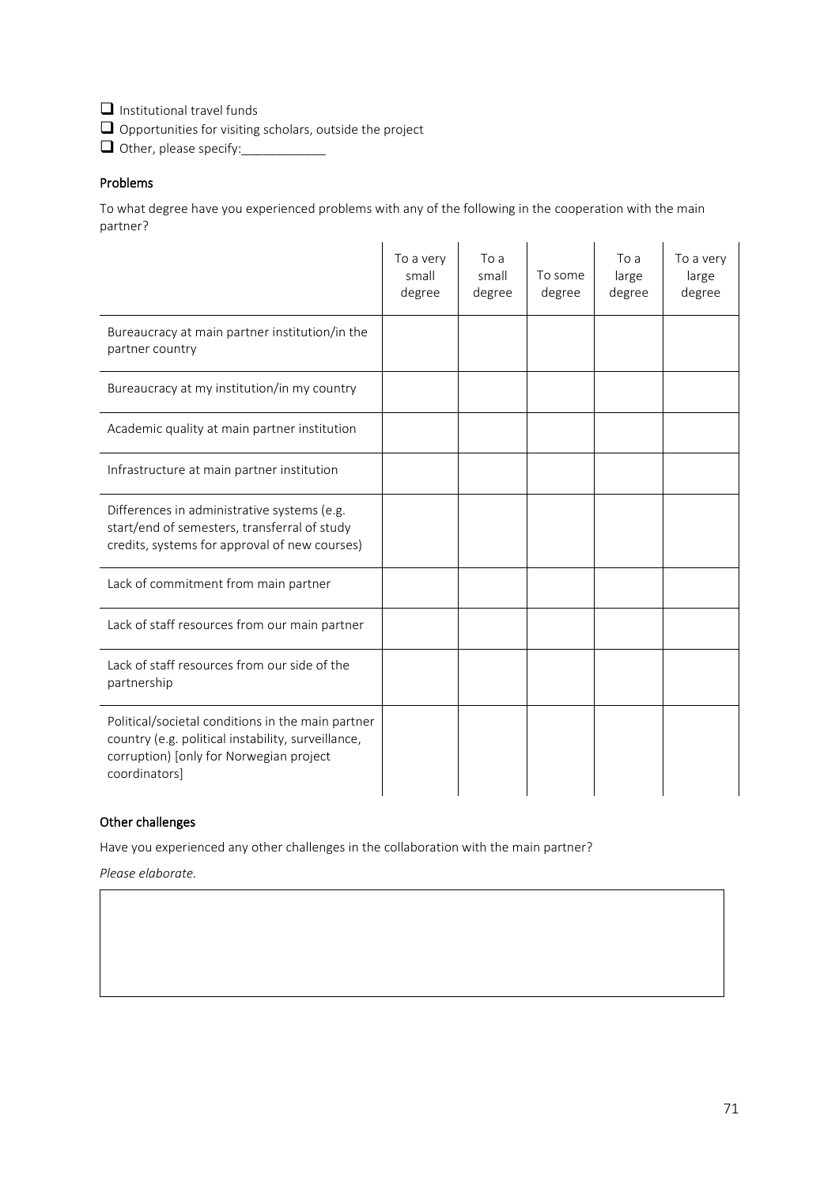- ☐ Institutional travel funds
- ☐ Opportunities for visiting scholars, outside the project
- ☐ Other, please specify:____________

#### Problems

To what degree have you experienced problems with any of the following in the cooperation with the main partner?

| | To a very small degree | To a small degree | To some degree | To a large degree | To a very large degree |
|---|---|---|---|---|---|
| Bureaucracy at main partner institution/in the partner country | | | | | |
| Bureaucracy at my institution/in my country | | | | | |
| Academic quality at main partner institution | | | | | |
| Infrastructure at main partner institution | | | | | |
| Differences in administrative systems (e.g. start/end of semesters, transferral of study credits, systems for approval of new courses) | | | | | |
| Lack of commitment from main partner | | | | | |
| Lack of staff resources from our main partner | | | | | |
| Lack of staff resources from our side of the partnership | | | | | |
| Political/societal conditions in the main partner country (e.g. political instability, surveillance, corruption) [only for Norwegian project coordinators] | | | | | |

#### Other challenges

Have you experienced any other challenges in the collaboration with the main partner?

*Please elaborate.*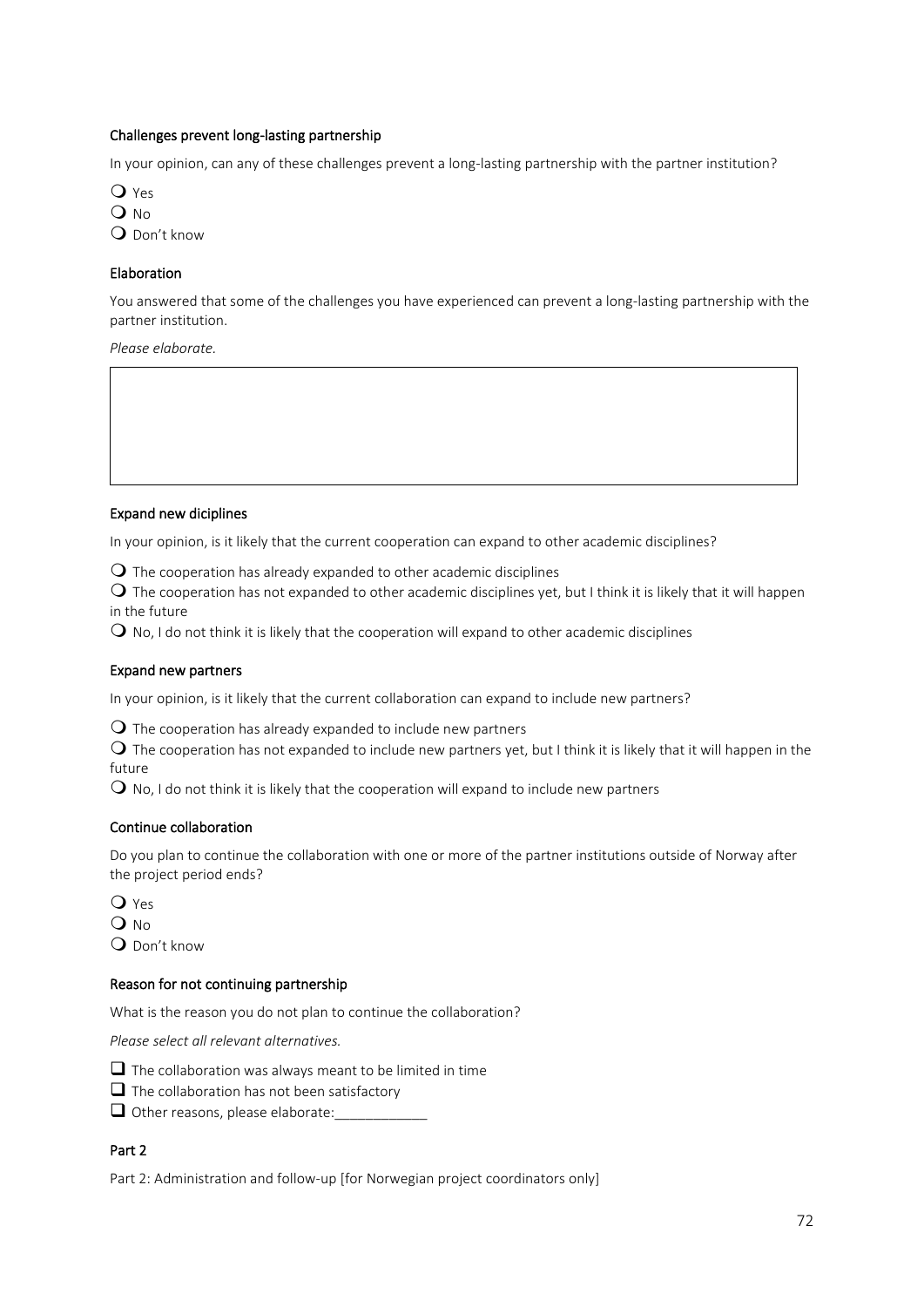### Challenges prevent long-lasting partnership

In your opinion, can any of these challenges prevent a long-lasting partnership with the partner institution?

- ❍ Yes
- ❍ No
- ❍ Don't know

### Elaboration

You answered that some of the challenges you have experienced can prevent a long-lasting partnership with the partner institution.

*Please elaborate.*

### Expand new diciplines

In your opinion, is it likely that the current cooperation can expand to other academic disciplines?

- ❍ The cooperation has already expanded to other academic disciplines
- ❍ The cooperation has not expanded to other academic disciplines yet, but I think it is likely that it will happen in the future
- ❍ No, I do not think it is likely that the cooperation will expand to other academic disciplines

### Expand new partners

In your opinion, is it likely that the current collaboration can expand to include new partners?

- ❍ The cooperation has already expanded to include new partners
- ❍ The cooperation has not expanded to include new partners yet, but I think it is likely that it will happen in the future
- ❍ No, I do not think it is likely that the cooperation will expand to include new partners

### Continue collaboration

Do you plan to continue the collaboration with one or more of the partner institutions outside of Norway after the project period ends?

- ❍ Yes
- ❍ No
- ❍ Don't know

### Reason for not continuing partnership

What is the reason you do not plan to continue the collaboration?

*Please select all relevant alternatives.*

- ❑ The collaboration was always meant to be limited in time
- ❑ The collaboration has not been satisfactory
- ❑ Other reasons, please elaborate:____________

### Part 2

Part 2: Administration and follow-up [for Norwegian project coordinators only]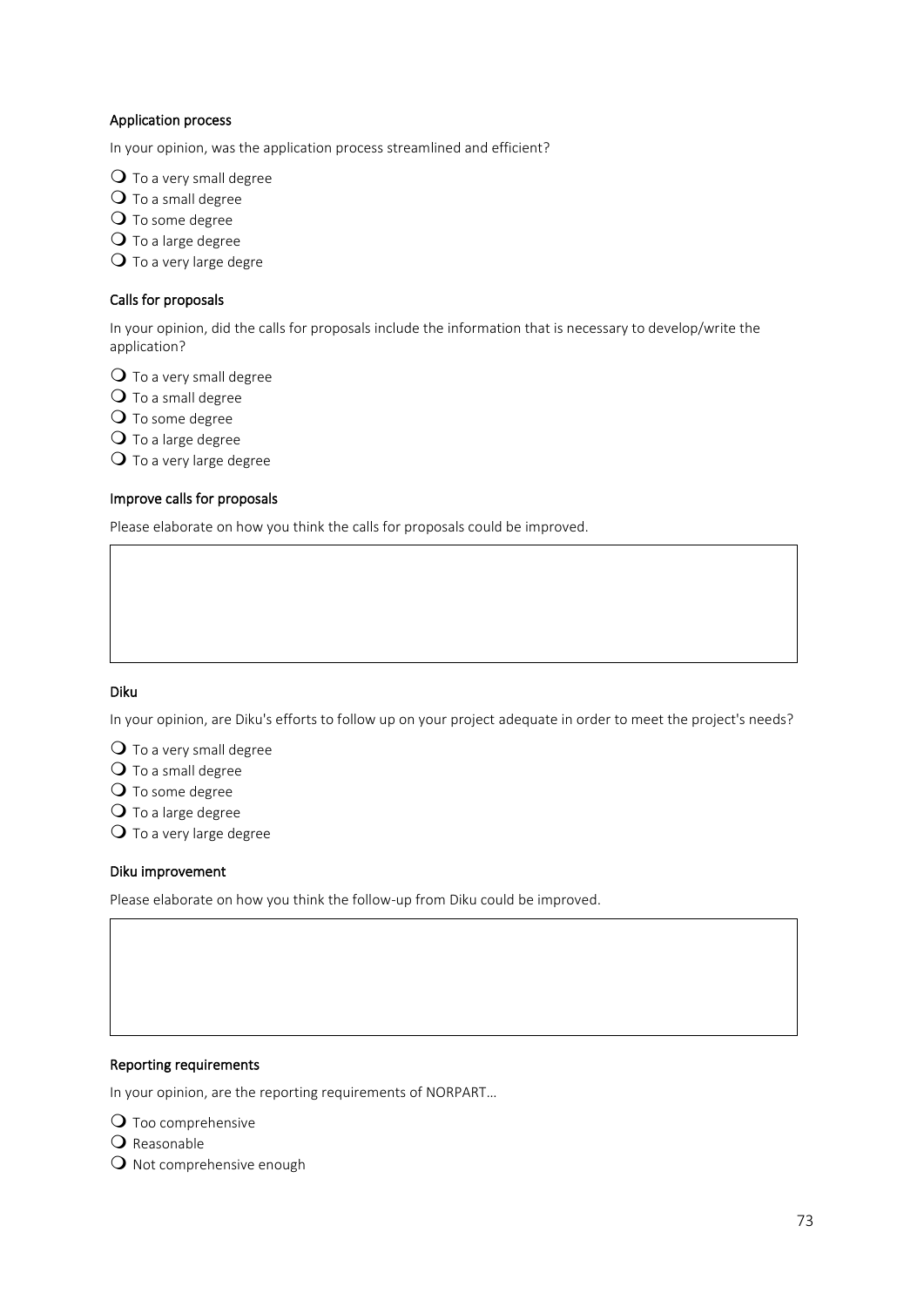**Application process**

In your opinion, was the application process streamlined and efficient?

- To a very small degree
- To a small degree
- To some degree
- To a large degree
- To a very large degre

**Calls for proposals**

In your opinion, did the calls for proposals include the information that is necessary to develop/write the application?

- To a very small degree
- To a small degree
- To some degree
- To a large degree
- To a very large degree

**Improve calls for proposals**

Please elaborate on how you think the calls for proposals could be improved.

| |
|---|
| |

**Diku**

In your opinion, are Diku's efforts to follow up on your project adequate in order to meet the project's needs?

- To a very small degree
- To a small degree
- To some degree
- To a large degree
- To a very large degree

**Diku improvement**

Please elaborate on how you think the follow-up from Diku could be improved.

| |
|---|
| |

**Reporting requirements**

In your opinion, are the reporting requirements of NORPART…

- Too comprehensive
- Reasonable
- Not comprehensive enough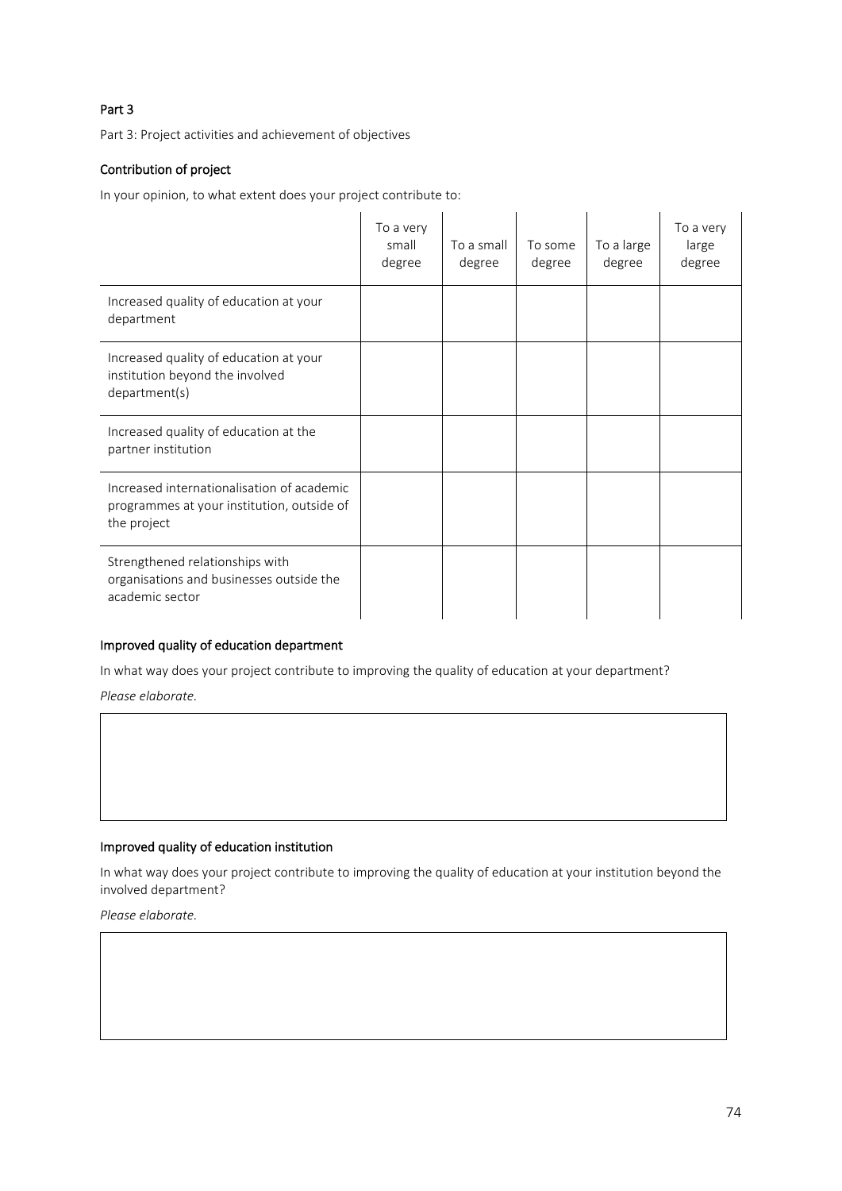### Part 3

Part 3: Project activities and achievement of objectives

#### Contribution of project

In your opinion, to what extent does your project contribute to:

| | To a very small degree | To a small degree | To some degree | To a large degree | To a very large degree |
|---|---|---|---|---|---|
| Increased quality of education at your department | | | | | |
| Increased quality of education at your institution beyond the involved department(s) | | | | | |
| Increased quality of education at the partner institution | | | | | |
| Increased internationalisation of academic programmes at your institution, outside of the project | | | | | |
| Strengthened relationships with organisations and businesses outside the academic sector | | | | | |

#### Improved quality of education department

In what way does your project contribute to improving the quality of education at your department?

*Please elaborate.*

#### Improved quality of education institution

In what way does your project contribute to improving the quality of education at your institution beyond the involved department?

*Please elaborate.*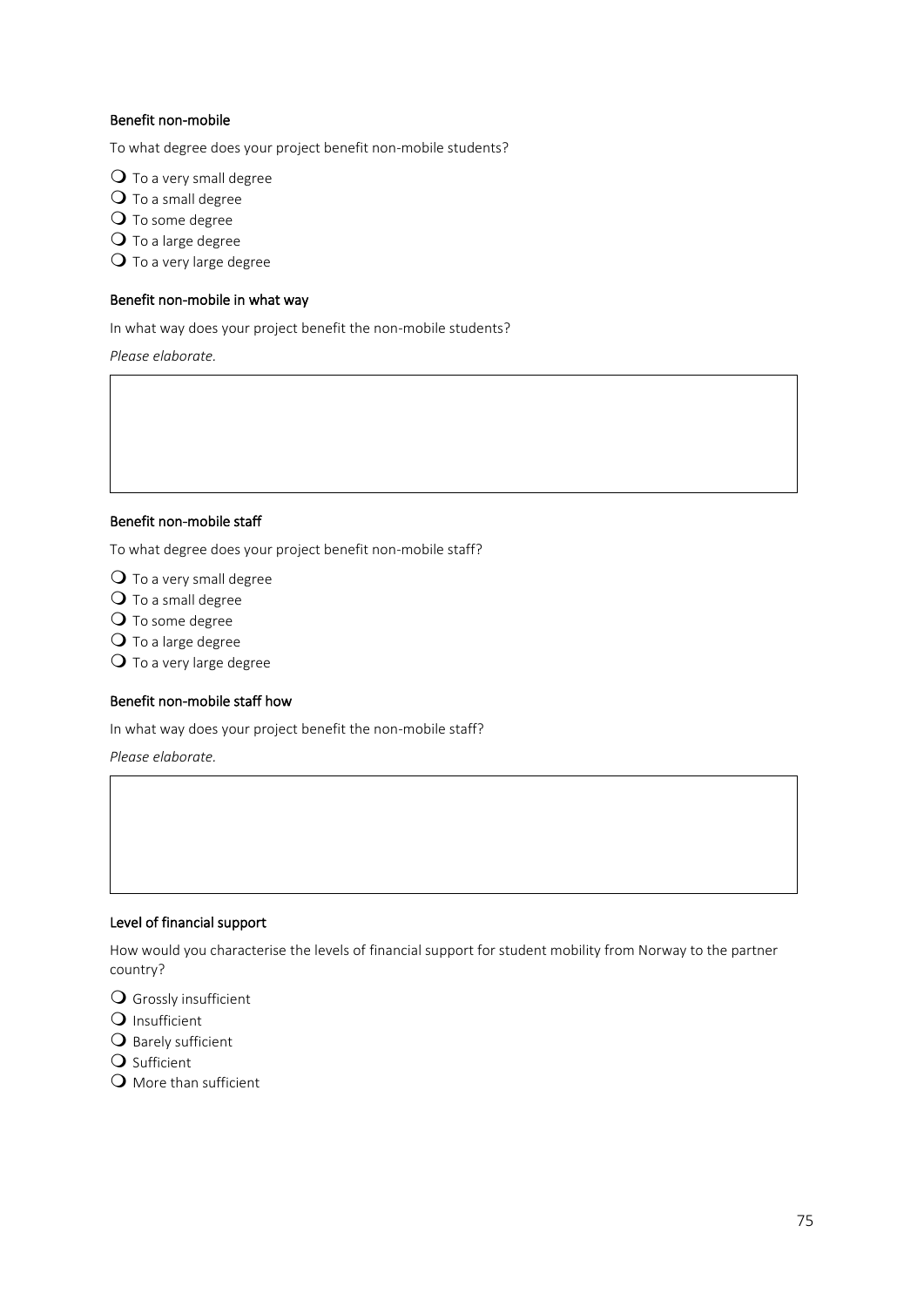#### Benefit non-mobile

To what degree does your project benefit non-mobile students?

- ❍ To a very small degree
- ❍ To a small degree
- ❍ To some degree
- ❍ To a large degree
- ❍ To a very large degree

#### Benefit non-mobile in what way

In what way does your project benefit the non-mobile students?

*Please elaborate.*

#### Benefit non-mobile staff

To what degree does your project benefit non-mobile staff?

- ❍ To a very small degree
- ❍ To a small degree
- ❍ To some degree
- ❍ To a large degree
- ❍ To a very large degree

#### Benefit non-mobile staff how

In what way does your project benefit the non-mobile staff?

*Please elaborate.*

#### Level of financial support

How would you characterise the levels of financial support for student mobility from Norway to the partner country?

- ❍ Grossly insufficient
- ❍ Insufficient
- ❍ Barely sufficient
- ❍ Sufficient
- ❍ More than sufficient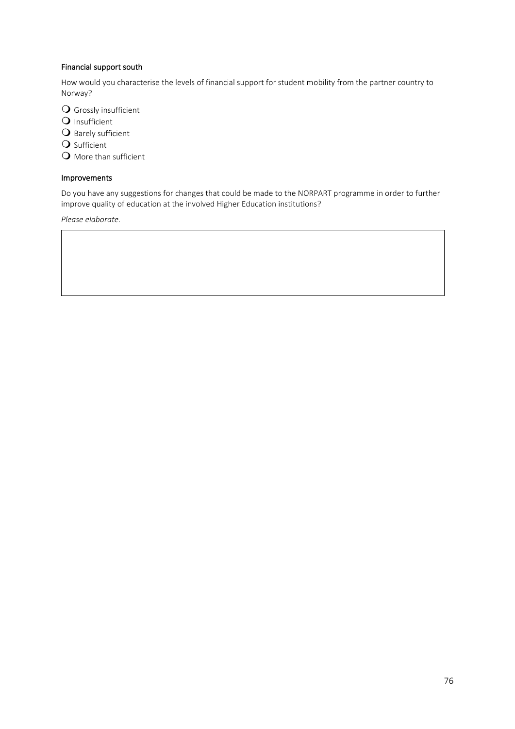#### Financial support south

How would you characterise the levels of financial support for student mobility from the partner country to Norway?

- ❍ Grossly insufficient
- ❍ Insufficient
- ❍ Barely sufficient
- ❍ Sufficient
- ❍ More than sufficient

#### Improvements

Do you have any suggestions for changes that could be made to the NORPART programme in order to further improve quality of education at the involved Higher Education institutions?

*Please elaborate.*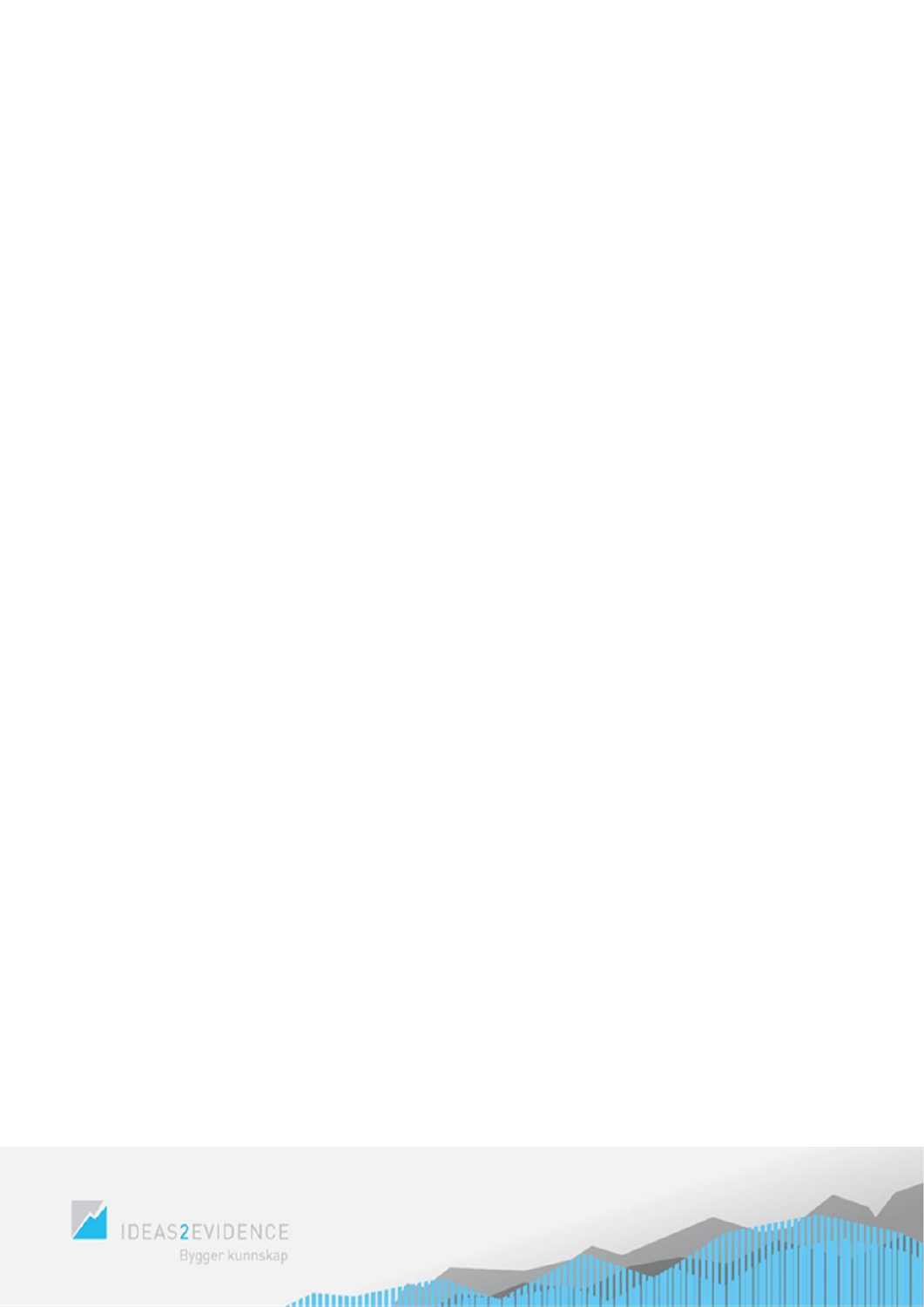IDEAS2EVIDENCE

Bygger kunnskap